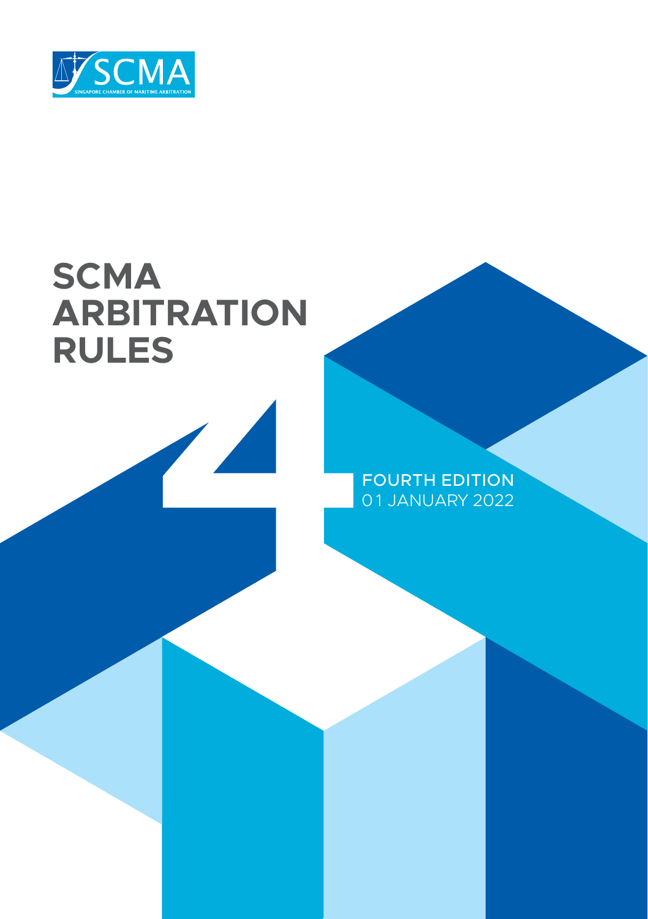SCMA

SINGAPORE CHAMBER OF MARITIME ARBITRATION

# SCMA ARBITRATION RULES

4

FOURTH EDITION
01 JANUARY 2022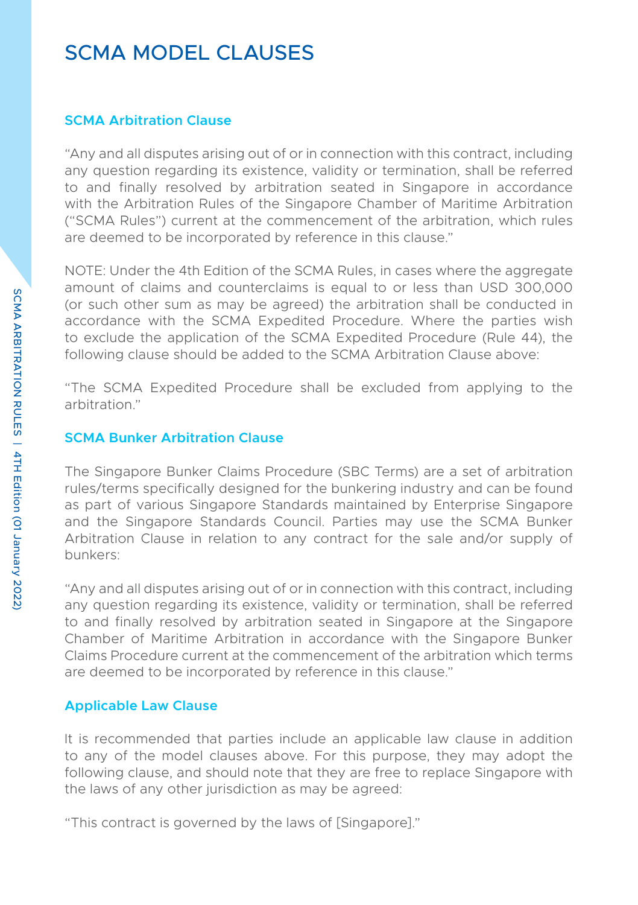# SCMA MODEL CLAUSES

## SCMA Arbitration Clause

"Any and all disputes arising out of or in connection with this contract, including any question regarding its existence, validity or termination, shall be referred to and finally resolved by arbitration seated in Singapore in accordance with the Arbitration Rules of the Singapore Chamber of Maritime Arbitration ("SCMA Rules") current at the commencement of the arbitration, which rules are deemed to be incorporated by reference in this clause."

NOTE: Under the 4th Edition of the SCMA Rules, in cases where the aggregate amount of claims and counterclaims is equal to or less than USD 300,000 (or such other sum as may be agreed) the arbitration shall be conducted in accordance with the SCMA Expedited Procedure. Where the parties wish to exclude the application of the SCMA Expedited Procedure (Rule 44), the following clause should be added to the SCMA Arbitration Clause above:

"The SCMA Expedited Procedure shall be excluded from applying to the arbitration."

## SCMA Bunker Arbitration Clause

The Singapore Bunker Claims Procedure (SBC Terms) are a set of arbitration rules/terms specifically designed for the bunkering industry and can be found as part of various Singapore Standards maintained by Enterprise Singapore and the Singapore Standards Council. Parties may use the SCMA Bunker Arbitration Clause in relation to any contract for the sale and/or supply of bunkers:

"Any and all disputes arising out of or in connection with this contract, including any question regarding its existence, validity or termination, shall be referred to and finally resolved by arbitration seated in Singapore at the Singapore Chamber of Maritime Arbitration in accordance with the Singapore Bunker Claims Procedure current at the commencement of the arbitration which terms are deemed to be incorporated by reference in this clause."

## Applicable Law Clause

It is recommended that parties include an applicable law clause in addition to any of the model clauses above. For this purpose, they may adopt the following clause, and should note that they are free to replace Singapore with the laws of any other jurisdiction as may be agreed:

"This contract is governed by the laws of [Singapore]."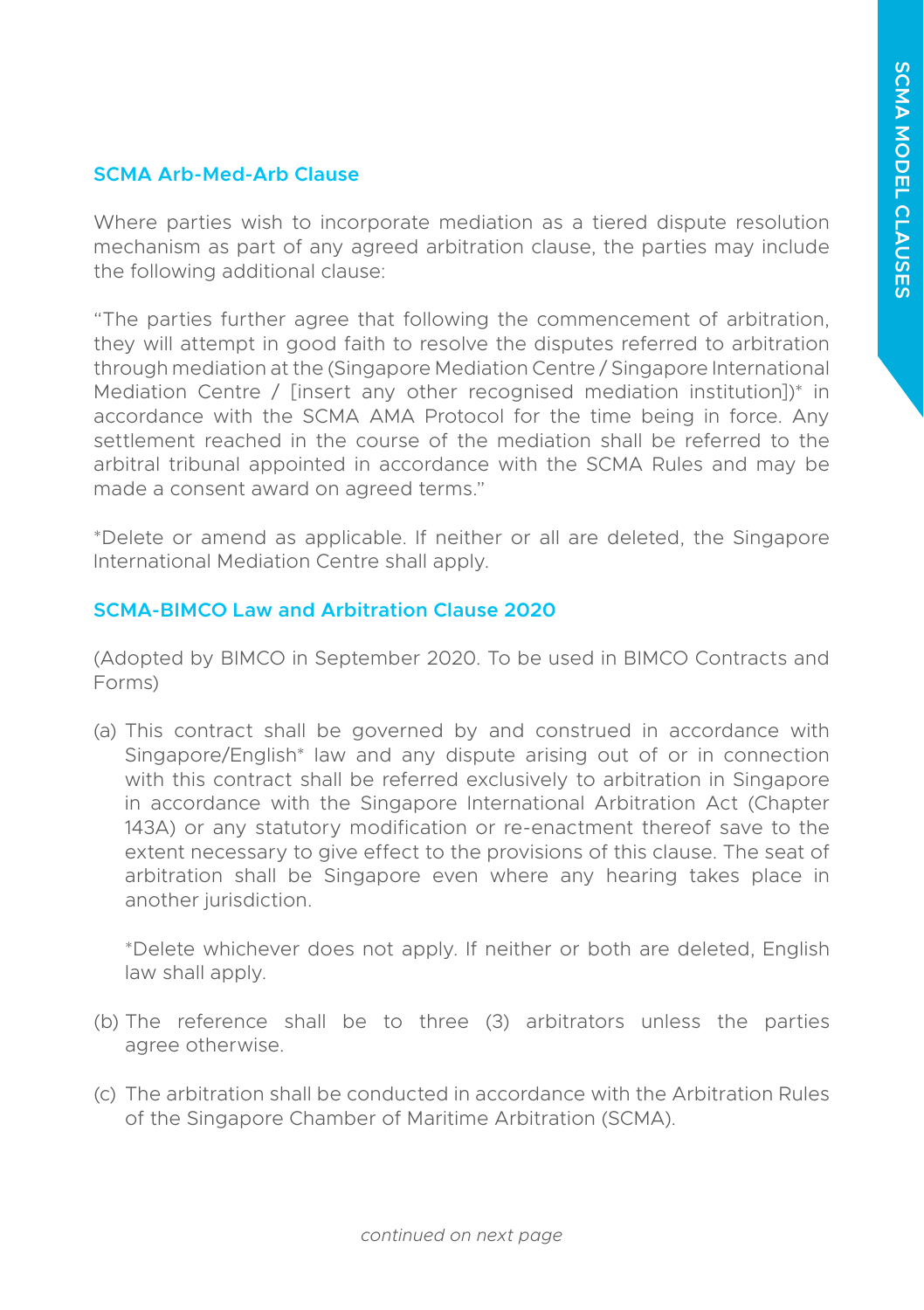## SCMA Arb-Med-Arb Clause

Where parties wish to incorporate mediation as a tiered dispute resolution mechanism as part of any agreed arbitration clause, the parties may include the following additional clause:

"The parties further agree that following the commencement of arbitration, they will attempt in good faith to resolve the disputes referred to arbitration through mediation at the (Singapore Mediation Centre / Singapore International Mediation Centre / [insert any other recognised mediation institution])* in accordance with the SCMA AMA Protocol for the time being in force. Any settlement reached in the course of the mediation shall be referred to the arbitral tribunal appointed in accordance with the SCMA Rules and may be made a consent award on agreed terms."

*Delete or amend as applicable. If neither or all are deleted, the Singapore International Mediation Centre shall apply.

## SCMA-BIMCO Law and Arbitration Clause 2020

(Adopted by BIMCO in September 2020. To be used in BIMCO Contracts and Forms)

(a) This contract shall be governed by and construed in accordance with Singapore/English* law and any dispute arising out of or in connection with this contract shall be referred exclusively to arbitration in Singapore in accordance with the Singapore International Arbitration Act (Chapter 143A) or any statutory modification or re-enactment thereof save to the extent necessary to give effect to the provisions of this clause. The seat of arbitration shall be Singapore even where any hearing takes place in another jurisdiction.

   *Delete whichever does not apply. If neither or both are deleted, English law shall apply.

(b) The reference shall be to three (3) arbitrators unless the parties agree otherwise.

(c) The arbitration shall be conducted in accordance with the Arbitration Rules of the Singapore Chamber of Maritime Arbitration (SCMA).

*continued on next page*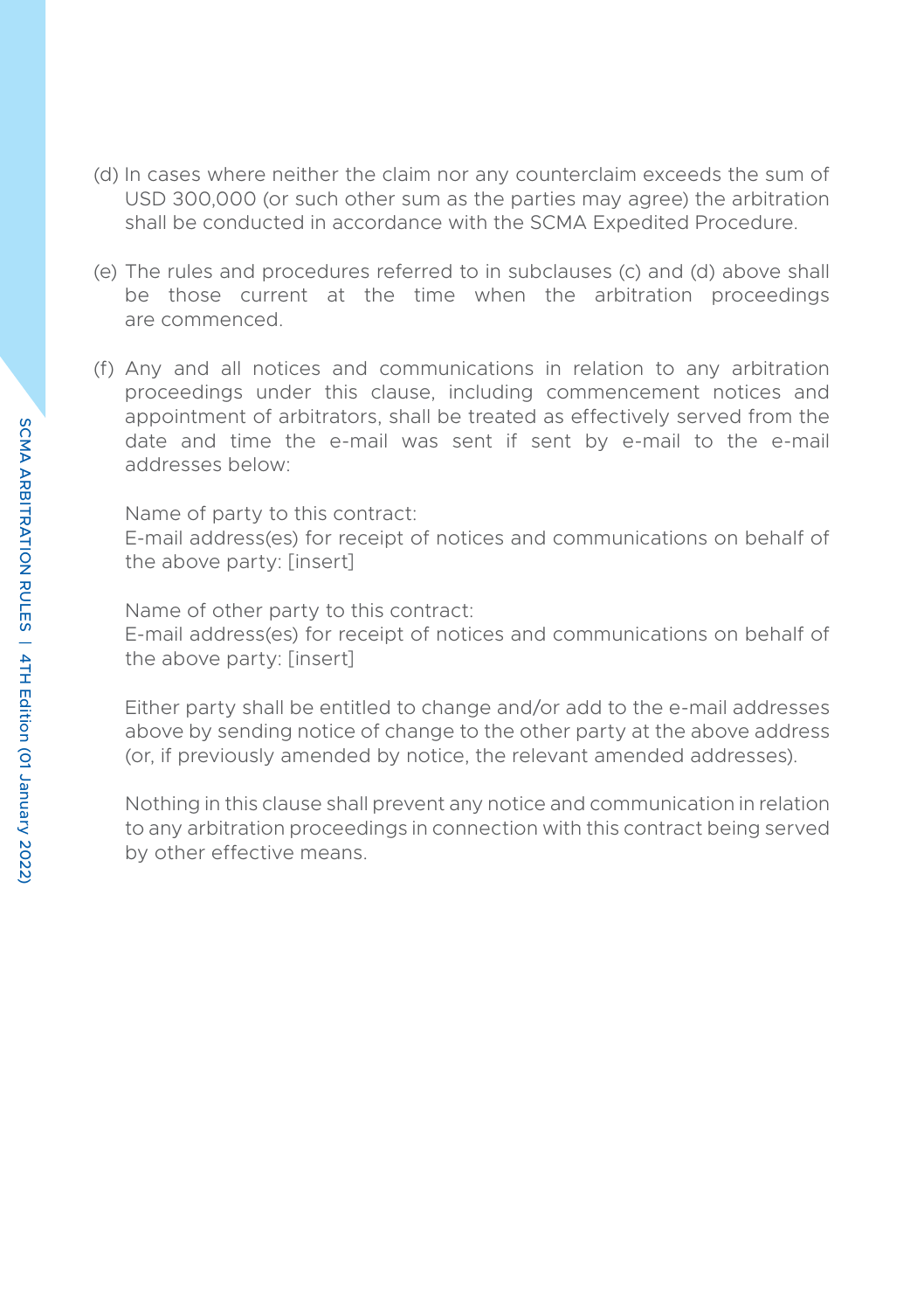(d) In cases where neither the claim nor any counterclaim exceeds the sum of USD 300,000 (or such other sum as the parties may agree) the arbitration shall be conducted in accordance with the SCMA Expedited Procedure.

(e) The rules and procedures referred to in subclauses (c) and (d) above shall be those current at the time when the arbitration proceedings are commenced.

(f) Any and all notices and communications in relation to any arbitration proceedings under this clause, including commencement notices and appointment of arbitrators, shall be treated as effectively served from the date and time the e-mail was sent if sent by e-mail to the e-mail addresses below:

Name of party to this contract:
E-mail address(es) for receipt of notices and communications on behalf of the above party: [insert]

Name of other party to this contract:
E-mail address(es) for receipt of notices and communications on behalf of the above party: [insert]

Either party shall be entitled to change and/or add to the e-mail addresses above by sending notice of change to the other party at the above address (or, if previously amended by notice, the relevant amended addresses).

Nothing in this clause shall prevent any notice and communication in relation to any arbitration proceedings in connection with this contract being served by other effective means.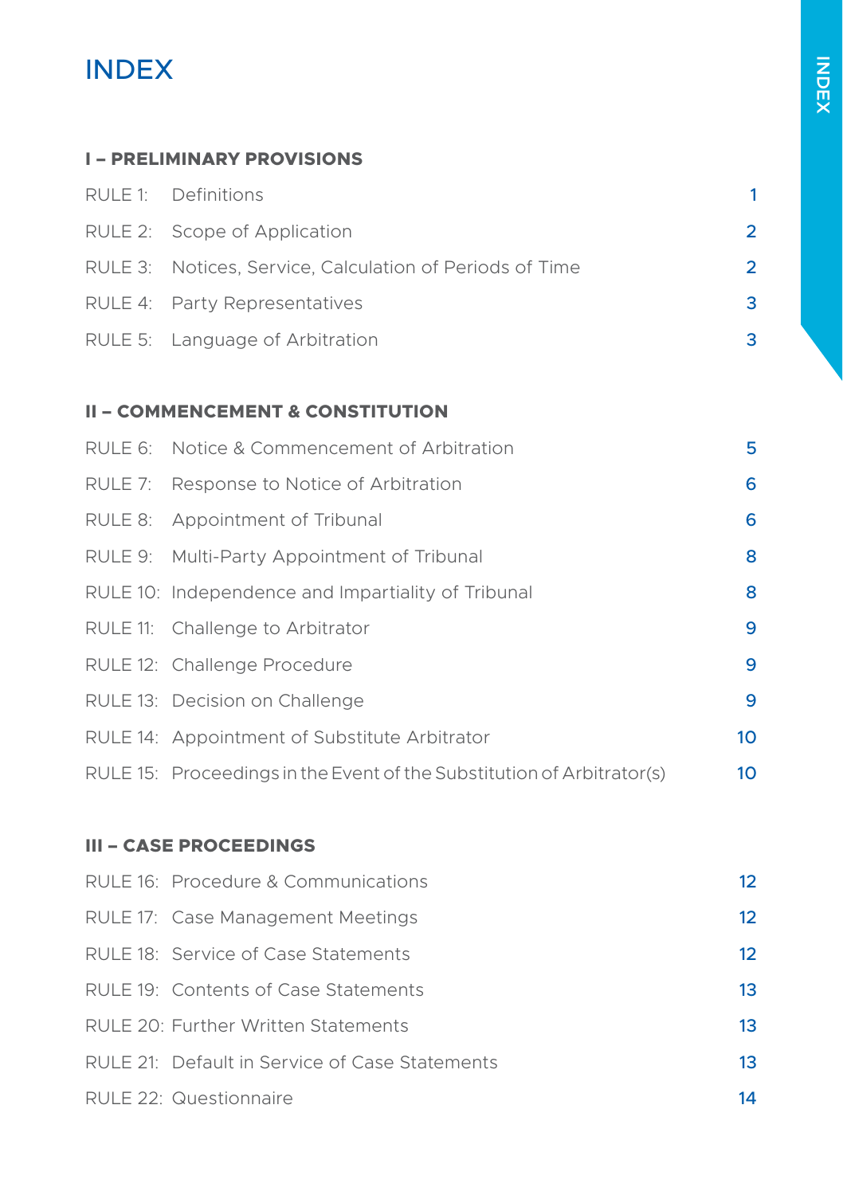# INDEX

### I – PRELIMINARY PROVISIONS

| | | |
|---|---|---|
| RULE 1: | Definitions | 1 |
| RULE 2: | Scope of Application | 2 |
| RULE 3: | Notices, Service, Calculation of Periods of Time | 2 |
| RULE 4: | Party Representatives | 3 |
| RULE 5: | Language of Arbitration | 3 |

### II – COMMENCEMENT & CONSTITUTION

| | | |
|---|---|---|
| RULE 6: | Notice & Commencement of Arbitration | 5 |
| RULE 7: | Response to Notice of Arbitration | 6 |
| RULE 8: | Appointment of Tribunal | 6 |
| RULE 9: | Multi-Party Appointment of Tribunal | 8 |
| RULE 10: | Independence and Impartiality of Tribunal | 8 |
| RULE 11: | Challenge to Arbitrator | 9 |
| RULE 12: | Challenge Procedure | 9 |
| RULE 13: | Decision on Challenge | 9 |
| RULE 14: | Appointment of Substitute Arbitrator | 10 |
| RULE 15: | Proceedings in the Event of the Substitution of Arbitrator(s) | 10 |

### III – CASE PROCEEDINGS

| | | |
|---|---|---|
| RULE 16: | Procedure & Communications | 12 |
| RULE 17: | Case Management Meetings | 12 |
| RULE 18: | Service of Case Statements | 12 |
| RULE 19: | Contents of Case Statements | 13 |
| RULE 20: | Further Written Statements | 13 |
| RULE 21: | Default in Service of Case Statements | 13 |
| RULE 22: | Questionnaire | 14 |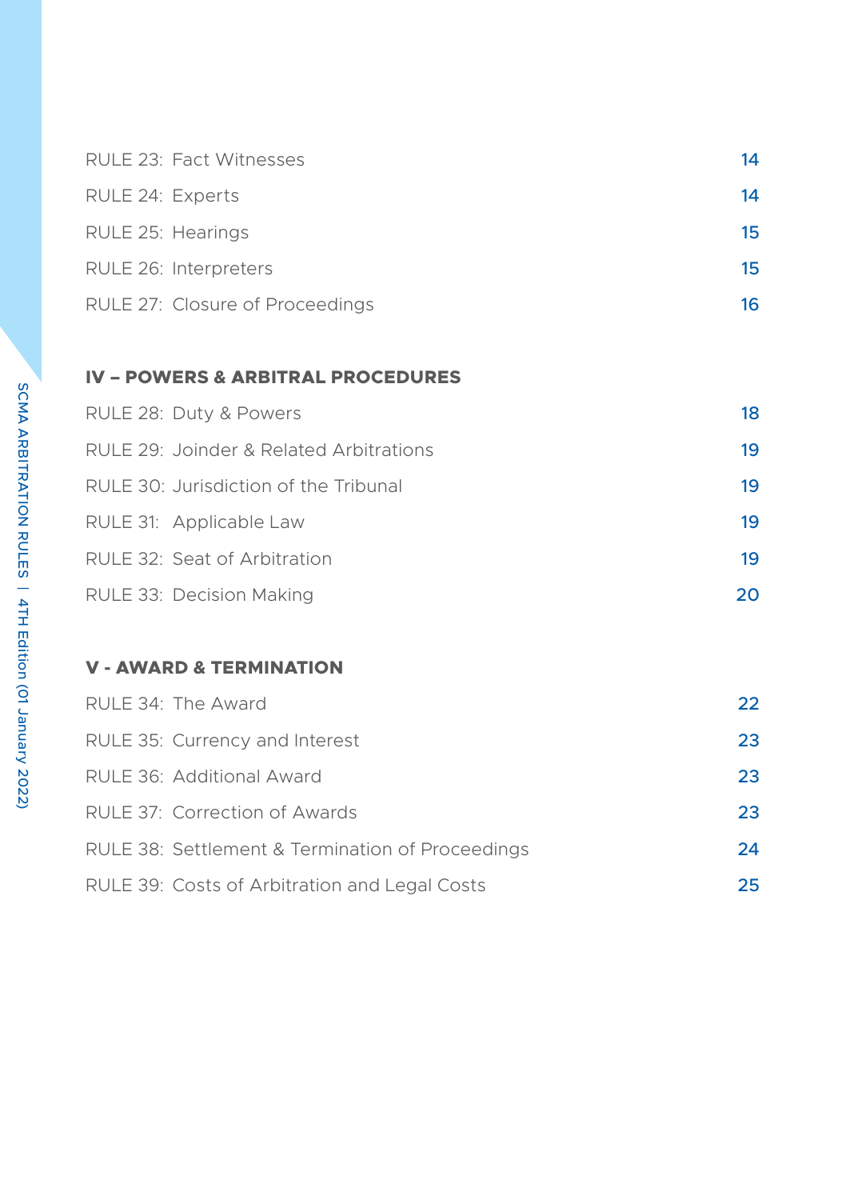| | |
|---|---|
| RULE 23: Fact Witnesses | 14 |
| RULE 24: Experts | 14 |
| RULE 25: Hearings | 15 |
| RULE 26: Interpreters | 15 |
| RULE 27: Closure of Proceedings | 16 |

**IV – POWERS & ARBITRAL PROCEDURES**

| | |
|---|---|
| RULE 28: Duty & Powers | 18 |
| RULE 29: Joinder & Related Arbitrations | 19 |
| RULE 30: Jurisdiction of the Tribunal | 19 |
| RULE 31: Applicable Law | 19 |
| RULE 32: Seat of Arbitration | 19 |
| RULE 33: Decision Making | 20 |

**V - AWARD & TERMINATION**

| | |
|---|---|
| RULE 34: The Award | 22 |
| RULE 35: Currency and Interest | 23 |
| RULE 36: Additional Award | 23 |
| RULE 37: Correction of Awards | 23 |
| RULE 38: Settlement & Termination of Proceedings | 24 |
| RULE 39: Costs of Arbitration and Legal Costs | 25 |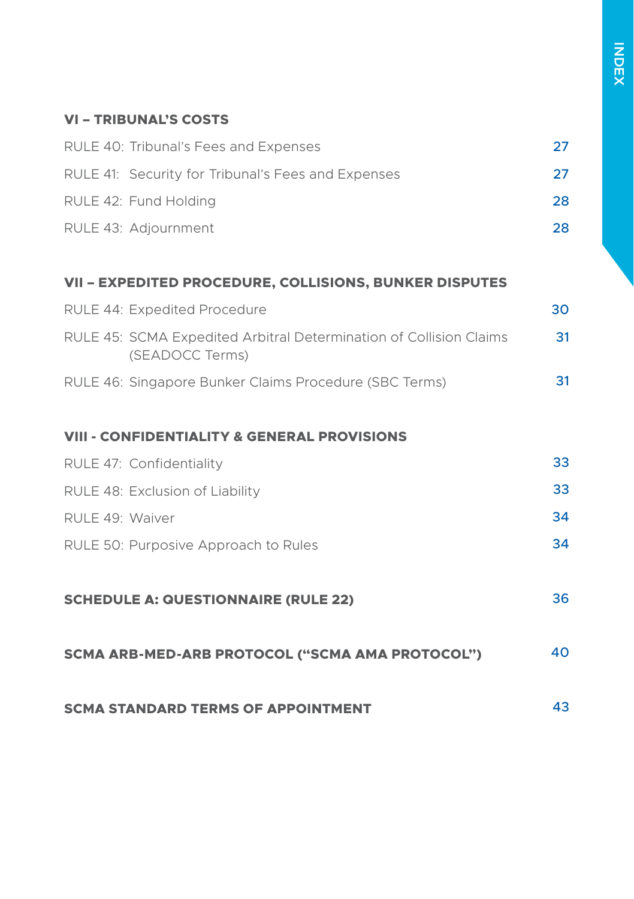## VI – TRIBUNAL'S COSTS

| | |
|---|---|
| RULE 40: Tribunal's Fees and Expenses | 27 |
| RULE 41: Security for Tribunal's Fees and Expenses | 27 |
| RULE 42: Fund Holding | 28 |
| RULE 43: Adjournment | 28 |

## VII – EXPEDITED PROCEDURE, COLLISIONS, BUNKER DISPUTES

| | |
|---|---|
| RULE 44: Expedited Procedure | 30 |
| RULE 45: SCMA Expedited Arbitral Determination of Collision Claims (SEADOCC Terms) | 31 |
| RULE 46: Singapore Bunker Claims Procedure (SBC Terms) | 31 |

## VIII - CONFIDENTIALITY & GENERAL PROVISIONS

| | |
|---|---|
| RULE 47: Confidentiality | 33 |
| RULE 48: Exclusion of Liability | 33 |
| RULE 49: Waiver | 34 |
| RULE 50: Purposive Approach to Rules | 34 |

| | |
|---|---|
| **SCHEDULE A: QUESTIONNAIRE (RULE 22)** | 36 |
| **SCMA ARB-MED-ARB PROTOCOL ("SCMA AMA PROTOCOL")** | 40 |
| **SCMA STANDARD TERMS OF APPOINTMENT** | 43 |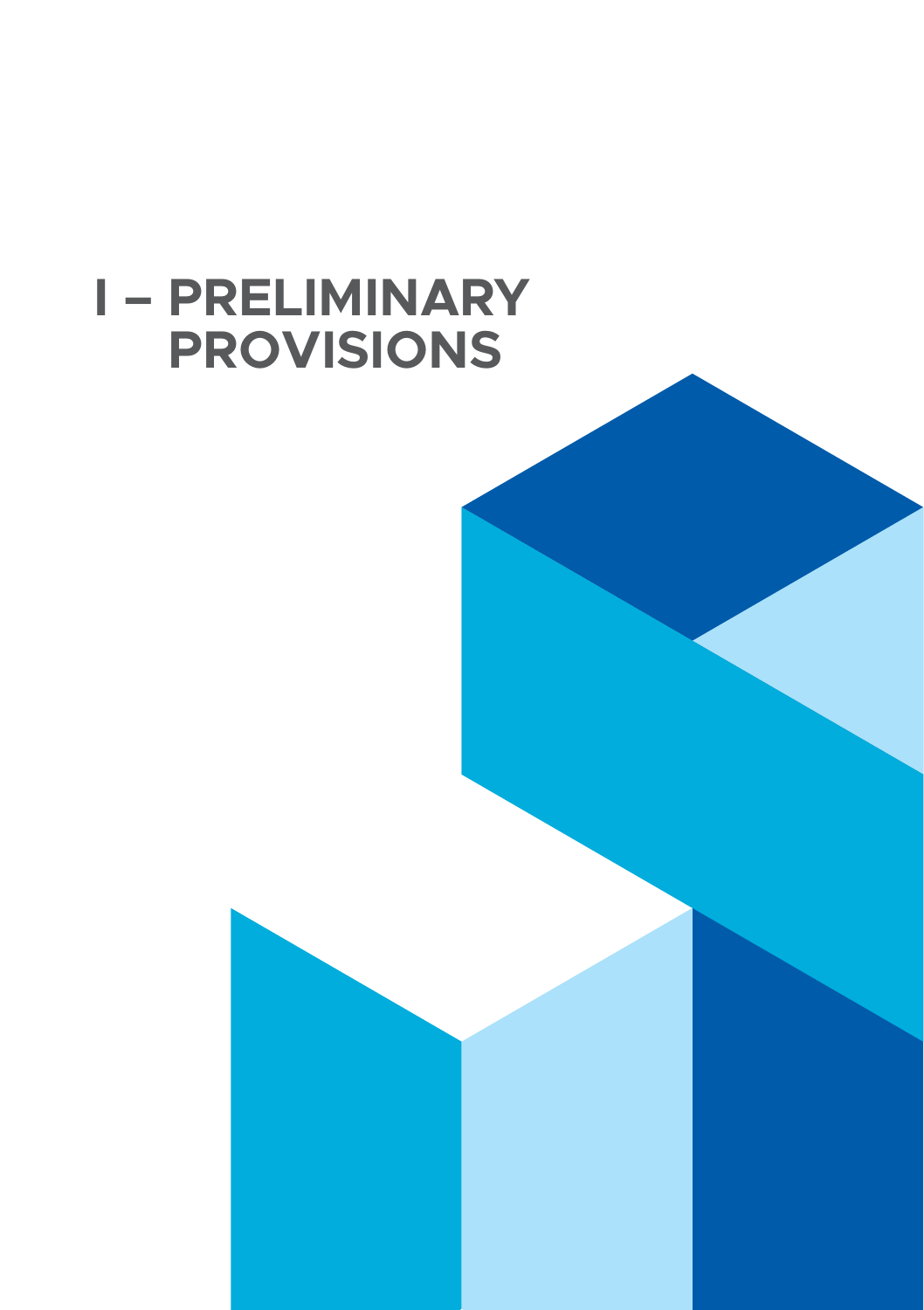# I – PRELIMINARY PROVISIONS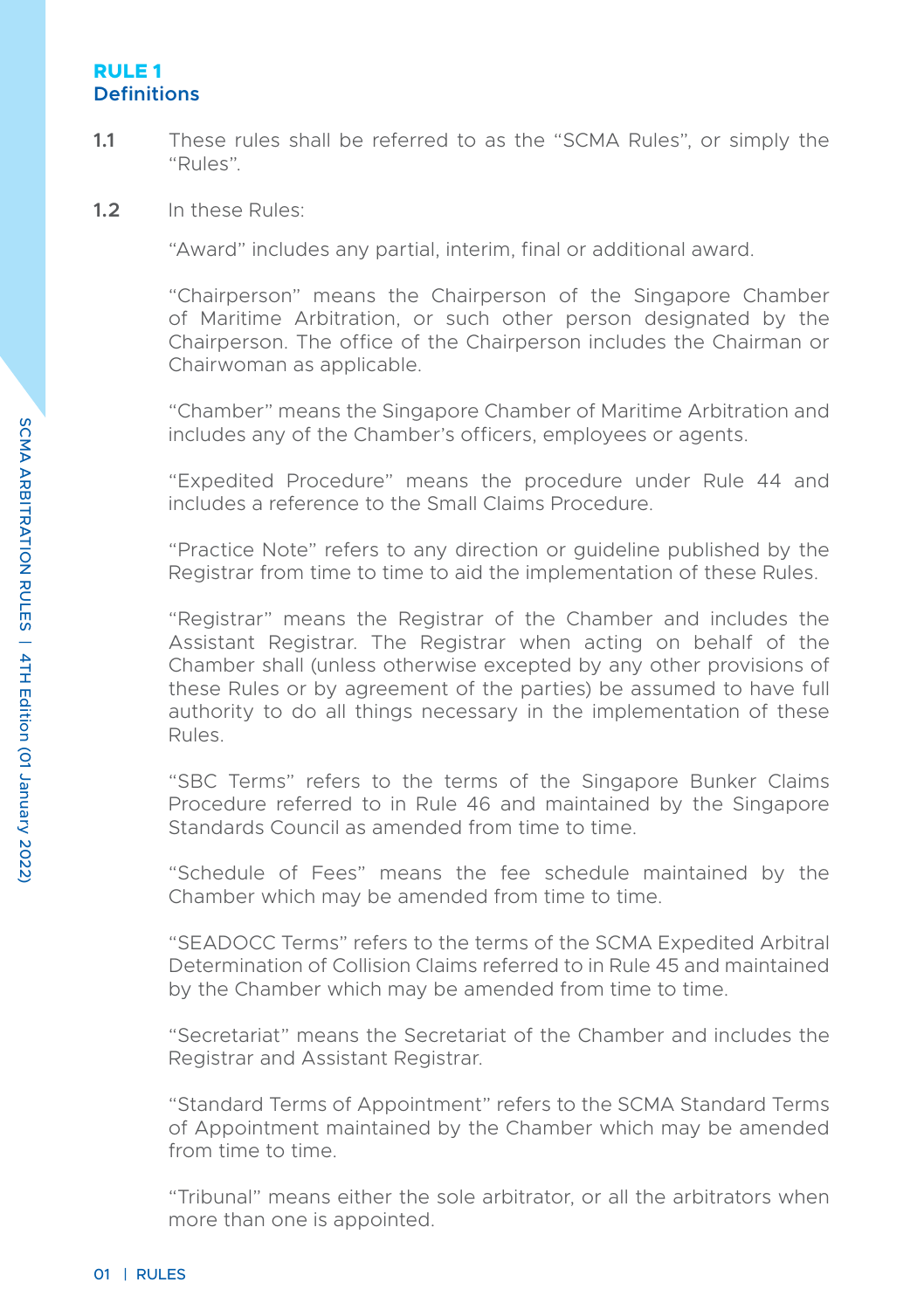## RULE 1
## Definitions

**1.1** These rules shall be referred to as the "SCMA Rules", or simply the "Rules".

**1.2** In these Rules:

"Award" includes any partial, interim, final or additional award.

"Chairperson" means the Chairperson of the Singapore Chamber of Maritime Arbitration, or such other person designated by the Chairperson. The office of the Chairperson includes the Chairman or Chairwoman as applicable.

"Chamber" means the Singapore Chamber of Maritime Arbitration and includes any of the Chamber's officers, employees or agents.

"Expedited Procedure" means the procedure under Rule 44 and includes a reference to the Small Claims Procedure.

"Practice Note" refers to any direction or guideline published by the Registrar from time to time to aid the implementation of these Rules.

"Registrar" means the Registrar of the Chamber and includes the Assistant Registrar. The Registrar when acting on behalf of the Chamber shall (unless otherwise excepted by any other provisions of these Rules or by agreement of the parties) be assumed to have full authority to do all things necessary in the implementation of these Rules.

"SBC Terms" refers to the terms of the Singapore Bunker Claims Procedure referred to in Rule 46 and maintained by the Singapore Standards Council as amended from time to time.

"Schedule of Fees" means the fee schedule maintained by the Chamber which may be amended from time to time.

"SEADOCC Terms" refers to the terms of the SCMA Expedited Arbitral Determination of Collision Claims referred to in Rule 45 and maintained by the Chamber which may be amended from time to time.

"Secretariat" means the Secretariat of the Chamber and includes the Registrar and Assistant Registrar.

"Standard Terms of Appointment" refers to the SCMA Standard Terms of Appointment maintained by the Chamber which may be amended from time to time.

"Tribunal" means either the sole arbitrator, or all the arbitrators when more than one is appointed.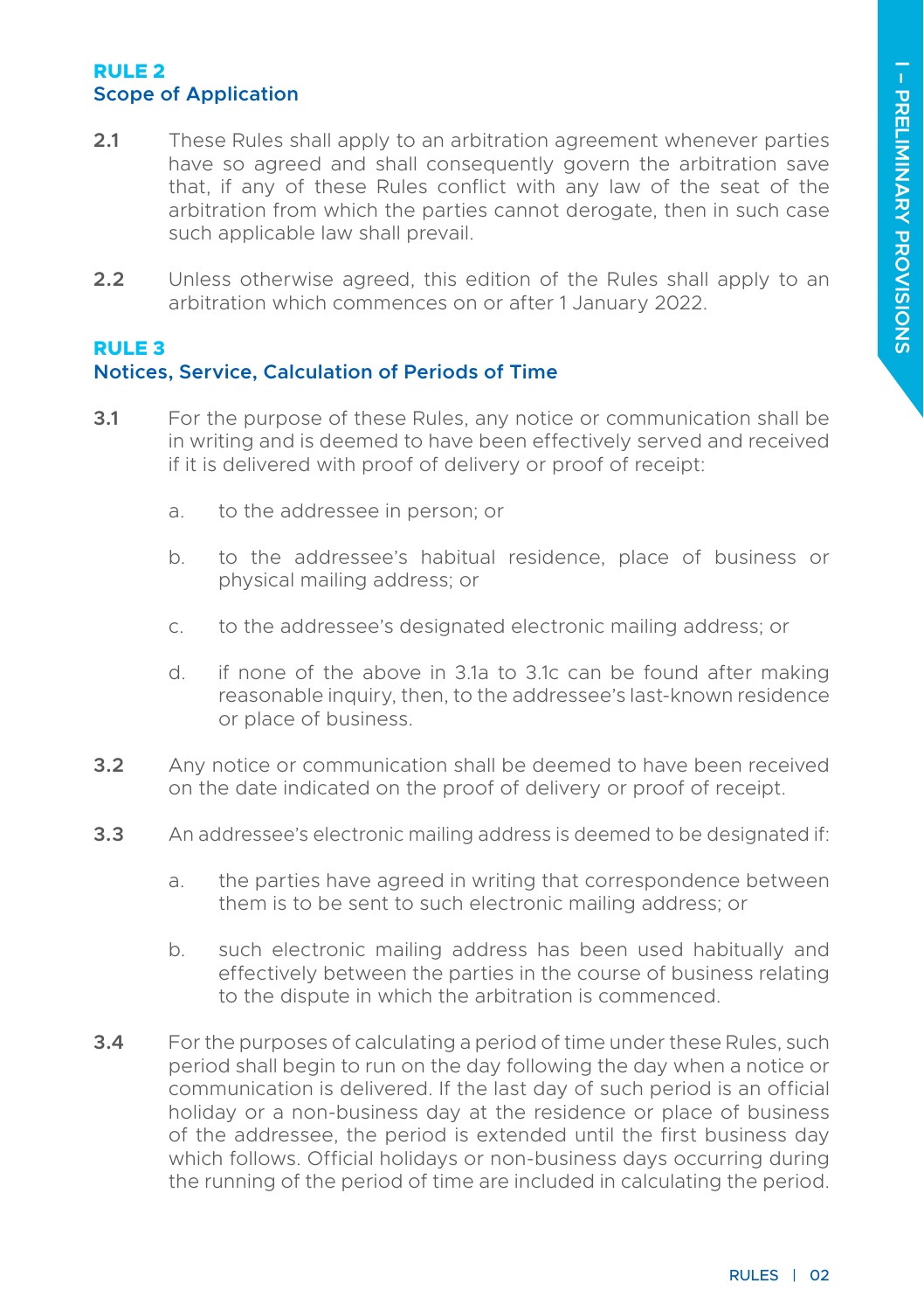## RULE 2
### Scope of Application

**2.1** These Rules shall apply to an arbitration agreement whenever parties have so agreed and shall consequently govern the arbitration save that, if any of these Rules conflict with any law of the seat of the arbitration from which the parties cannot derogate, then in such case such applicable law shall prevail.

**2.2** Unless otherwise agreed, this edition of the Rules shall apply to an arbitration which commences on or after 1 January 2022.

## RULE 3
### Notices, Service, Calculation of Periods of Time

**3.1** For the purpose of these Rules, any notice or communication shall be in writing and is deemed to have been effectively served and received if it is delivered with proof of delivery or proof of receipt:

a. to the addressee in person; or

b. to the addressee's habitual residence, place of business or physical mailing address; or

c. to the addressee's designated electronic mailing address; or

d. if none of the above in 3.1a to 3.1c can be found after making reasonable inquiry, then, to the addressee's last-known residence or place of business.

**3.2** Any notice or communication shall be deemed to have been received on the date indicated on the proof of delivery or proof of receipt.

**3.3** An addressee's electronic mailing address is deemed to be designated if:

a. the parties have agreed in writing that correspondence between them is to be sent to such electronic mailing address; or

b. such electronic mailing address has been used habitually and effectively between the parties in the course of business relating to the dispute in which the arbitration is commenced.

**3.4** For the purposes of calculating a period of time under these Rules, such period shall begin to run on the day following the day when a notice or communication is delivered. If the last day of such period is an official holiday or a non-business day at the residence or place of business of the addressee, the period is extended until the first business day which follows. Official holidays or non-business days occurring during the running of the period of time are included in calculating the period.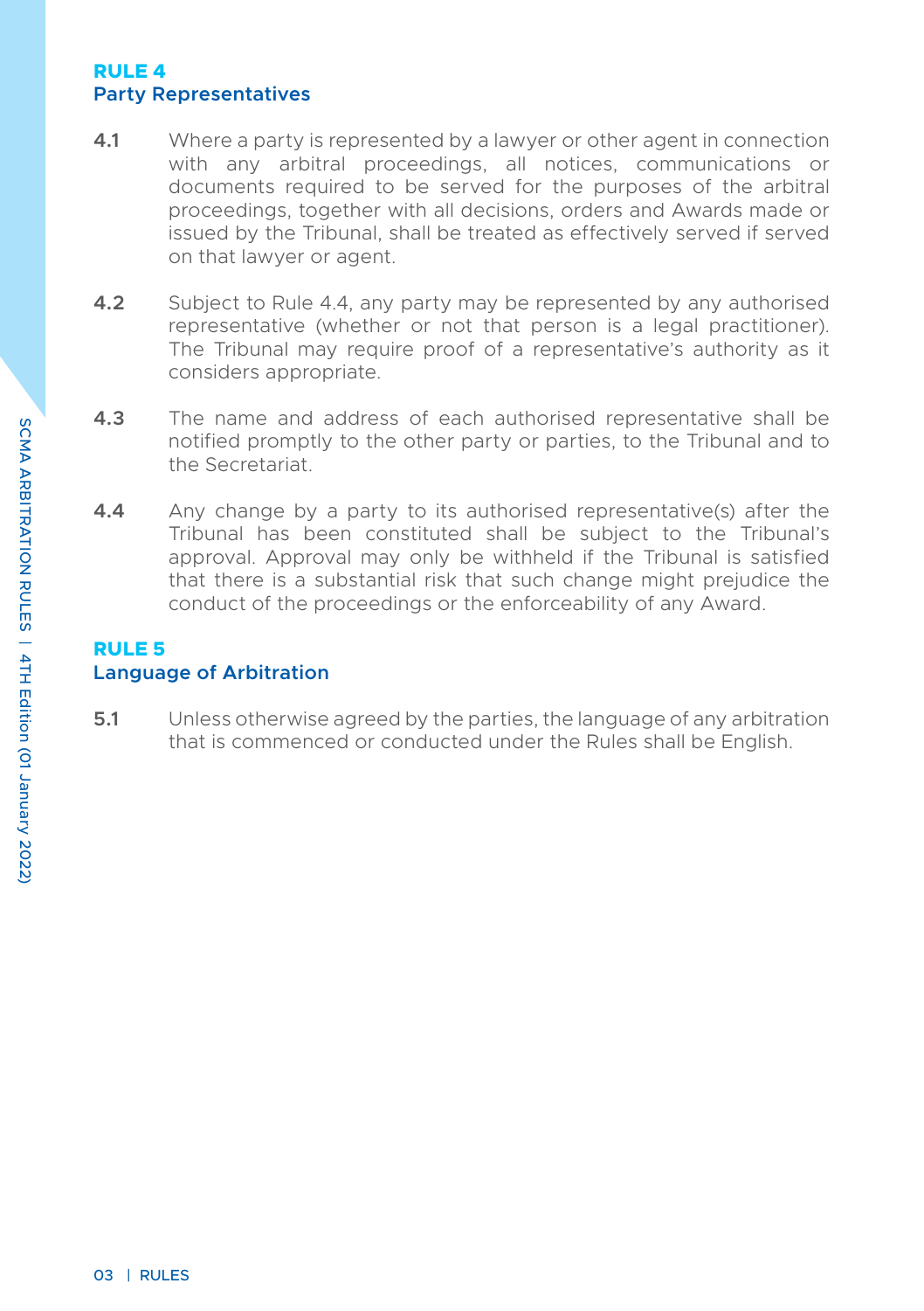## RULE 4
### Party Representatives

**4.1** Where a party is represented by a lawyer or other agent in connection with any arbitral proceedings, all notices, communications or documents required to be served for the purposes of the arbitral proceedings, together with all decisions, orders and Awards made or issued by the Tribunal, shall be treated as effectively served if served on that lawyer or agent.

**4.2** Subject to Rule 4.4, any party may be represented by any authorised representative (whether or not that person is a legal practitioner). The Tribunal may require proof of a representative's authority as it considers appropriate.

**4.3** The name and address of each authorised representative shall be notified promptly to the other party or parties, to the Tribunal and to the Secretariat.

**4.4** Any change by a party to its authorised representative(s) after the Tribunal has been constituted shall be subject to the Tribunal's approval. Approval may only be withheld if the Tribunal is satisfied that there is a substantial risk that such change might prejudice the conduct of the proceedings or the enforceability of any Award.

## RULE 5
### Language of Arbitration

**5.1** Unless otherwise agreed by the parties, the language of any arbitration that is commenced or conducted under the Rules shall be English.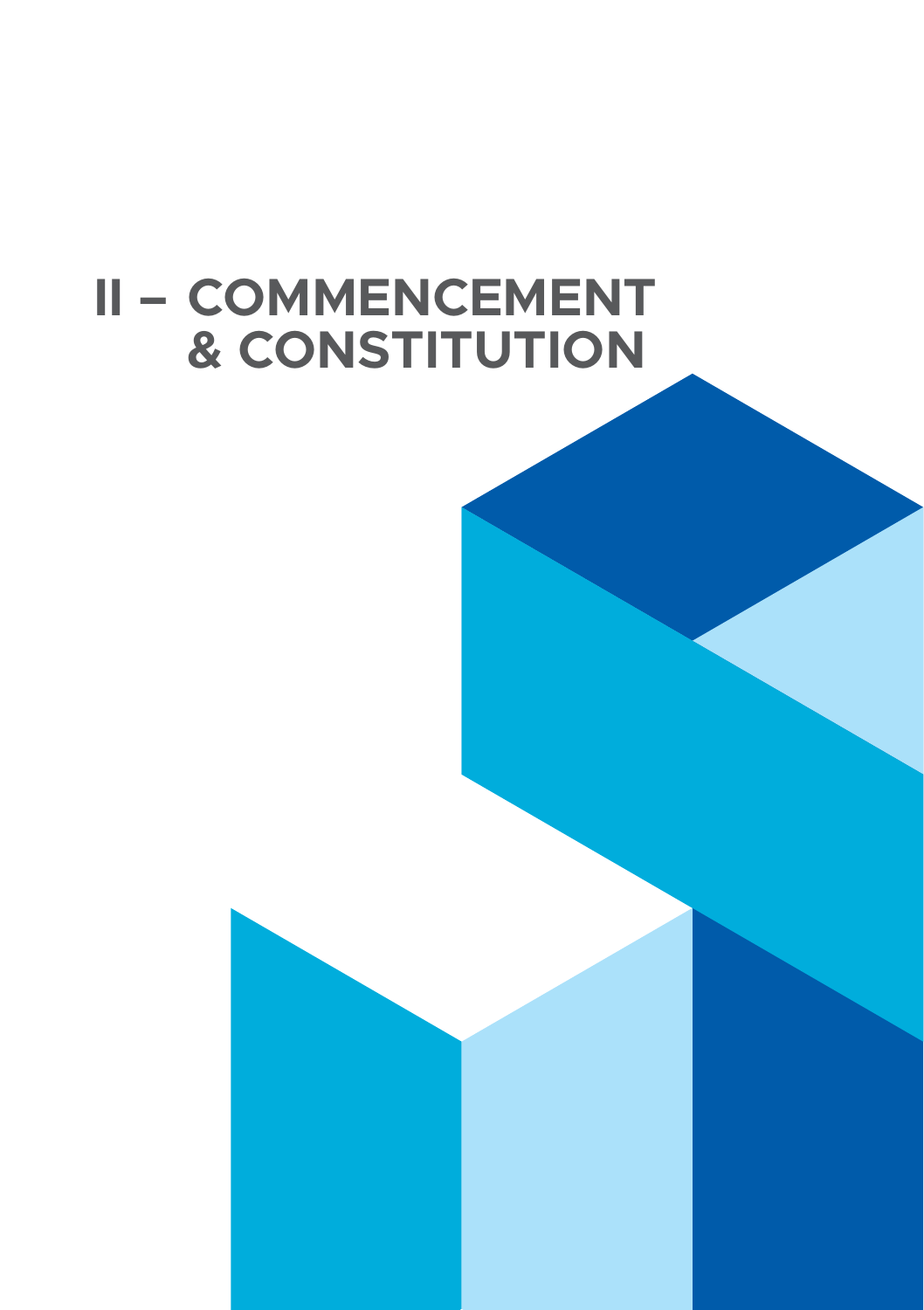# II – COMMENCEMENT & CONSTITUTION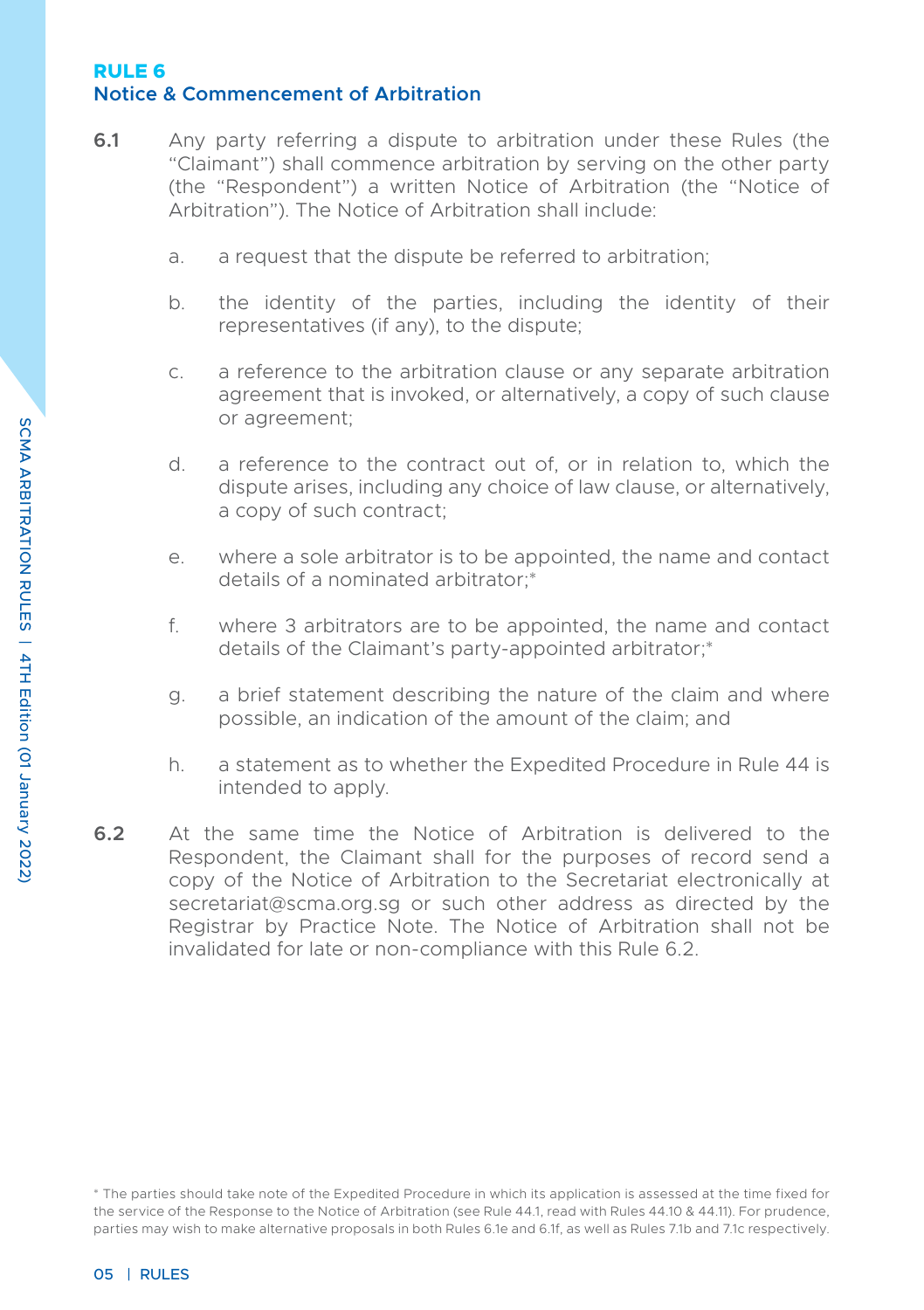## RULE 6
## Notice & Commencement of Arbitration

**6.1** Any party referring a dispute to arbitration under these Rules (the "Claimant") shall commence arbitration by serving on the other party (the "Respondent") a written Notice of Arbitration (the "Notice of Arbitration"). The Notice of Arbitration shall include:

a. a request that the dispute be referred to arbitration;

b. the identity of the parties, including the identity of their representatives (if any), to the dispute;

c. a reference to the arbitration clause or any separate arbitration agreement that is invoked, or alternatively, a copy of such clause or agreement;

d. a reference to the contract out of, or in relation to, which the dispute arises, including any choice of law clause, or alternatively, a copy of such contract;

e. where a sole arbitrator is to be appointed, the name and contact details of a nominated arbitrator;*

f. where 3 arbitrators are to be appointed, the name and contact details of the Claimant's party-appointed arbitrator;*

g. a brief statement describing the nature of the claim and where possible, an indication of the amount of the claim; and

h. a statement as to whether the Expedited Procedure in Rule 44 is intended to apply.

**6.2** At the same time the Notice of Arbitration is delivered to the Respondent, the Claimant shall for the purposes of record send a copy of the Notice of Arbitration to the Secretariat electronically at secretariat@scma.org.sg or such other address as directed by the Registrar by Practice Note. The Notice of Arbitration shall not be invalidated for late or non-compliance with this Rule 6.2.

* The parties should take note of the Expedited Procedure in which its application is assessed at the time fixed for the service of the Response to the Notice of Arbitration (see Rule 44.1, read with Rules 44.10 & 44.11). For prudence, parties may wish to make alternative proposals in both Rules 6.1e and 6.1f, as well as Rules 7.1b and 7.1c respectively.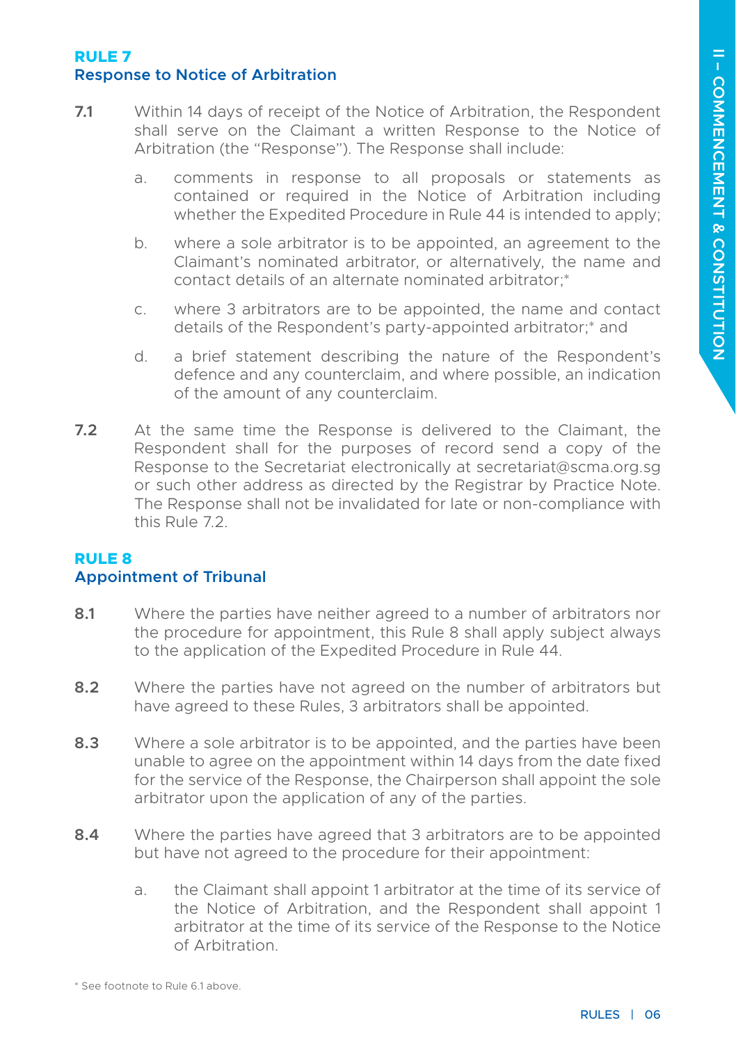## RULE 7
### Response to Notice of Arbitration

**7.1** Within 14 days of receipt of the Notice of Arbitration, the Respondent shall serve on the Claimant a written Response to the Notice of Arbitration (the "Response"). The Response shall include:

a. comments in response to all proposals or statements as contained or required in the Notice of Arbitration including whether the Expedited Procedure in Rule 44 is intended to apply;

b. where a sole arbitrator is to be appointed, an agreement to the Claimant's nominated arbitrator, or alternatively, the name and contact details of an alternate nominated arbitrator;*

c. where 3 arbitrators are to be appointed, the name and contact details of the Respondent's party-appointed arbitrator;* and

d. a brief statement describing the nature of the Respondent's defence and any counterclaim, and where possible, an indication of the amount of any counterclaim.

**7.2** At the same time the Response is delivered to the Claimant, the Respondent shall for the purposes of record send a copy of the Response to the Secretariat electronically at secretariat@scma.org.sg or such other address as directed by the Registrar by Practice Note. The Response shall not be invalidated for late or non-compliance with this Rule 7.2.

## RULE 8
### Appointment of Tribunal

**8.1** Where the parties have neither agreed to a number of arbitrators nor the procedure for appointment, this Rule 8 shall apply subject always to the application of the Expedited Procedure in Rule 44.

**8.2** Where the parties have not agreed on the number of arbitrators but have agreed to these Rules, 3 arbitrators shall be appointed.

**8.3** Where a sole arbitrator is to be appointed, and the parties have been unable to agree on the appointment within 14 days from the date fixed for the service of the Response, the Chairperson shall appoint the sole arbitrator upon the application of any of the parties.

**8.4** Where the parties have agreed that 3 arbitrators are to be appointed but have not agreed to the procedure for their appointment:

a. the Claimant shall appoint 1 arbitrator at the time of its service of the Notice of Arbitration, and the Respondent shall appoint 1 arbitrator at the time of its service of the Response to the Notice of Arbitration.

\* See footnote to Rule 6.1 above.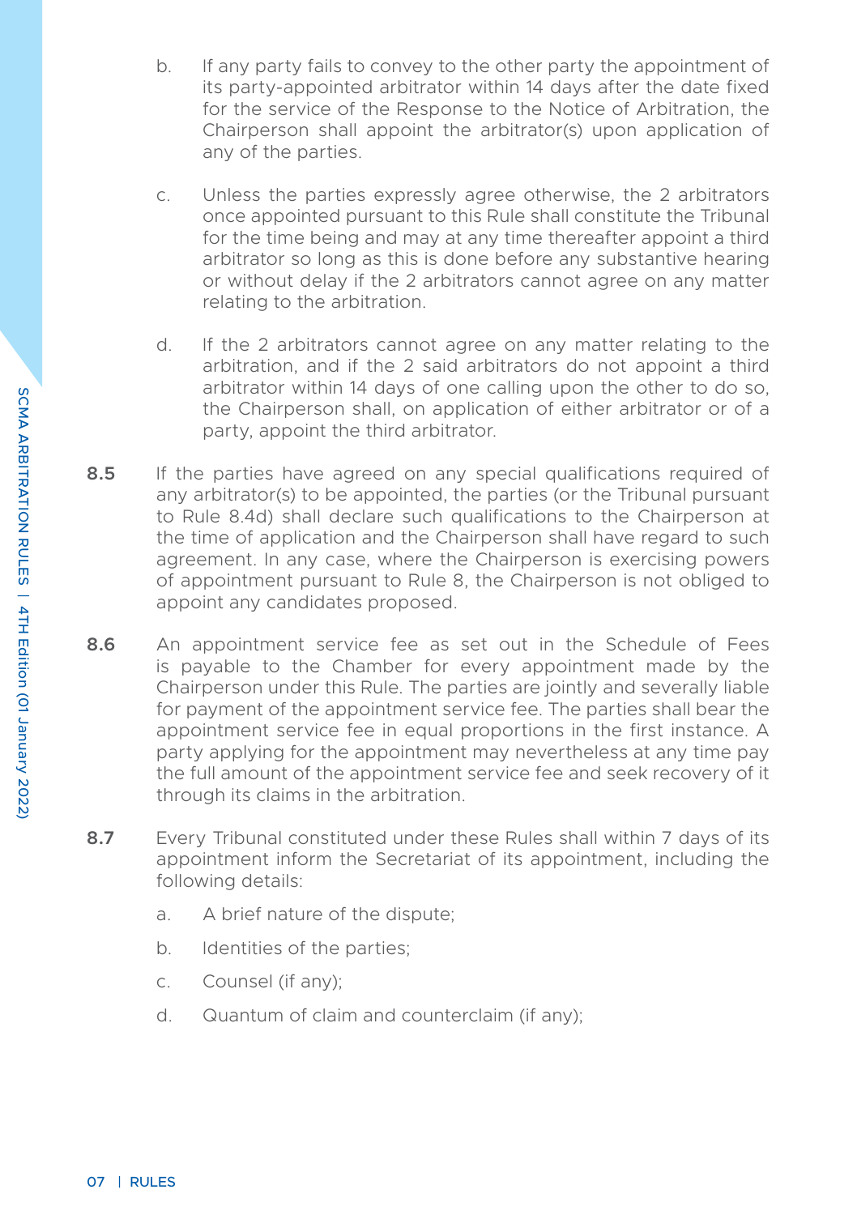b. If any party fails to convey to the other party the appointment of its party-appointed arbitrator within 14 days after the date fixed for the service of the Response to the Notice of Arbitration, the Chairperson shall appoint the arbitrator(s) upon application of any of the parties.

c. Unless the parties expressly agree otherwise, the 2 arbitrators once appointed pursuant to this Rule shall constitute the Tribunal for the time being and may at any time thereafter appoint a third arbitrator so long as this is done before any substantive hearing or without delay if the 2 arbitrators cannot agree on any matter relating to the arbitration.

d. If the 2 arbitrators cannot agree on any matter relating to the arbitration, and if the 2 said arbitrators do not appoint a third arbitrator within 14 days of one calling upon the other to do so, the Chairperson shall, on application of either arbitrator or of a party, appoint the third arbitrator.

**8.5** If the parties have agreed on any special qualifications required of any arbitrator(s) to be appointed, the parties (or the Tribunal pursuant to Rule 8.4d) shall declare such qualifications to the Chairperson at the time of application and the Chairperson shall have regard to such agreement. In any case, where the Chairperson is exercising powers of appointment pursuant to Rule 8, the Chairperson is not obliged to appoint any candidates proposed.

**8.6** An appointment service fee as set out in the Schedule of Fees is payable to the Chamber for every appointment made by the Chairperson under this Rule. The parties are jointly and severally liable for payment of the appointment service fee. The parties shall bear the appointment service fee in equal proportions in the first instance. A party applying for the appointment may nevertheless at any time pay the full amount of the appointment service fee and seek recovery of it through its claims in the arbitration.

**8.7** Every Tribunal constituted under these Rules shall within 7 days of its appointment inform the Secretariat of its appointment, including the following details:

a. A brief nature of the dispute;

b. Identities of the parties;

c. Counsel (if any);

d. Quantum of claim and counterclaim (if any);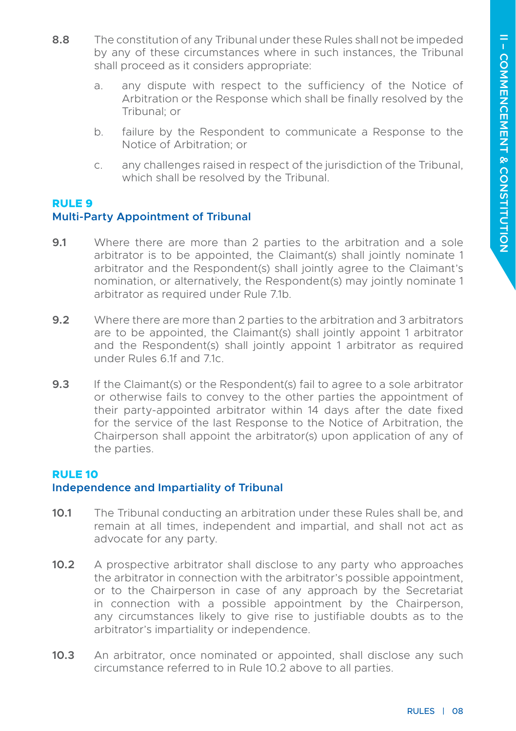**8.8** The constitution of any Tribunal under these Rules shall not be impeded by any of these circumstances where in such instances, the Tribunal shall proceed as it considers appropriate:

a. any dispute with respect to the sufficiency of the Notice of Arbitration or the Response which shall be finally resolved by the Tribunal; or

b. failure by the Respondent to communicate a Response to the Notice of Arbitration; or

c. any challenges raised in respect of the jurisdiction of the Tribunal, which shall be resolved by the Tribunal.

## RULE 9
### Multi-Party Appointment of Tribunal

**9.1** Where there are more than 2 parties to the arbitration and a sole arbitrator is to be appointed, the Claimant(s) shall jointly nominate 1 arbitrator and the Respondent(s) shall jointly agree to the Claimant's nomination, or alternatively, the Respondent(s) may jointly nominate 1 arbitrator as required under Rule 7.1b.

**9.2** Where there are more than 2 parties to the arbitration and 3 arbitrators are to be appointed, the Claimant(s) shall jointly appoint 1 arbitrator and the Respondent(s) shall jointly appoint 1 arbitrator as required under Rules 6.1f and 7.1c.

**9.3** If the Claimant(s) or the Respondent(s) fail to agree to a sole arbitrator or otherwise fails to convey to the other parties the appointment of their party-appointed arbitrator within 14 days after the date fixed for the service of the last Response to the Notice of Arbitration, the Chairperson shall appoint the arbitrator(s) upon application of any of the parties.

## RULE 10
### Independence and Impartiality of Tribunal

**10.1** The Tribunal conducting an arbitration under these Rules shall be, and remain at all times, independent and impartial, and shall not act as advocate for any party.

**10.2** A prospective arbitrator shall disclose to any party who approaches the arbitrator in connection with the arbitrator's possible appointment, or to the Chairperson in case of any approach by the Secretariat in connection with a possible appointment by the Chairperson, any circumstances likely to give rise to justifiable doubts as to the arbitrator's impartiality or independence.

**10.3** An arbitrator, once nominated or appointed, shall disclose any such circumstance referred to in Rule 10.2 above to all parties.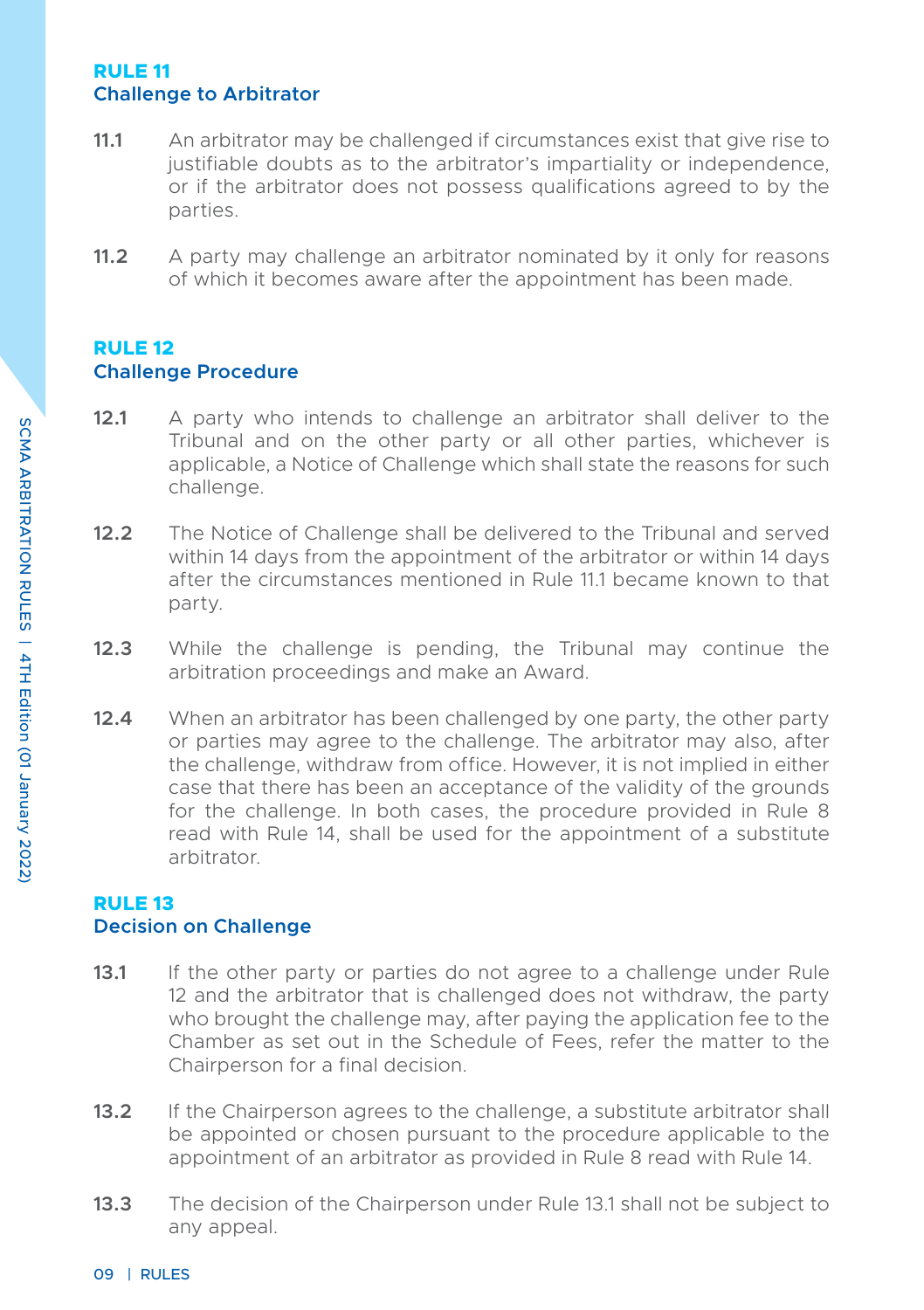## RULE 11
## Challenge to Arbitrator

**11.1** An arbitrator may be challenged if circumstances exist that give rise to justifiable doubts as to the arbitrator's impartiality or independence, or if the arbitrator does not possess qualifications agreed to by the parties.

**11.2** A party may challenge an arbitrator nominated by it only for reasons of which it becomes aware after the appointment has been made.

## RULE 12
## Challenge Procedure

**12.1** A party who intends to challenge an arbitrator shall deliver to the Tribunal and on the other party or all other parties, whichever is applicable, a Notice of Challenge which shall state the reasons for such challenge.

**12.2** The Notice of Challenge shall be delivered to the Tribunal and served within 14 days from the appointment of the arbitrator or within 14 days after the circumstances mentioned in Rule 11.1 became known to that party.

**12.3** While the challenge is pending, the Tribunal may continue the arbitration proceedings and make an Award.

**12.4** When an arbitrator has been challenged by one party, the other party or parties may agree to the challenge. The arbitrator may also, after the challenge, withdraw from office. However, it is not implied in either case that there has been an acceptance of the validity of the grounds for the challenge. In both cases, the procedure provided in Rule 8 read with Rule 14, shall be used for the appointment of a substitute arbitrator.

## RULE 13
## Decision on Challenge

**13.1** If the other party or parties do not agree to a challenge under Rule 12 and the arbitrator that is challenged does not withdraw, the party who brought the challenge may, after paying the application fee to the Chamber as set out in the Schedule of Fees, refer the matter to the Chairperson for a final decision.

**13.2** If the Chairperson agrees to the challenge, a substitute arbitrator shall be appointed or chosen pursuant to the procedure applicable to the appointment of an arbitrator as provided in Rule 8 read with Rule 14.

**13.3** The decision of the Chairperson under Rule 13.1 shall not be subject to any appeal.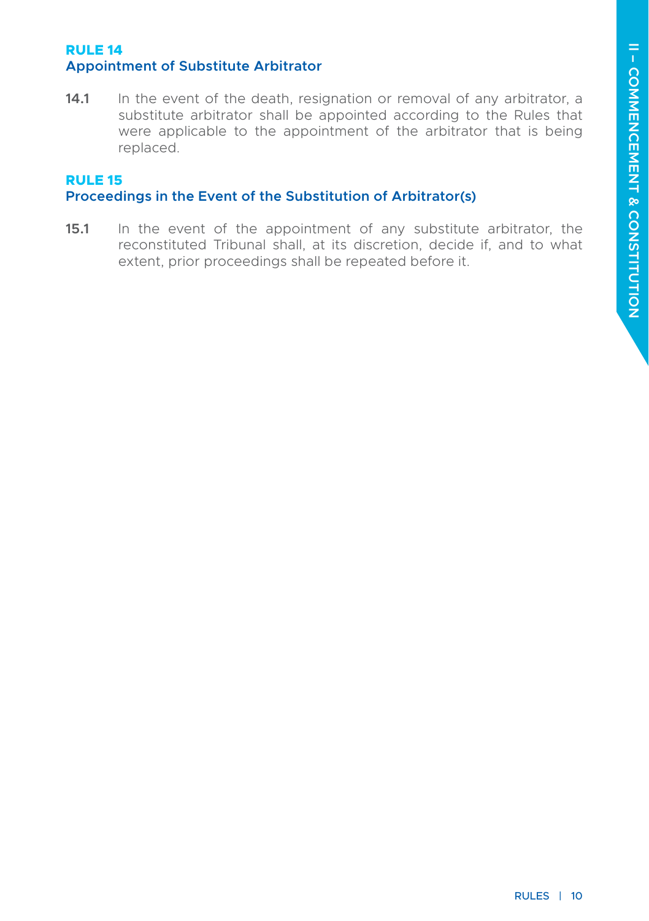## RULE 14
### Appointment of Substitute Arbitrator

**14.1** In the event of the death, resignation or removal of any arbitrator, a substitute arbitrator shall be appointed according to the Rules that were applicable to the appointment of the arbitrator that is being replaced.

## RULE 15
### Proceedings in the Event of the Substitution of Arbitrator(s)

**15.1** In the event of the appointment of any substitute arbitrator, the reconstituted Tribunal shall, at its discretion, decide if, and to what extent, prior proceedings shall be repeated before it.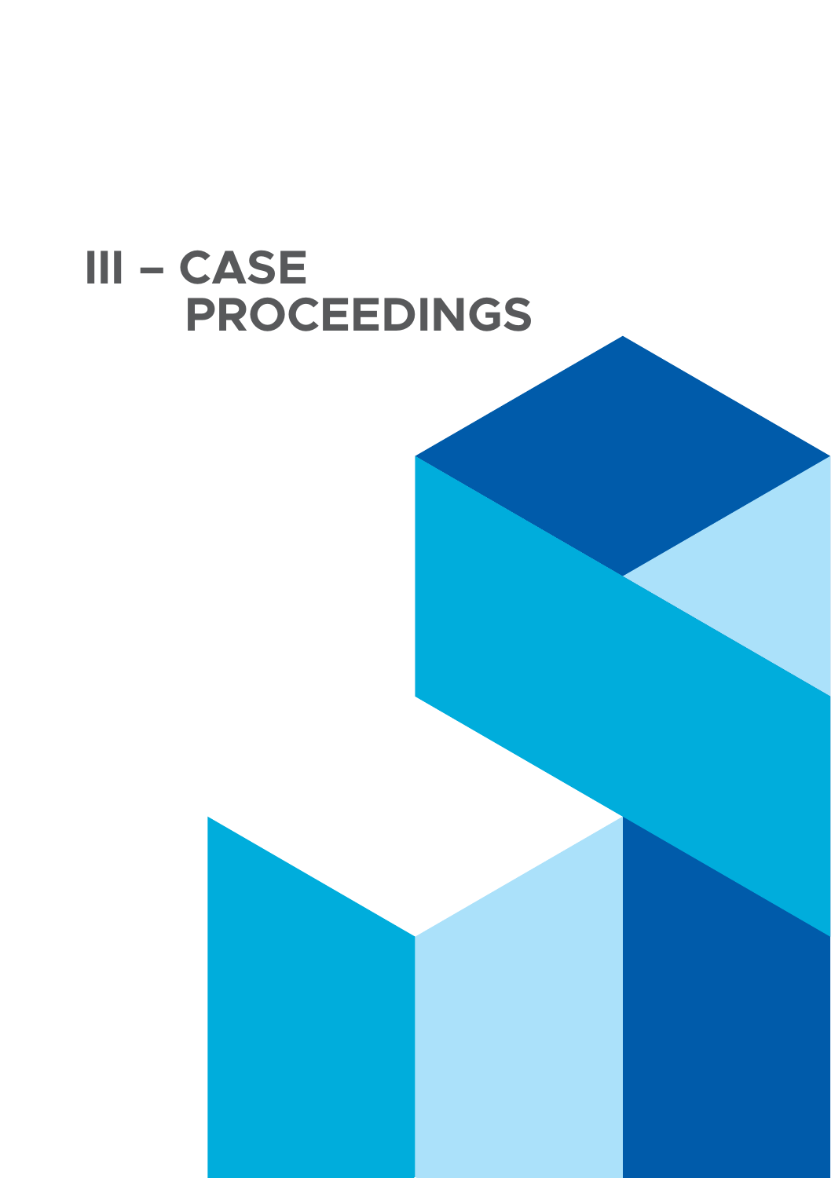# III – CASE PROCEEDINGS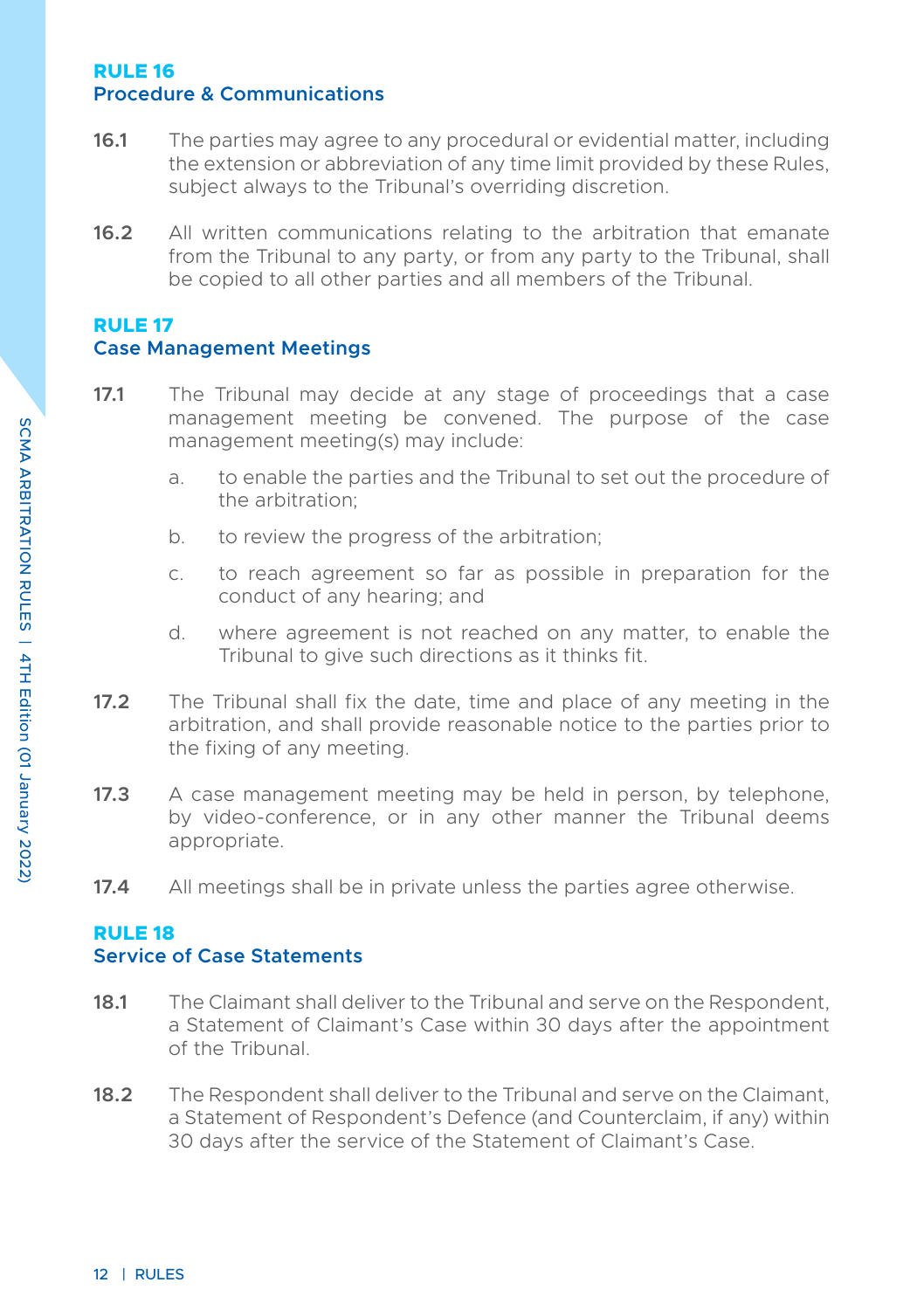## RULE 16
### Procedure & Communications

**16.1** The parties may agree to any procedural or evidential matter, including the extension or abbreviation of any time limit provided by these Rules, subject always to the Tribunal's overriding discretion.

**16.2** All written communications relating to the arbitration that emanate from the Tribunal to any party, or from any party to the Tribunal, shall be copied to all other parties and all members of the Tribunal.

## RULE 17
### Case Management Meetings

**17.1** The Tribunal may decide at any stage of proceedings that a case management meeting be convened. The purpose of the case management meeting(s) may include:

a. to enable the parties and the Tribunal to set out the procedure of the arbitration;

b. to review the progress of the arbitration;

c. to reach agreement so far as possible in preparation for the conduct of any hearing; and

d. where agreement is not reached on any matter, to enable the Tribunal to give such directions as it thinks fit.

**17.2** The Tribunal shall fix the date, time and place of any meeting in the arbitration, and shall provide reasonable notice to the parties prior to the fixing of any meeting.

**17.3** A case management meeting may be held in person, by telephone, by video-conference, or in any other manner the Tribunal deems appropriate.

**17.4** All meetings shall be in private unless the parties agree otherwise.

## RULE 18
### Service of Case Statements

**18.1** The Claimant shall deliver to the Tribunal and serve on the Respondent, a Statement of Claimant's Case within 30 days after the appointment of the Tribunal.

**18.2** The Respondent shall deliver to the Tribunal and serve on the Claimant, a Statement of Respondent's Defence (and Counterclaim, if any) within 30 days after the service of the Statement of Claimant's Case.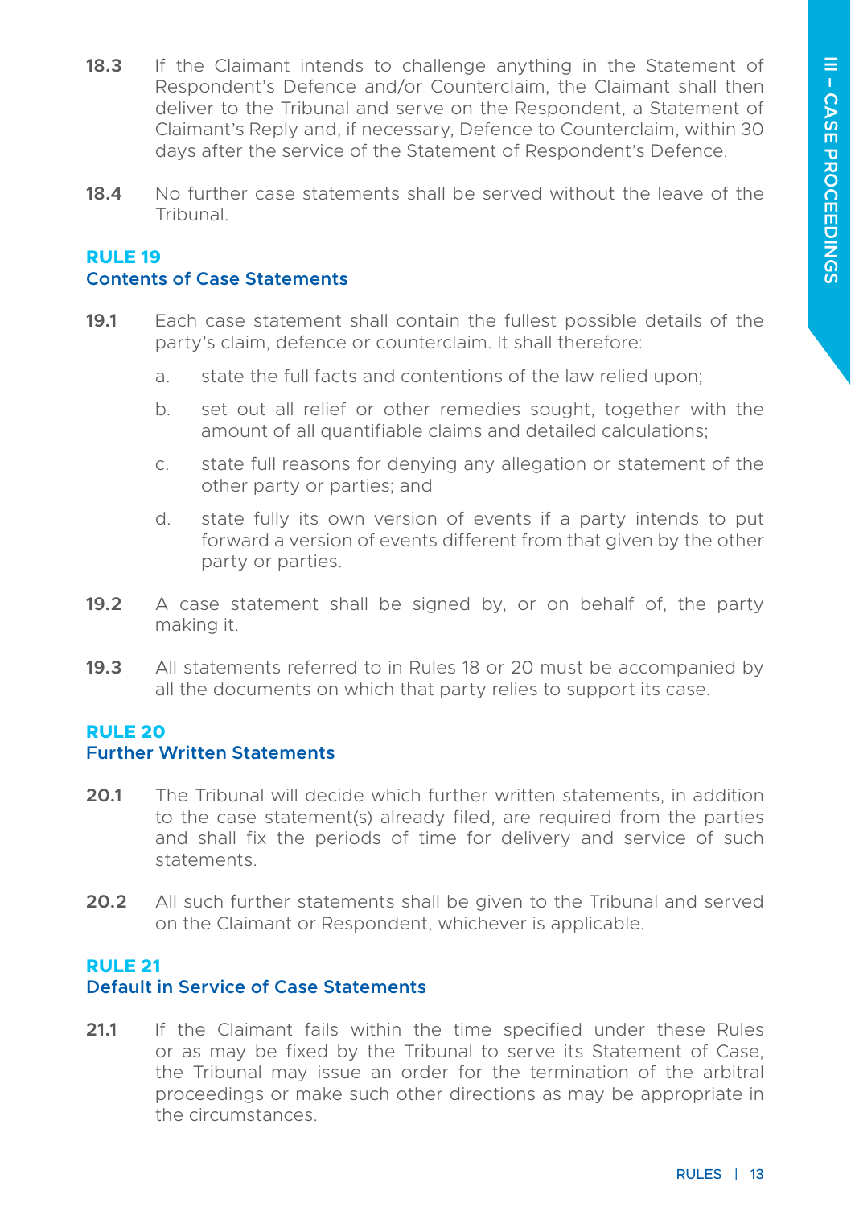**18.3** If the Claimant intends to challenge anything in the Statement of Respondent's Defence and/or Counterclaim, the Claimant shall then deliver to the Tribunal and serve on the Respondent, a Statement of Claimant's Reply and, if necessary, Defence to Counterclaim, within 30 days after the service of the Statement of Respondent's Defence.

**18.4** No further case statements shall be served without the leave of the Tribunal.

## RULE 19
### Contents of Case Statements

**19.1** Each case statement shall contain the fullest possible details of the party's claim, defence or counterclaim. It shall therefore:

a. state the full facts and contentions of the law relied upon;

b. set out all relief or other remedies sought, together with the amount of all quantifiable claims and detailed calculations;

c. state full reasons for denying any allegation or statement of the other party or parties; and

d. state fully its own version of events if a party intends to put forward a version of events different from that given by the other party or parties.

**19.2** A case statement shall be signed by, or on behalf of, the party making it.

**19.3** All statements referred to in Rules 18 or 20 must be accompanied by all the documents on which that party relies to support its case.

## RULE 20
### Further Written Statements

**20.1** The Tribunal will decide which further written statements, in addition to the case statement(s) already filed, are required from the parties and shall fix the periods of time for delivery and service of such statements.

**20.2** All such further statements shall be given to the Tribunal and served on the Claimant or Respondent, whichever is applicable.

## RULE 21
### Default in Service of Case Statements

**21.1** If the Claimant fails within the time specified under these Rules or as may be fixed by the Tribunal to serve its Statement of Case, the Tribunal may issue an order for the termination of the arbitral proceedings or make such other directions as may be appropriate in the circumstances.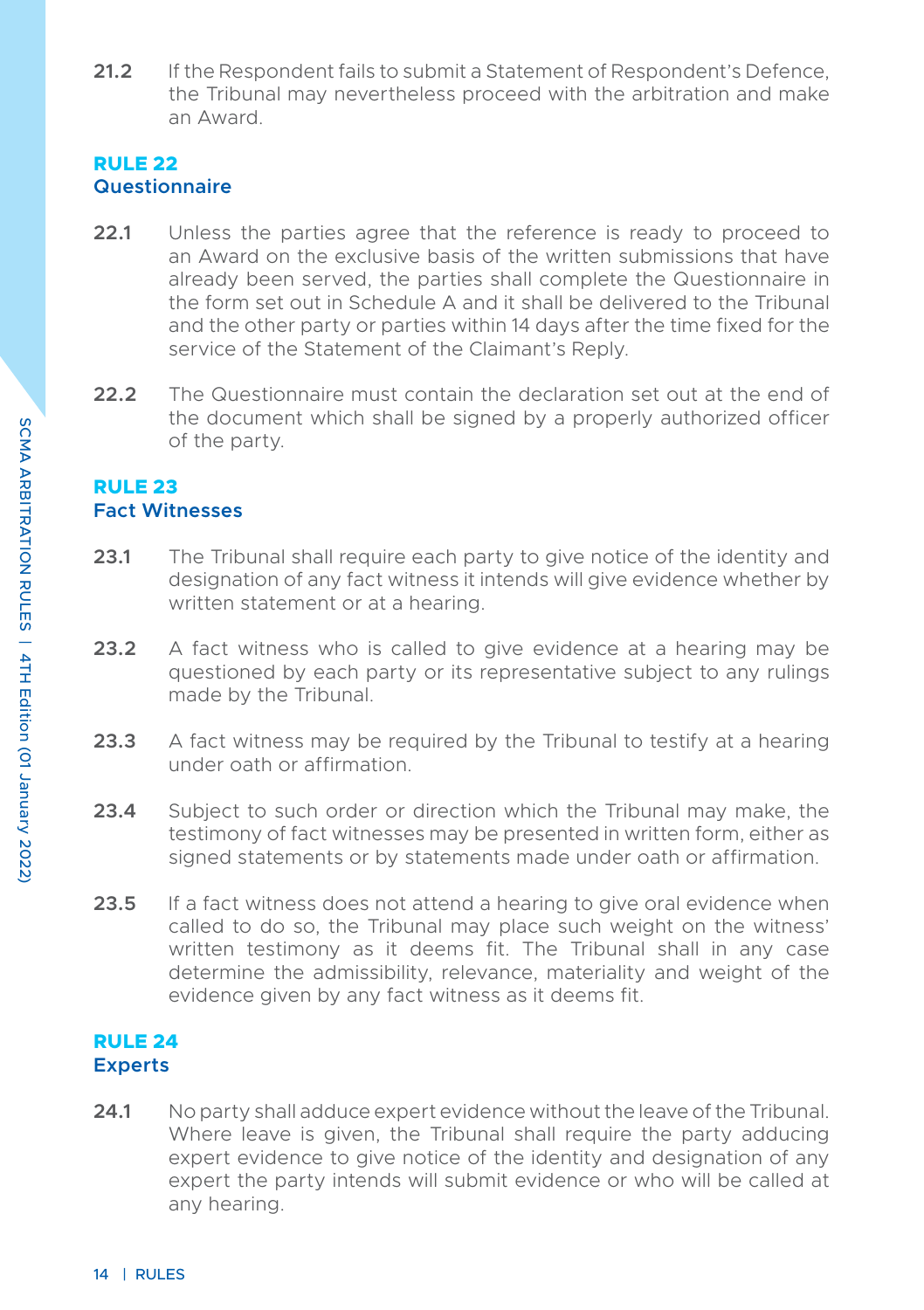**21.2** If the Respondent fails to submit a Statement of Respondent's Defence, the Tribunal may nevertheless proceed with the arbitration and make an Award.

## RULE 22
### Questionnaire

**22.1** Unless the parties agree that the reference is ready to proceed to an Award on the exclusive basis of the written submissions that have already been served, the parties shall complete the Questionnaire in the form set out in Schedule A and it shall be delivered to the Tribunal and the other party or parties within 14 days after the time fixed for the service of the Statement of the Claimant's Reply.

**22.2** The Questionnaire must contain the declaration set out at the end of the document which shall be signed by a properly authorized officer of the party.

## RULE 23
### Fact Witnesses

**23.1** The Tribunal shall require each party to give notice of the identity and designation of any fact witness it intends will give evidence whether by written statement or at a hearing.

**23.2** A fact witness who is called to give evidence at a hearing may be questioned by each party or its representative subject to any rulings made by the Tribunal.

**23.3** A fact witness may be required by the Tribunal to testify at a hearing under oath or affirmation.

**23.4** Subject to such order or direction which the Tribunal may make, the testimony of fact witnesses may be presented in written form, either as signed statements or by statements made under oath or affirmation.

**23.5** If a fact witness does not attend a hearing to give oral evidence when called to do so, the Tribunal may place such weight on the witness' written testimony as it deems fit. The Tribunal shall in any case determine the admissibility, relevance, materiality and weight of the evidence given by any fact witness as it deems fit.

## RULE 24
### Experts

**24.1** No party shall adduce expert evidence without the leave of the Tribunal. Where leave is given, the Tribunal shall require the party adducing expert evidence to give notice of the identity and designation of any expert the party intends will submit evidence or who will be called at any hearing.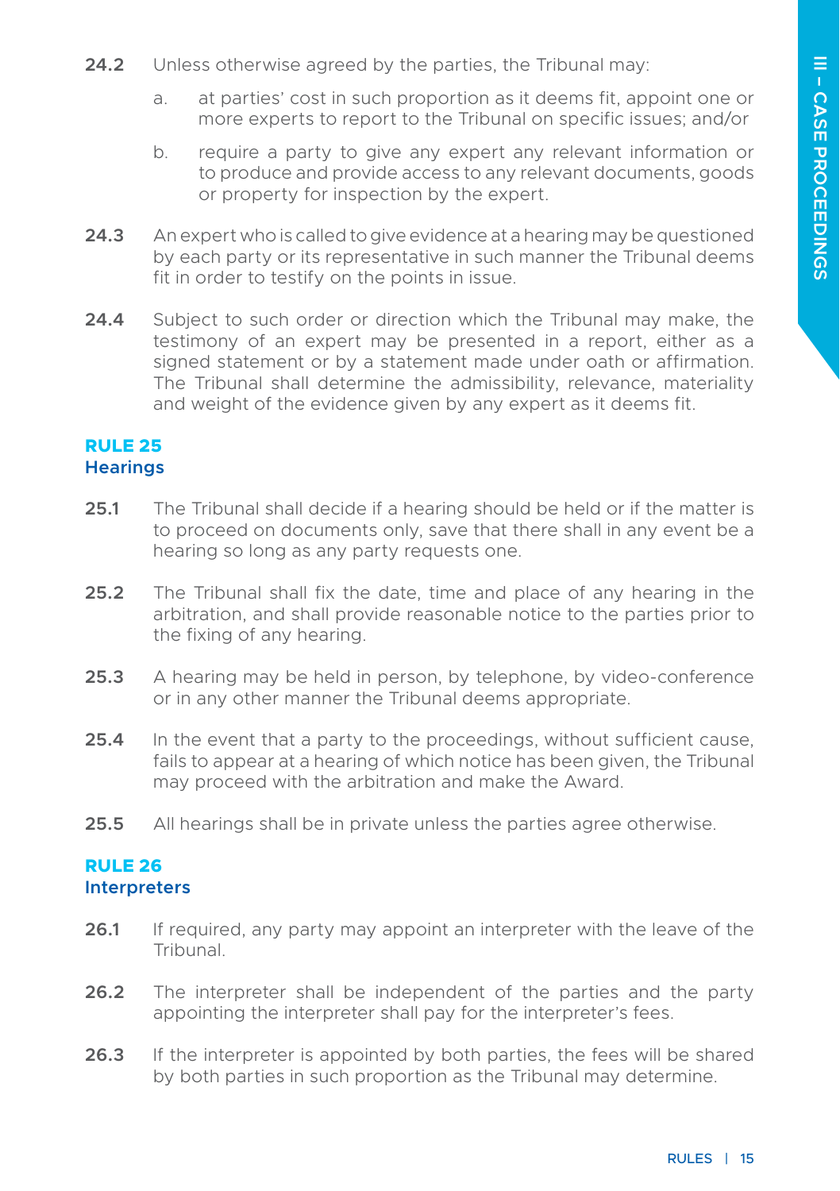**24.2** Unless otherwise agreed by the parties, the Tribunal may:

a. at parties' cost in such proportion as it deems fit, appoint one or more experts to report to the Tribunal on specific issues; and/or

b. require a party to give any expert any relevant information or to produce and provide access to any relevant documents, goods or property for inspection by the expert.

**24.3** An expert who is called to give evidence at a hearing may be questioned by each party or its representative in such manner the Tribunal deems fit in order to testify on the points in issue.

**24.4** Subject to such order or direction which the Tribunal may make, the testimony of an expert may be presented in a report, either as a signed statement or by a statement made under oath or affirmation. The Tribunal shall determine the admissibility, relevance, materiality and weight of the evidence given by any expert as it deems fit.

## RULE 25
### Hearings

**25.1** The Tribunal shall decide if a hearing should be held or if the matter is to proceed on documents only, save that there shall in any event be a hearing so long as any party requests one.

**25.2** The Tribunal shall fix the date, time and place of any hearing in the arbitration, and shall provide reasonable notice to the parties prior to the fixing of any hearing.

**25.3** A hearing may be held in person, by telephone, by video-conference or in any other manner the Tribunal deems appropriate.

**25.4** In the event that a party to the proceedings, without sufficient cause, fails to appear at a hearing of which notice has been given, the Tribunal may proceed with the arbitration and make the Award.

**25.5** All hearings shall be in private unless the parties agree otherwise.

## RULE 26
### Interpreters

**26.1** If required, any party may appoint an interpreter with the leave of the Tribunal.

**26.2** The interpreter shall be independent of the parties and the party appointing the interpreter shall pay for the interpreter's fees.

**26.3** If the interpreter is appointed by both parties, the fees will be shared by both parties in such proportion as the Tribunal may determine.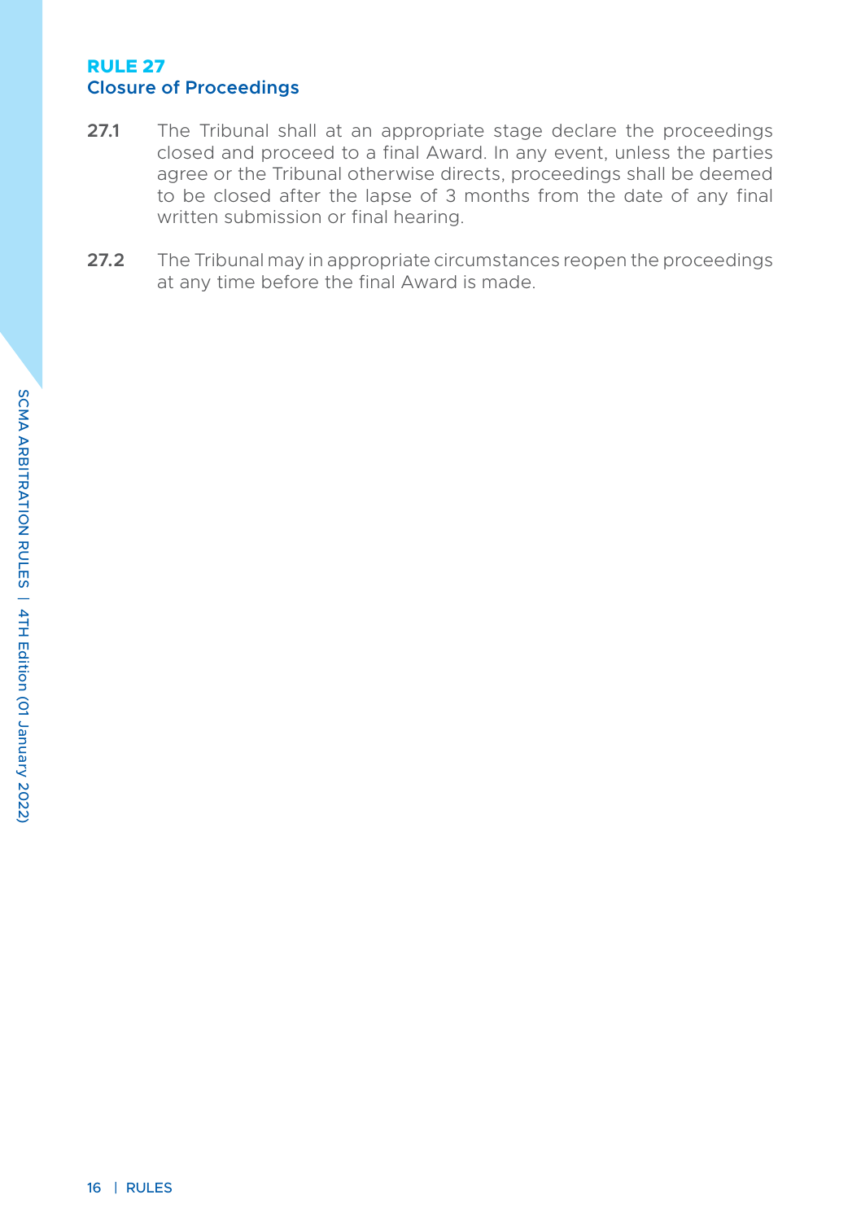## RULE 27
### Closure of Proceedings

**27.1** The Tribunal shall at an appropriate stage declare the proceedings closed and proceed to a final Award. In any event, unless the parties agree or the Tribunal otherwise directs, proceedings shall be deemed to be closed after the lapse of 3 months from the date of any final written submission or final hearing.

**27.2** The Tribunal may in appropriate circumstances reopen the proceedings at any time before the final Award is made.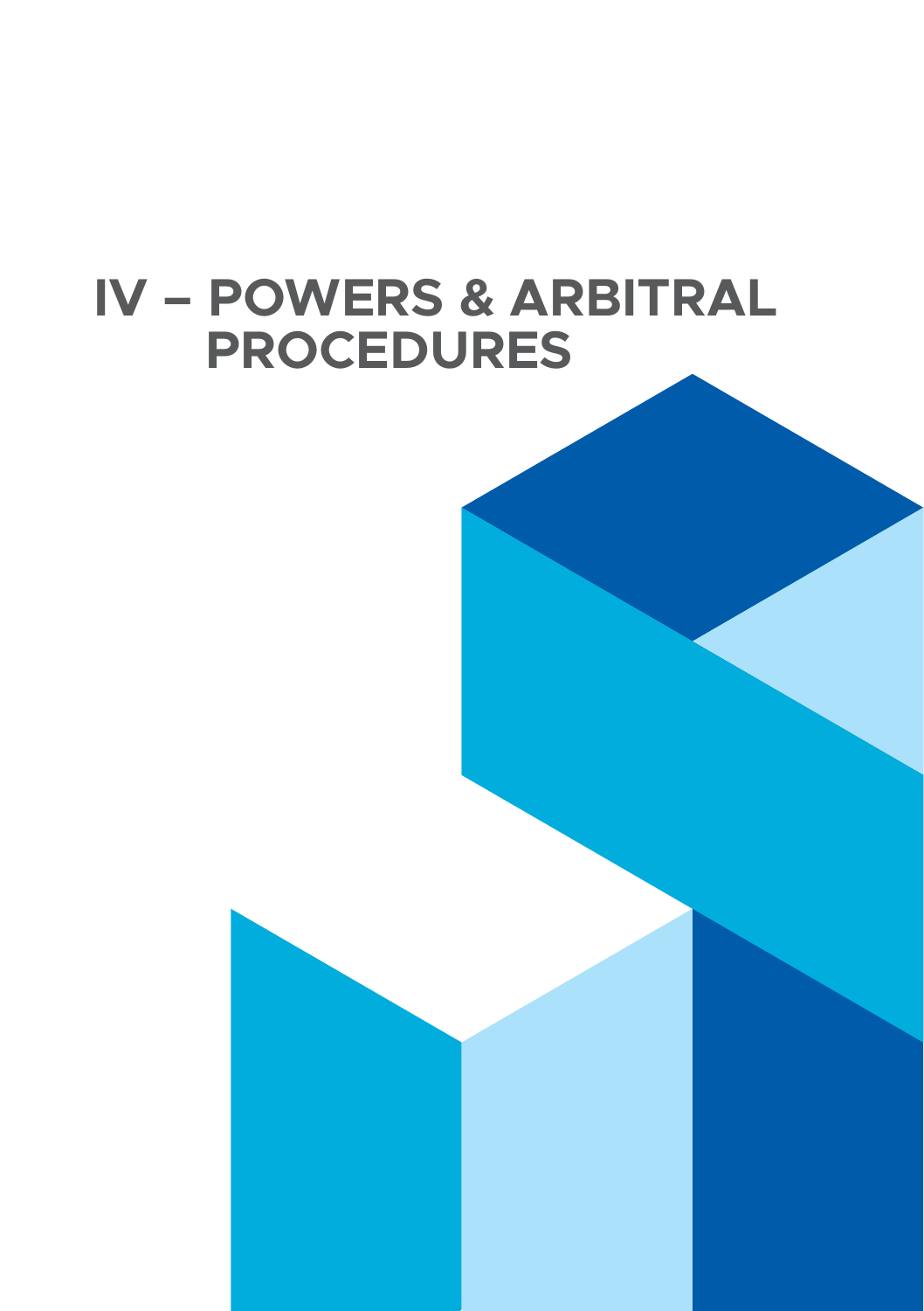# IV – POWERS & ARBITRAL PROCEDURES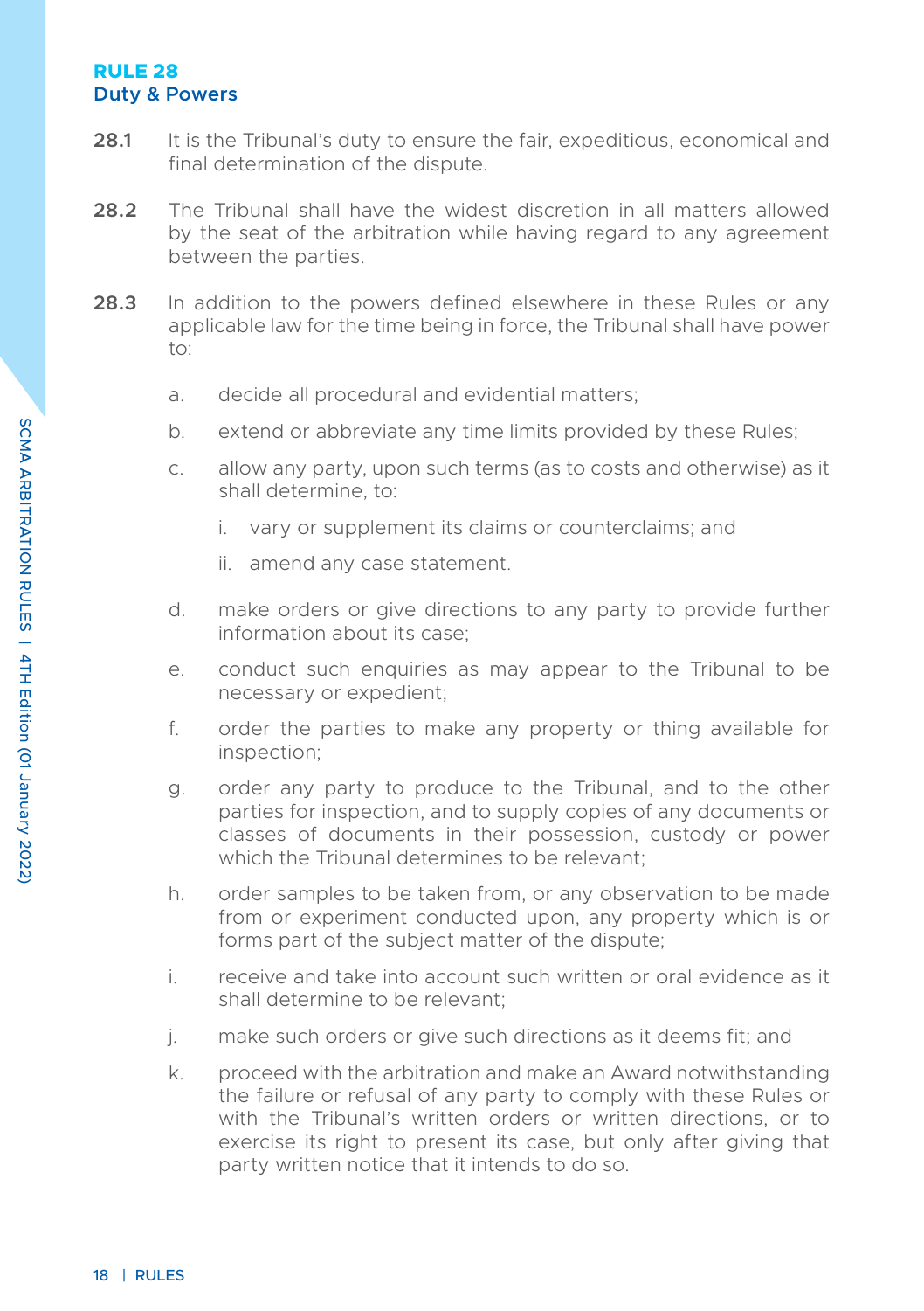## RULE 28
### Duty & Powers

**28.1** It is the Tribunal's duty to ensure the fair, expeditious, economical and final determination of the dispute.

**28.2** The Tribunal shall have the widest discretion in all matters allowed by the seat of the arbitration while having regard to any agreement between the parties.

**28.3** In addition to the powers defined elsewhere in these Rules or any applicable law for the time being in force, the Tribunal shall have power to:

a. decide all procedural and evidential matters;

b. extend or abbreviate any time limits provided by these Rules;

c. allow any party, upon such terms (as to costs and otherwise) as it shall determine, to:

   i. vary or supplement its claims or counterclaims; and

   ii. amend any case statement.

d. make orders or give directions to any party to provide further information about its case;

e. conduct such enquiries as may appear to the Tribunal to be necessary or expedient;

f. order the parties to make any property or thing available for inspection;

g. order any party to produce to the Tribunal, and to the other parties for inspection, and to supply copies of any documents or classes of documents in their possession, custody or power which the Tribunal determines to be relevant;

h. order samples to be taken from, or any observation to be made from or experiment conducted upon, any property which is or forms part of the subject matter of the dispute;

i. receive and take into account such written or oral evidence as it shall determine to be relevant;

j. make such orders or give such directions as it deems fit; and

k. proceed with the arbitration and make an Award notwithstanding the failure or refusal of any party to comply with these Rules or with the Tribunal's written orders or written directions, or to exercise its right to present its case, but only after giving that party written notice that it intends to do so.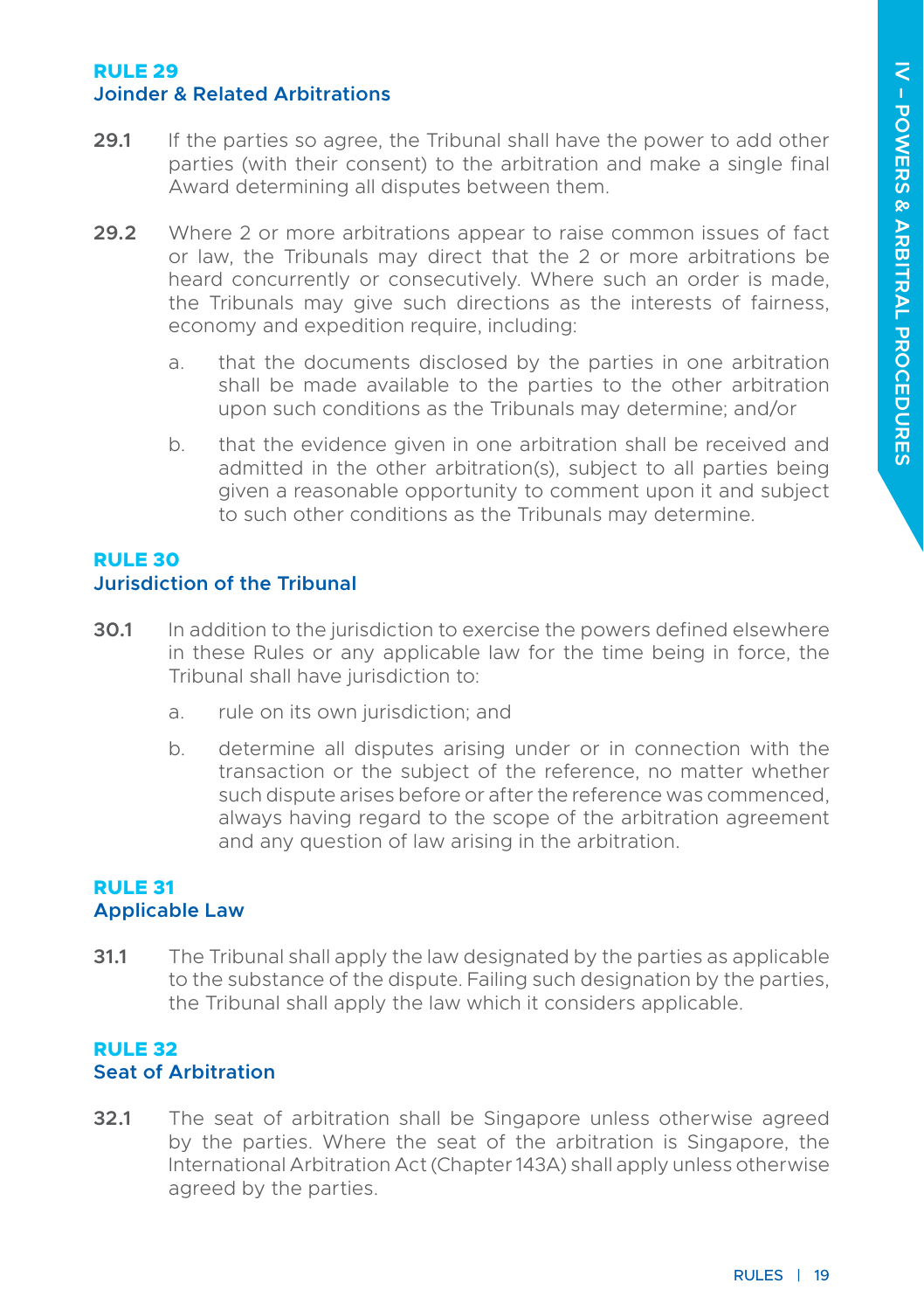## RULE 29
### Joinder & Related Arbitrations

**29.1** If the parties so agree, the Tribunal shall have the power to add other parties (with their consent) to the arbitration and make a single final Award determining all disputes between them.

**29.2** Where 2 or more arbitrations appear to raise common issues of fact or law, the Tribunals may direct that the 2 or more arbitrations be heard concurrently or consecutively. Where such an order is made, the Tribunals may give such directions as the interests of fairness, economy and expedition require, including:

a. that the documents disclosed by the parties in one arbitration shall be made available to the parties to the other arbitration upon such conditions as the Tribunals may determine; and/or

b. that the evidence given in one arbitration shall be received and admitted in the other arbitration(s), subject to all parties being given a reasonable opportunity to comment upon it and subject to such other conditions as the Tribunals may determine.

## RULE 30
### Jurisdiction of the Tribunal

**30.1** In addition to the jurisdiction to exercise the powers defined elsewhere in these Rules or any applicable law for the time being in force, the Tribunal shall have jurisdiction to:

a. rule on its own jurisdiction; and

b. determine all disputes arising under or in connection with the transaction or the subject of the reference, no matter whether such dispute arises before or after the reference was commenced, always having regard to the scope of the arbitration agreement and any question of law arising in the arbitration.

## RULE 31
### Applicable Law

**31.1** The Tribunal shall apply the law designated by the parties as applicable to the substance of the dispute. Failing such designation by the parties, the Tribunal shall apply the law which it considers applicable.

## RULE 32
### Seat of Arbitration

**32.1** The seat of arbitration shall be Singapore unless otherwise agreed by the parties. Where the seat of the arbitration is Singapore, the International Arbitration Act (Chapter 143A) shall apply unless otherwise agreed by the parties.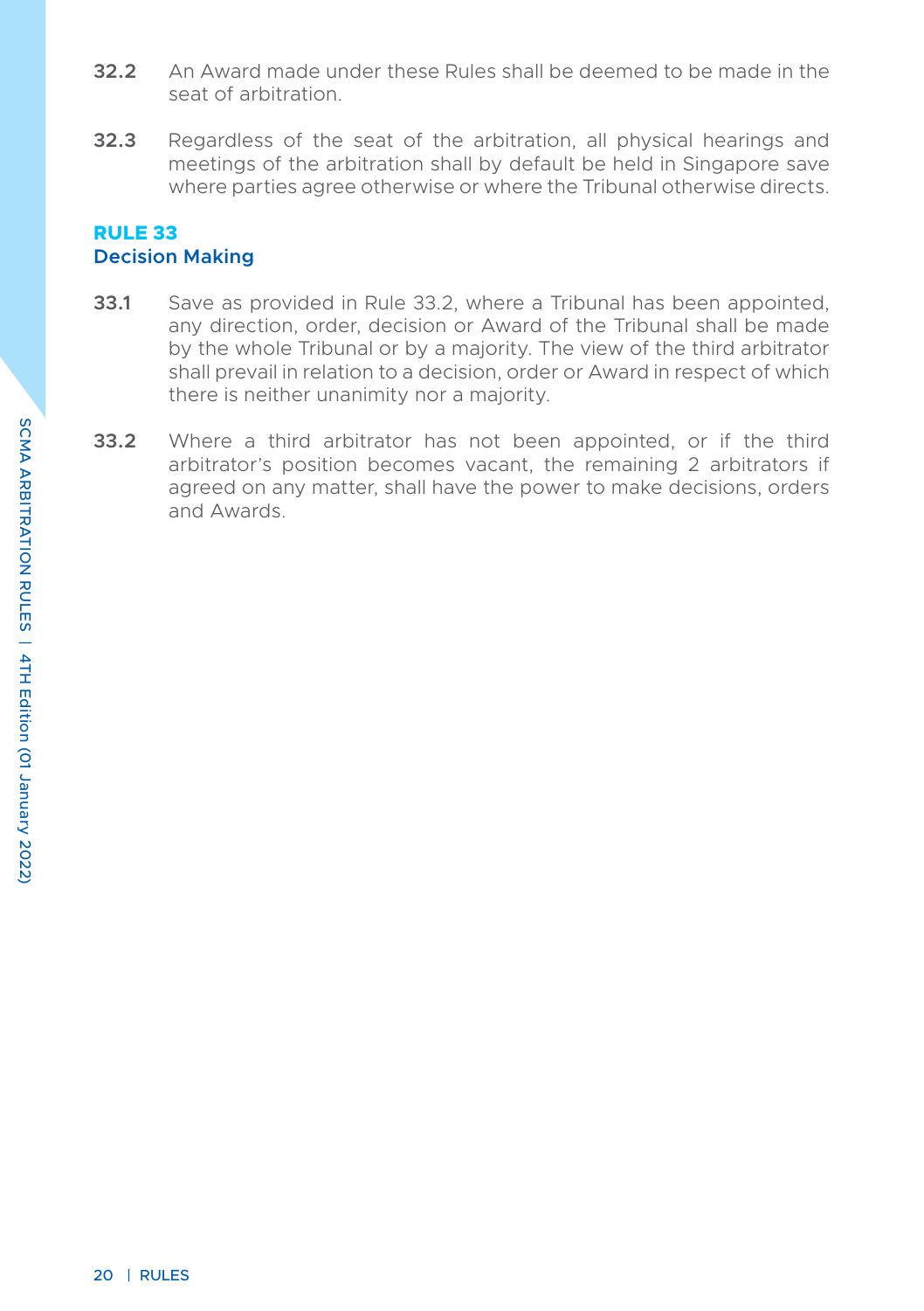**32.2** An Award made under these Rules shall be deemed to be made in the seat of arbitration.

**32.3** Regardless of the seat of the arbitration, all physical hearings and meetings of the arbitration shall by default be held in Singapore save where parties agree otherwise or where the Tribunal otherwise directs.

## RULE 33
### Decision Making

**33.1** Save as provided in Rule 33.2, where a Tribunal has been appointed, any direction, order, decision or Award of the Tribunal shall be made by the whole Tribunal or by a majority. The view of the third arbitrator shall prevail in relation to a decision, order or Award in respect of which there is neither unanimity nor a majority.

**33.2** Where a third arbitrator has not been appointed, or if the third arbitrator's position becomes vacant, the remaining 2 arbitrators if agreed on any matter, shall have the power to make decisions, orders and Awards.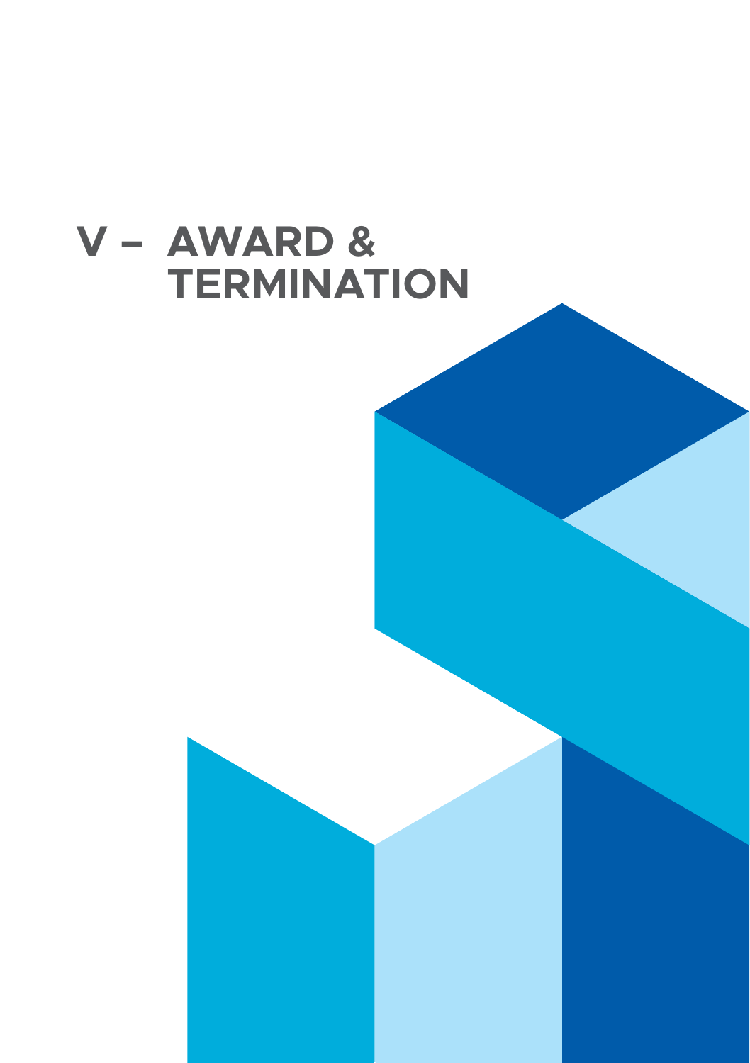# V – AWARD & TERMINATION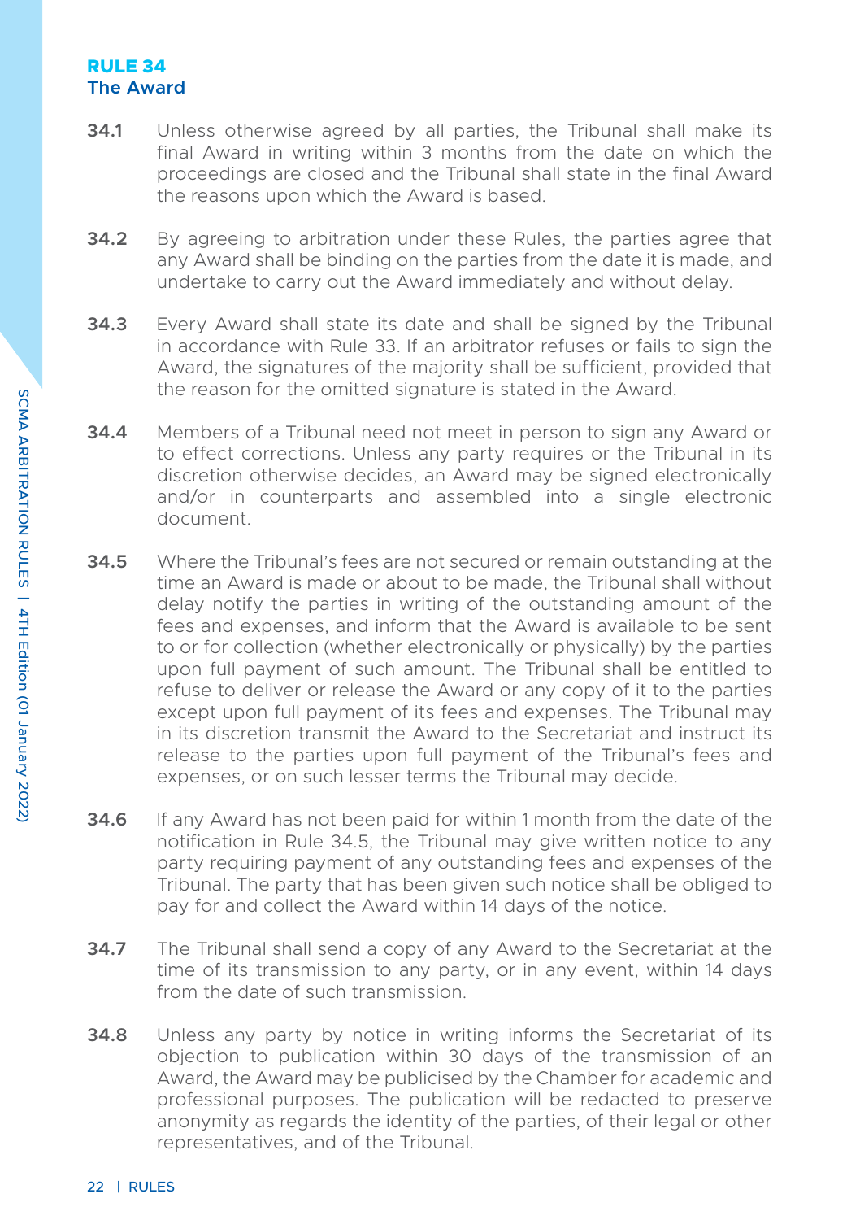## RULE 34
## The Award

**34.1** Unless otherwise agreed by all parties, the Tribunal shall make its final Award in writing within 3 months from the date on which the proceedings are closed and the Tribunal shall state in the final Award the reasons upon which the Award is based.

**34.2** By agreeing to arbitration under these Rules, the parties agree that any Award shall be binding on the parties from the date it is made, and undertake to carry out the Award immediately and without delay.

**34.3** Every Award shall state its date and shall be signed by the Tribunal in accordance with Rule 33. If an arbitrator refuses or fails to sign the Award, the signatures of the majority shall be sufficient, provided that the reason for the omitted signature is stated in the Award.

**34.4** Members of a Tribunal need not meet in person to sign any Award or to effect corrections. Unless any party requires or the Tribunal in its discretion otherwise decides, an Award may be signed electronically and/or in counterparts and assembled into a single electronic document.

**34.5** Where the Tribunal's fees are not secured or remain outstanding at the time an Award is made or about to be made, the Tribunal shall without delay notify the parties in writing of the outstanding amount of the fees and expenses, and inform that the Award is available to be sent to or for collection (whether electronically or physically) by the parties upon full payment of such amount. The Tribunal shall be entitled to refuse to deliver or release the Award or any copy of it to the parties except upon full payment of its fees and expenses. The Tribunal may in its discretion transmit the Award to the Secretariat and instruct its release to the parties upon full payment of the Tribunal's fees and expenses, or on such lesser terms the Tribunal may decide.

**34.6** If any Award has not been paid for within 1 month from the date of the notification in Rule 34.5, the Tribunal may give written notice to any party requiring payment of any outstanding fees and expenses of the Tribunal. The party that has been given such notice shall be obliged to pay for and collect the Award within 14 days of the notice.

**34.7** The Tribunal shall send a copy of any Award to the Secretariat at the time of its transmission to any party, or in any event, within 14 days from the date of such transmission.

**34.8** Unless any party by notice in writing informs the Secretariat of its objection to publication within 30 days of the transmission of an Award, the Award may be publicised by the Chamber for academic and professional purposes. The publication will be redacted to preserve anonymity as regards the identity of the parties, of their legal or other representatives, and of the Tribunal.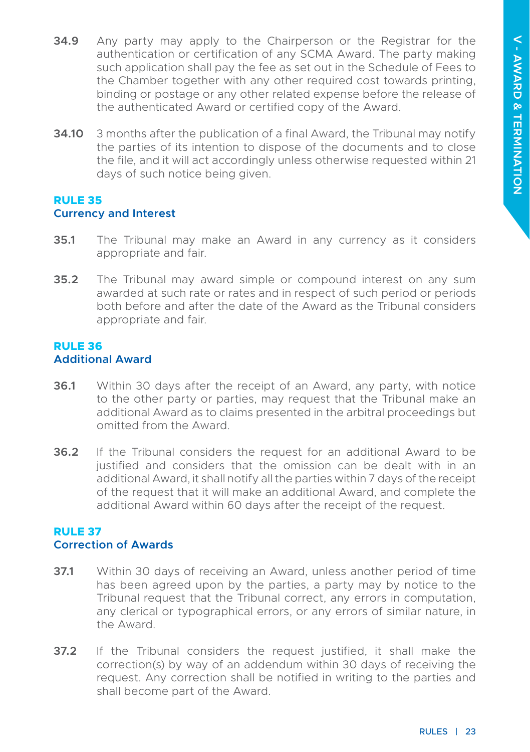**34.9** Any party may apply to the Chairperson or the Registrar for the authentication or certification of any SCMA Award. The party making such application shall pay the fee as set out in the Schedule of Fees to the Chamber together with any other required cost towards printing, binding or postage or any other related expense before the release of the authenticated Award or certified copy of the Award.

**34.10** 3 months after the publication of a final Award, the Tribunal may notify the parties of its intention to dispose of the documents and to close the file, and it will act accordingly unless otherwise requested within 21 days of such notice being given.

## RULE 35
### Currency and Interest

**35.1** The Tribunal may make an Award in any currency as it considers appropriate and fair.

**35.2** The Tribunal may award simple or compound interest on any sum awarded at such rate or rates and in respect of such period or periods both before and after the date of the Award as the Tribunal considers appropriate and fair.

## RULE 36
### Additional Award

**36.1** Within 30 days after the receipt of an Award, any party, with notice to the other party or parties, may request that the Tribunal make an additional Award as to claims presented in the arbitral proceedings but omitted from the Award.

**36.2** If the Tribunal considers the request for an additional Award to be justified and considers that the omission can be dealt with in an additional Award, it shall notify all the parties within 7 days of the receipt of the request that it will make an additional Award, and complete the additional Award within 60 days after the receipt of the request.

## RULE 37
### Correction of Awards

**37.1** Within 30 days of receiving an Award, unless another period of time has been agreed upon by the parties, a party may by notice to the Tribunal request that the Tribunal correct, any errors in computation, any clerical or typographical errors, or any errors of similar nature, in the Award.

**37.2** If the Tribunal considers the request justified, it shall make the correction(s) by way of an addendum within 30 days of receiving the request. Any correction shall be notified in writing to the parties and shall become part of the Award.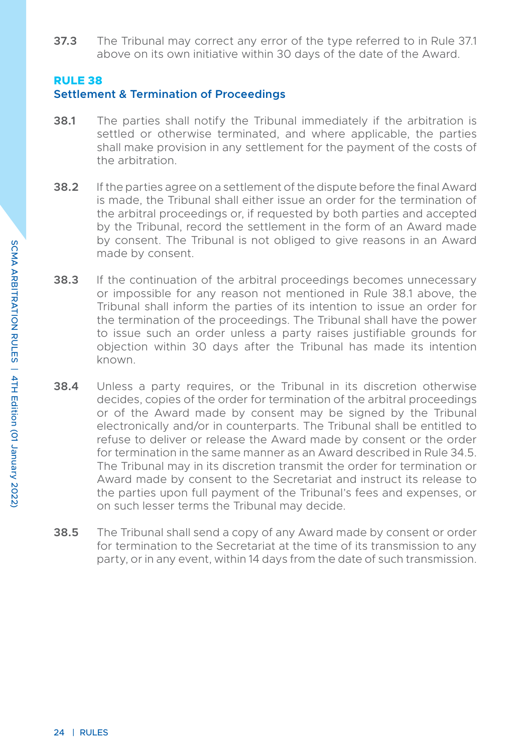**37.3** The Tribunal may correct any error of the type referred to in Rule 37.1 above on its own initiative within 30 days of the date of the Award.

## RULE 38
### Settlement & Termination of Proceedings

**38.1** The parties shall notify the Tribunal immediately if the arbitration is settled or otherwise terminated, and where applicable, the parties shall make provision in any settlement for the payment of the costs of the arbitration.

**38.2** If the parties agree on a settlement of the dispute before the final Award is made, the Tribunal shall either issue an order for the termination of the arbitral proceedings or, if requested by both parties and accepted by the Tribunal, record the settlement in the form of an Award made by consent. The Tribunal is not obliged to give reasons in an Award made by consent.

**38.3** If the continuation of the arbitral proceedings becomes unnecessary or impossible for any reason not mentioned in Rule 38.1 above, the Tribunal shall inform the parties of its intention to issue an order for the termination of the proceedings. The Tribunal shall have the power to issue such an order unless a party raises justifiable grounds for objection within 30 days after the Tribunal has made its intention known.

**38.4** Unless a party requires, or the Tribunal in its discretion otherwise decides, copies of the order for termination of the arbitral proceedings or of the Award made by consent may be signed by the Tribunal electronically and/or in counterparts. The Tribunal shall be entitled to refuse to deliver or release the Award made by consent or the order for termination in the same manner as an Award described in Rule 34.5. The Tribunal may in its discretion transmit the order for termination or Award made by consent to the Secretariat and instruct its release to the parties upon full payment of the Tribunal's fees and expenses, or on such lesser terms the Tribunal may decide.

**38.5** The Tribunal shall send a copy of any Award made by consent or order for termination to the Secretariat at the time of its transmission to any party, or in any event, within 14 days from the date of such transmission.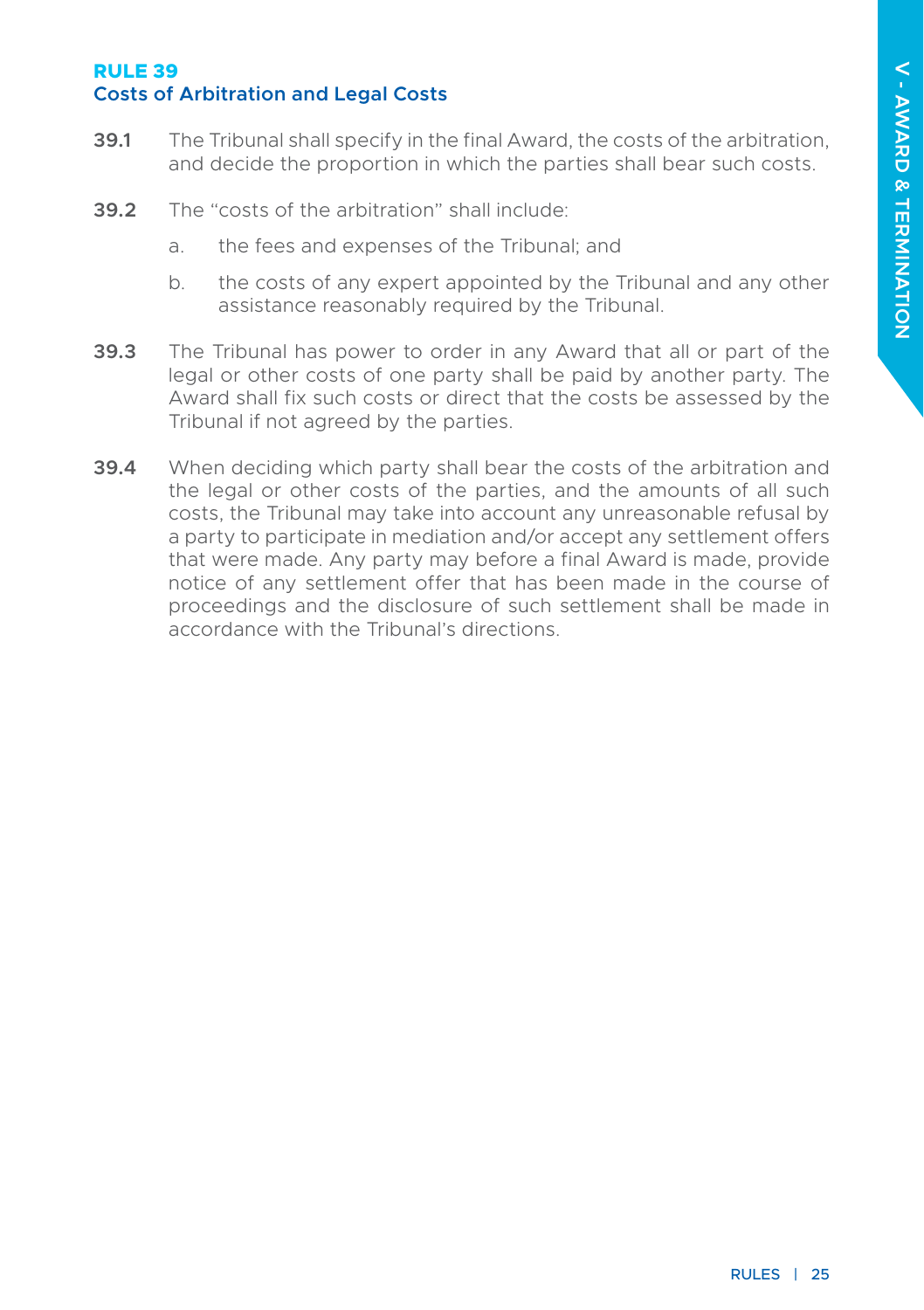## RULE 39
### Costs of Arbitration and Legal Costs

**39.1** The Tribunal shall specify in the final Award, the costs of the arbitration, and decide the proportion in which the parties shall bear such costs.

**39.2** The "costs of the arbitration" shall include:

a. the fees and expenses of the Tribunal; and

b. the costs of any expert appointed by the Tribunal and any other assistance reasonably required by the Tribunal.

**39.3** The Tribunal has power to order in any Award that all or part of the legal or other costs of one party shall be paid by another party. The Award shall fix such costs or direct that the costs be assessed by the Tribunal if not agreed by the parties.

**39.4** When deciding which party shall bear the costs of the arbitration and the legal or other costs of the parties, and the amounts of all such costs, the Tribunal may take into account any unreasonable refusal by a party to participate in mediation and/or accept any settlement offers that were made. Any party may before a final Award is made, provide notice of any settlement offer that has been made in the course of proceedings and the disclosure of such settlement shall be made in accordance with the Tribunal's directions.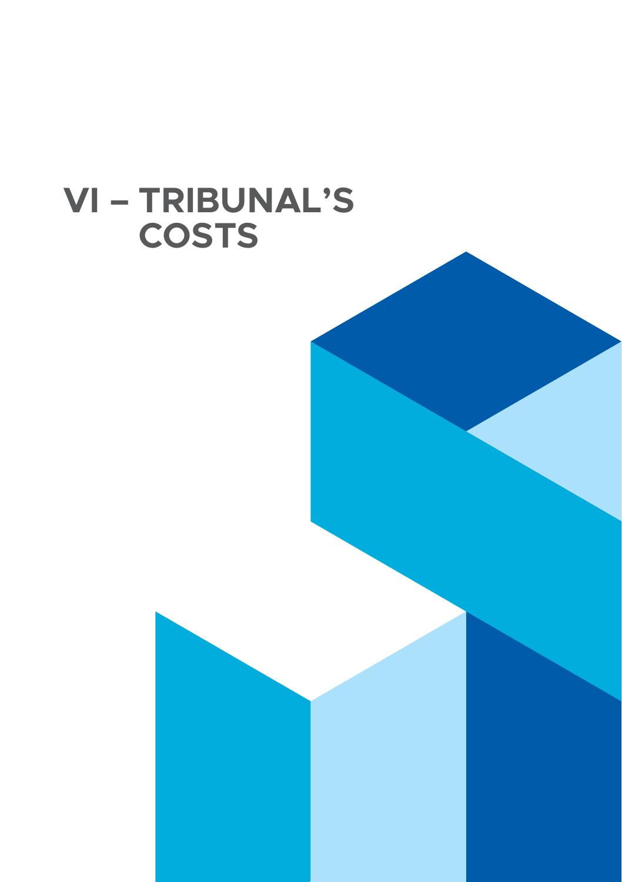# VI – TRIBUNAL'S COSTS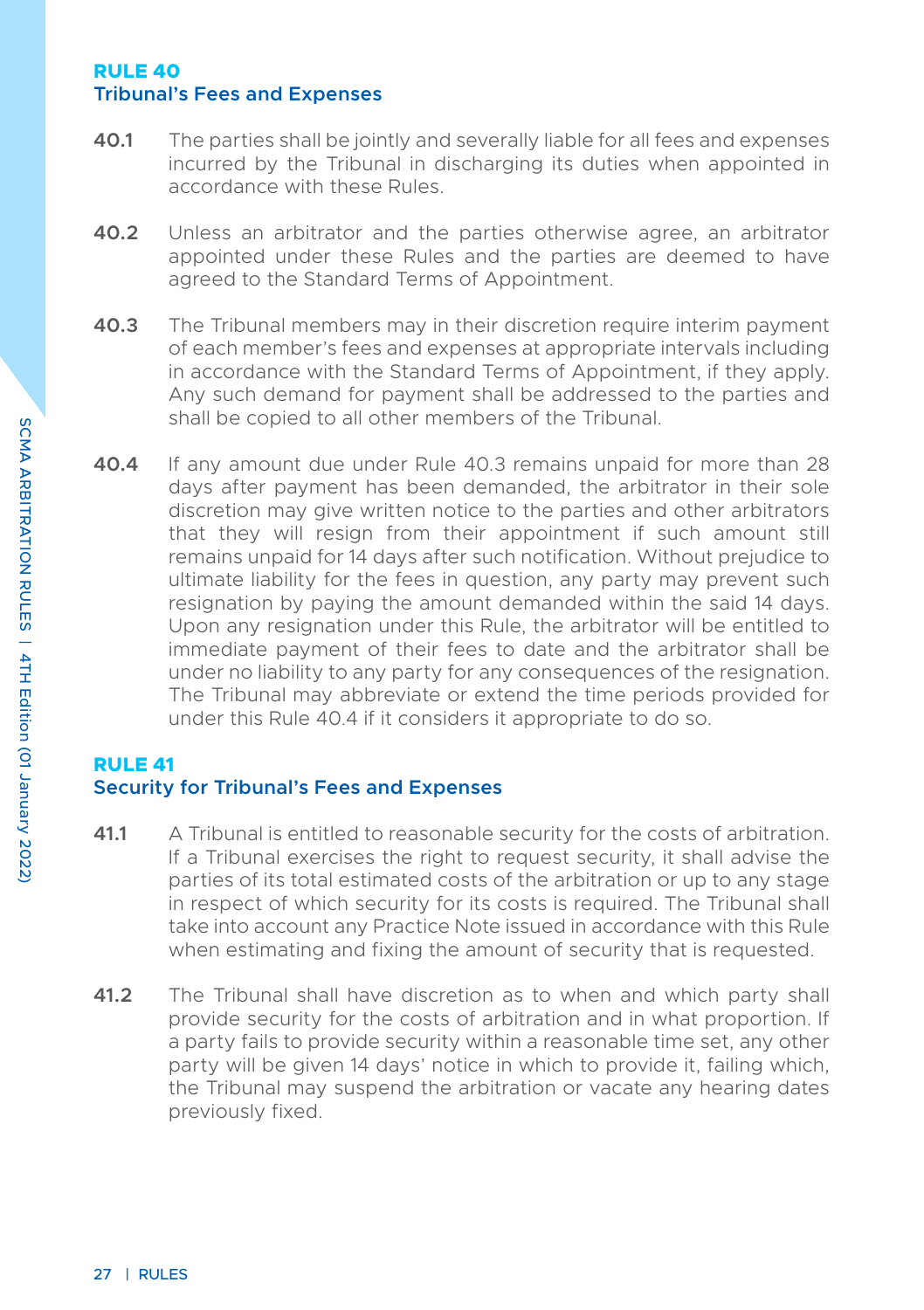## RULE 40
### Tribunal's Fees and Expenses

**40.1** The parties shall be jointly and severally liable for all fees and expenses incurred by the Tribunal in discharging its duties when appointed in accordance with these Rules.

**40.2** Unless an arbitrator and the parties otherwise agree, an arbitrator appointed under these Rules and the parties are deemed to have agreed to the Standard Terms of Appointment.

**40.3** The Tribunal members may in their discretion require interim payment of each member's fees and expenses at appropriate intervals including in accordance with the Standard Terms of Appointment, if they apply. Any such demand for payment shall be addressed to the parties and shall be copied to all other members of the Tribunal.

**40.4** If any amount due under Rule 40.3 remains unpaid for more than 28 days after payment has been demanded, the arbitrator in their sole discretion may give written notice to the parties and other arbitrators that they will resign from their appointment if such amount still remains unpaid for 14 days after such notification. Without prejudice to ultimate liability for the fees in question, any party may prevent such resignation by paying the amount demanded within the said 14 days. Upon any resignation under this Rule, the arbitrator will be entitled to immediate payment of their fees to date and the arbitrator shall be under no liability to any party for any consequences of the resignation. The Tribunal may abbreviate or extend the time periods provided for under this Rule 40.4 if it considers it appropriate to do so.

## RULE 41
### Security for Tribunal's Fees and Expenses

**41.1** A Tribunal is entitled to reasonable security for the costs of arbitration. If a Tribunal exercises the right to request security, it shall advise the parties of its total estimated costs of the arbitration or up to any stage in respect of which security for its costs is required. The Tribunal shall take into account any Practice Note issued in accordance with this Rule when estimating and fixing the amount of security that is requested.

**41.2** The Tribunal shall have discretion as to when and which party shall provide security for the costs of arbitration and in what proportion. If a party fails to provide security within a reasonable time set, any other party will be given 14 days' notice in which to provide it, failing which, the Tribunal may suspend the arbitration or vacate any hearing dates previously fixed.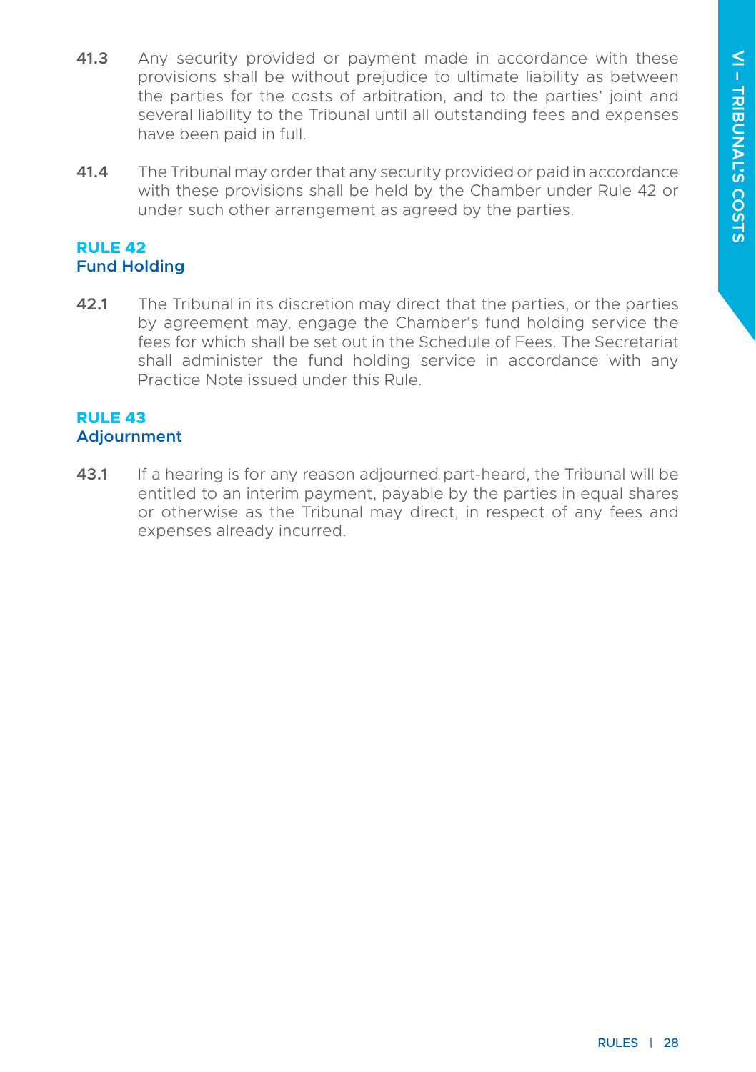**41.3** Any security provided or payment made in accordance with these provisions shall be without prejudice to ultimate liability as between the parties for the costs of arbitration, and to the parties' joint and several liability to the Tribunal until all outstanding fees and expenses have been paid in full.

**41.4** The Tribunal may order that any security provided or paid in accordance with these provisions shall be held by the Chamber under Rule 42 or under such other arrangement as agreed by the parties.

## RULE 42
### Fund Holding

**42.1** The Tribunal in its discretion may direct that the parties, or the parties by agreement may, engage the Chamber's fund holding service the fees for which shall be set out in the Schedule of Fees. The Secretariat shall administer the fund holding service in accordance with any Practice Note issued under this Rule.

## RULE 43
### Adjournment

**43.1** If a hearing is for any reason adjourned part-heard, the Tribunal will be entitled to an interim payment, payable by the parties in equal shares or otherwise as the Tribunal may direct, in respect of any fees and expenses already incurred.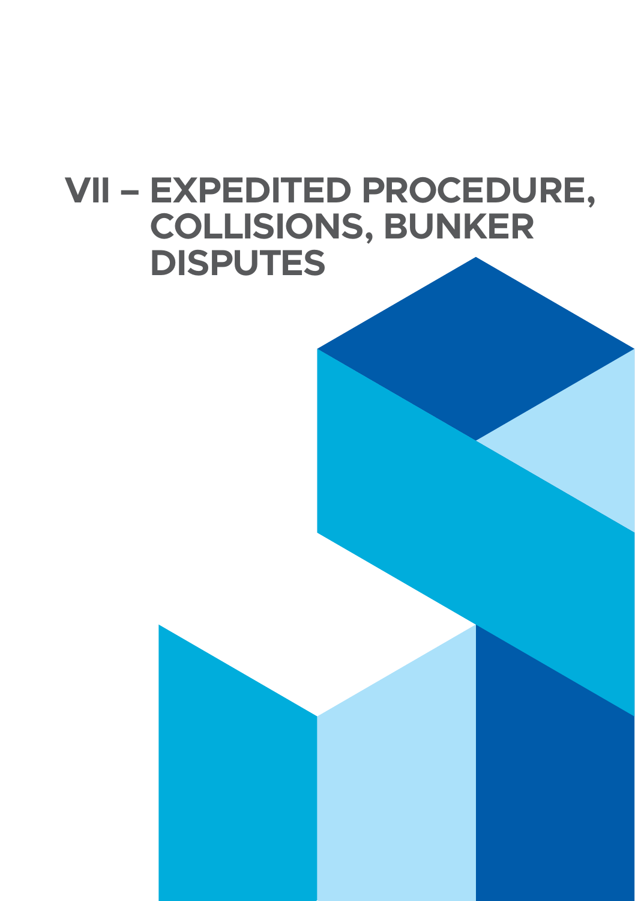# VII – EXPEDITED PROCEDURE, COLLISIONS, BUNKER DISPUTES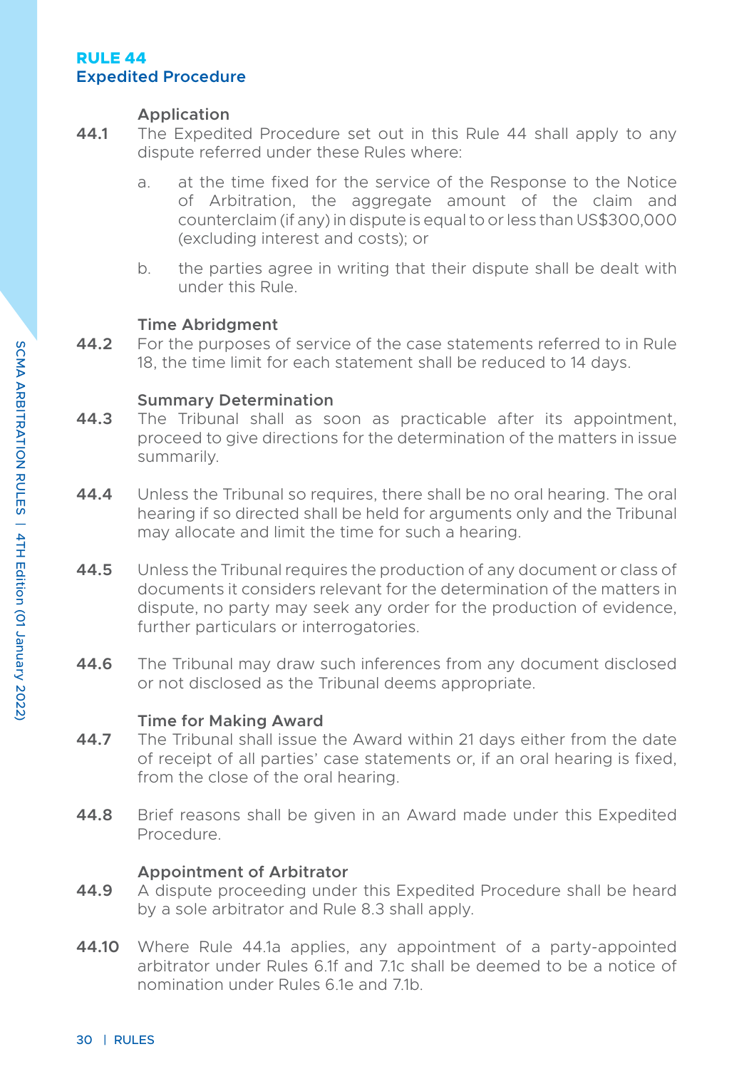## RULE 44
## Expedited Procedure

### Application

**44.1** The Expedited Procedure set out in this Rule 44 shall apply to any dispute referred under these Rules where:

a. at the time fixed for the service of the Response to the Notice of Arbitration, the aggregate amount of the claim and counterclaim (if any) in dispute is equal to or less than US$300,000 (excluding interest and costs); or

b. the parties agree in writing that their dispute shall be dealt with under this Rule.

### Time Abridgment

**44.2** For the purposes of service of the case statements referred to in Rule 18, the time limit for each statement shall be reduced to 14 days.

### Summary Determination

**44.3** The Tribunal shall as soon as practicable after its appointment, proceed to give directions for the determination of the matters in issue summarily.

**44.4** Unless the Tribunal so requires, there shall be no oral hearing. The oral hearing if so directed shall be held for arguments only and the Tribunal may allocate and limit the time for such a hearing.

**44.5** Unless the Tribunal requires the production of any document or class of documents it considers relevant for the determination of the matters in dispute, no party may seek any order for the production of evidence, further particulars or interrogatories.

**44.6** The Tribunal may draw such inferences from any document disclosed or not disclosed as the Tribunal deems appropriate.

### Time for Making Award

**44.7** The Tribunal shall issue the Award within 21 days either from the date of receipt of all parties' case statements or, if an oral hearing is fixed, from the close of the oral hearing.

**44.8** Brief reasons shall be given in an Award made under this Expedited Procedure.

### Appointment of Arbitrator

**44.9** A dispute proceeding under this Expedited Procedure shall be heard by a sole arbitrator and Rule 8.3 shall apply.

**44.10** Where Rule 44.1a applies, any appointment of a party-appointed arbitrator under Rules 6.1f and 7.1c shall be deemed to be a notice of nomination under Rules 6.1e and 7.1b.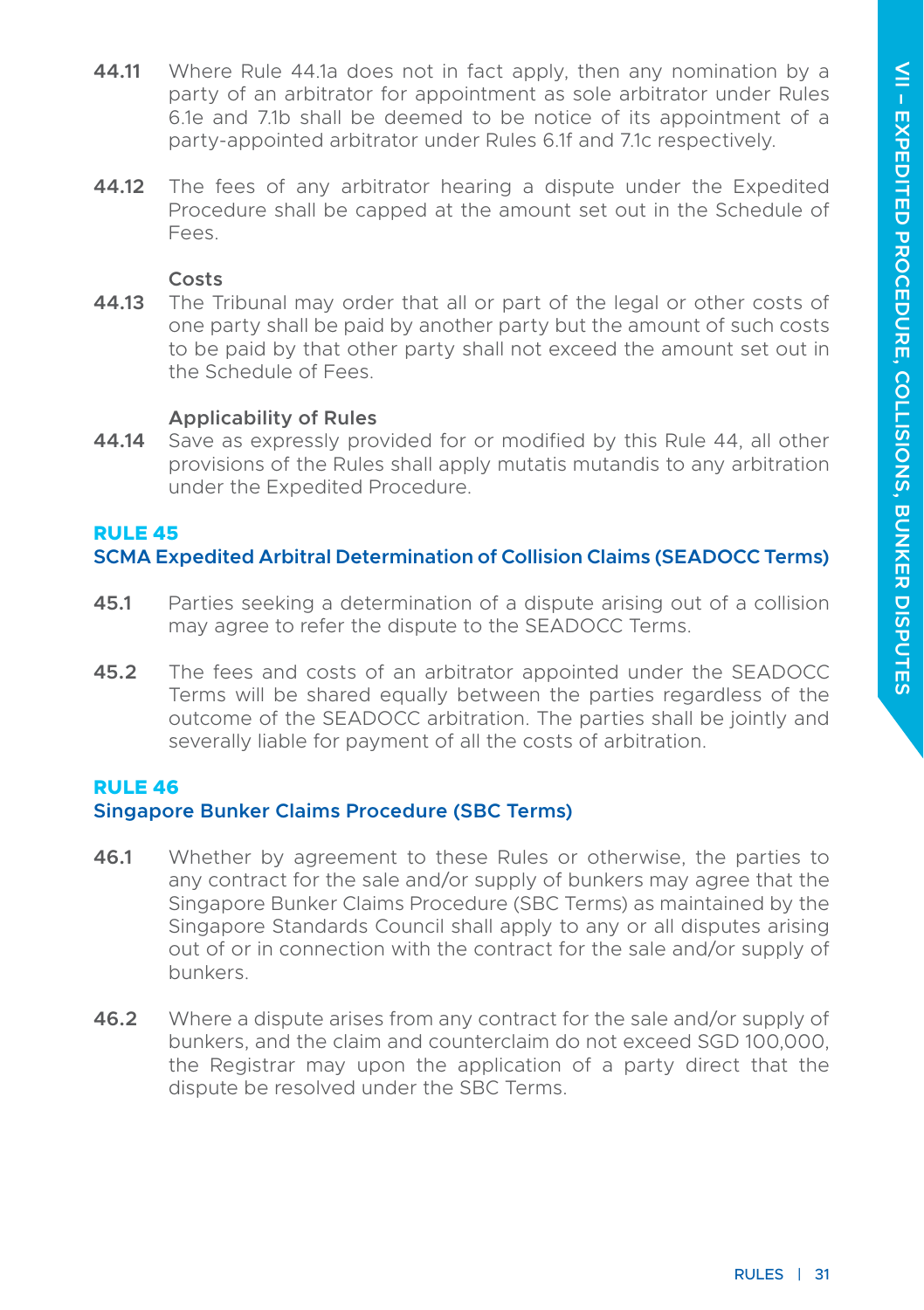**44.11** Where Rule 44.1a does not in fact apply, then any nomination by a party of an arbitrator for appointment as sole arbitrator under Rules 6.1e and 7.1b shall be deemed to be notice of its appointment of a party-appointed arbitrator under Rules 6.1f and 7.1c respectively.

**44.12** The fees of any arbitrator hearing a dispute under the Expedited Procedure shall be capped at the amount set out in the Schedule of Fees.

**Costs**

**44.13** The Tribunal may order that all or part of the legal or other costs of one party shall be paid by another party but the amount of such costs to be paid by that other party shall not exceed the amount set out in the Schedule of Fees.

**Applicability of Rules**

**44.14** Save as expressly provided for or modified by this Rule 44, all other provisions of the Rules shall apply mutatis mutandis to any arbitration under the Expedited Procedure.

## RULE 45
## SCMA Expedited Arbitral Determination of Collision Claims (SEADOCC Terms)

**45.1** Parties seeking a determination of a dispute arising out of a collision may agree to refer the dispute to the SEADOCC Terms.

**45.2** The fees and costs of an arbitrator appointed under the SEADOCC Terms will be shared equally between the parties regardless of the outcome of the SEADOCC arbitration. The parties shall be jointly and severally liable for payment of all the costs of arbitration.

## RULE 46
## Singapore Bunker Claims Procedure (SBC Terms)

**46.1** Whether by agreement to these Rules or otherwise, the parties to any contract for the sale and/or supply of bunkers may agree that the Singapore Bunker Claims Procedure (SBC Terms) as maintained by the Singapore Standards Council shall apply to any or all disputes arising out of or in connection with the contract for the sale and/or supply of bunkers.

**46.2** Where a dispute arises from any contract for the sale and/or supply of bunkers, and the claim and counterclaim do not exceed SGD 100,000, the Registrar may upon the application of a party direct that the dispute be resolved under the SBC Terms.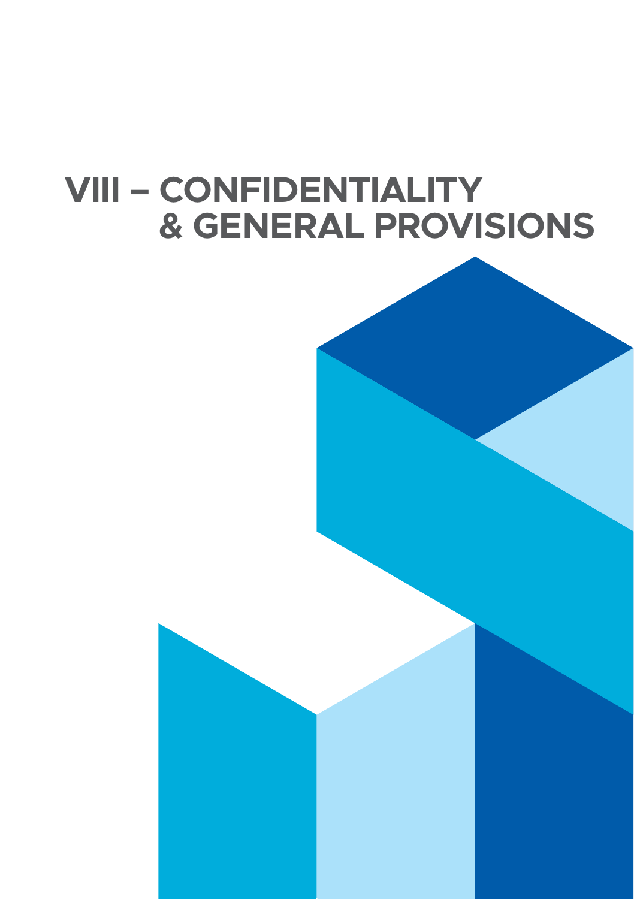# VIII – CONFIDENTIALITY & GENERAL PROVISIONS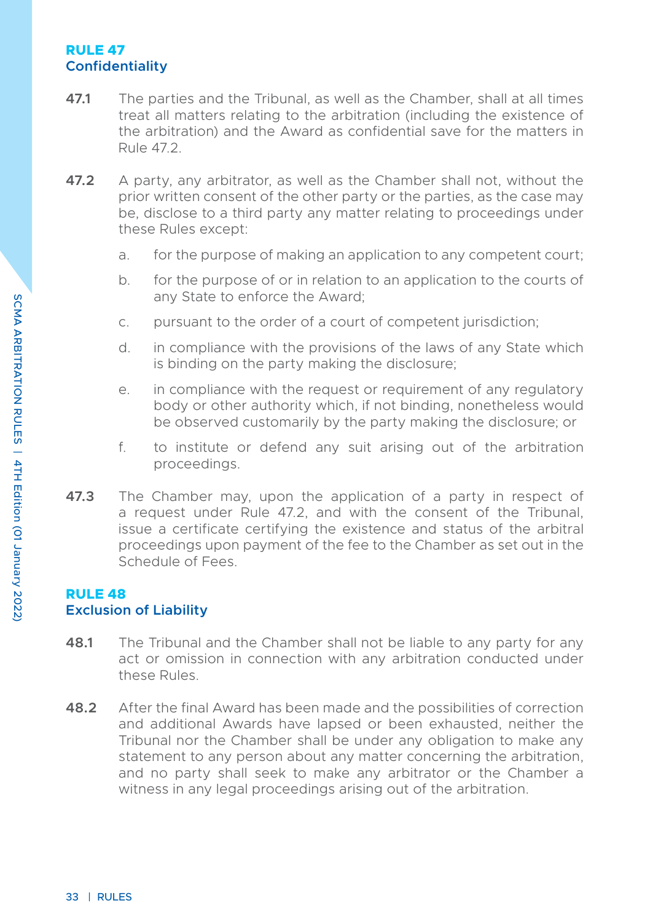## RULE 47
### Confidentiality

**47.1** The parties and the Tribunal, as well as the Chamber, shall at all times treat all matters relating to the arbitration (including the existence of the arbitration) and the Award as confidential save for the matters in Rule 47.2.

**47.2** A party, any arbitrator, as well as the Chamber shall not, without the prior written consent of the other party or the parties, as the case may be, disclose to a third party any matter relating to proceedings under these Rules except:

a. for the purpose of making an application to any competent court;

b. for the purpose of or in relation to an application to the courts of any State to enforce the Award;

c. pursuant to the order of a court of competent jurisdiction;

d. in compliance with the provisions of the laws of any State which is binding on the party making the disclosure;

e. in compliance with the request or requirement of any regulatory body or other authority which, if not binding, nonetheless would be observed customarily by the party making the disclosure; or

f. to institute or defend any suit arising out of the arbitration proceedings.

**47.3** The Chamber may, upon the application of a party in respect of a request under Rule 47.2, and with the consent of the Tribunal, issue a certificate certifying the existence and status of the arbitral proceedings upon payment of the fee to the Chamber as set out in the Schedule of Fees.

## RULE 48
### Exclusion of Liability

**48.1** The Tribunal and the Chamber shall not be liable to any party for any act or omission in connection with any arbitration conducted under these Rules.

**48.2** After the final Award has been made and the possibilities of correction and additional Awards have lapsed or been exhausted, neither the Tribunal nor the Chamber shall be under any obligation to make any statement to any person about any matter concerning the arbitration, and no party shall seek to make any arbitrator or the Chamber a witness in any legal proceedings arising out of the arbitration.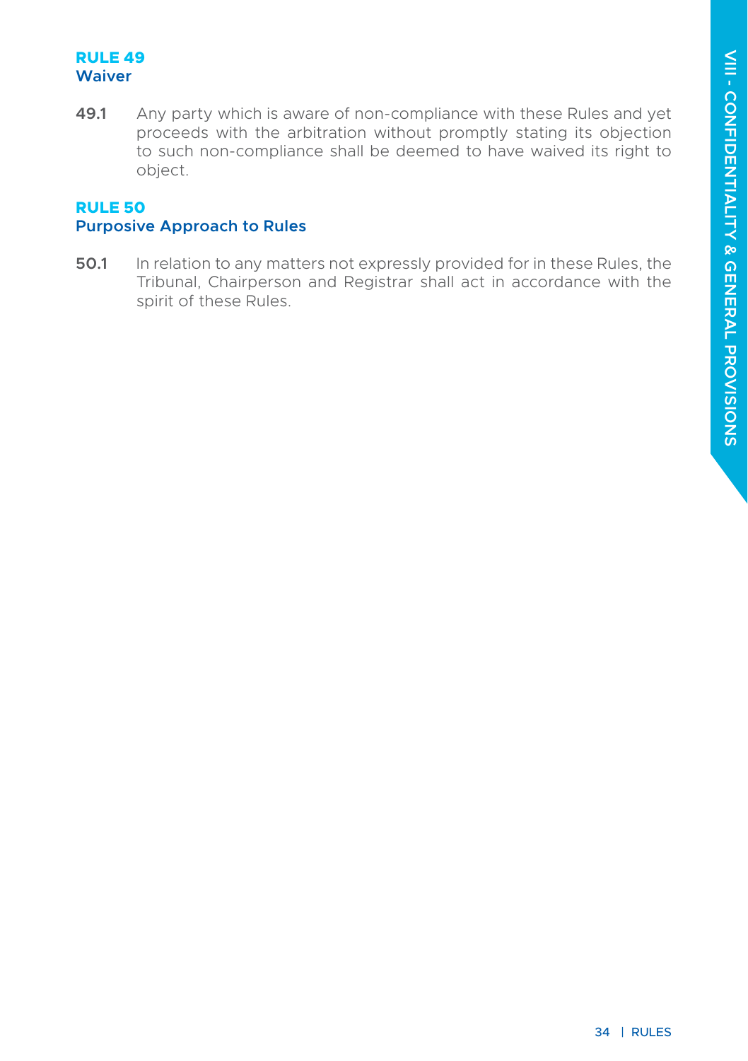## RULE 49
### Waiver

**49.1** Any party which is aware of non-compliance with these Rules and yet proceeds with the arbitration without promptly stating its objection to such non-compliance shall be deemed to have waived its right to object.

## RULE 50
### Purposive Approach to Rules

**50.1** In relation to any matters not expressly provided for in these Rules, the Tribunal, Chairperson and Registrar shall act in accordance with the spirit of these Rules.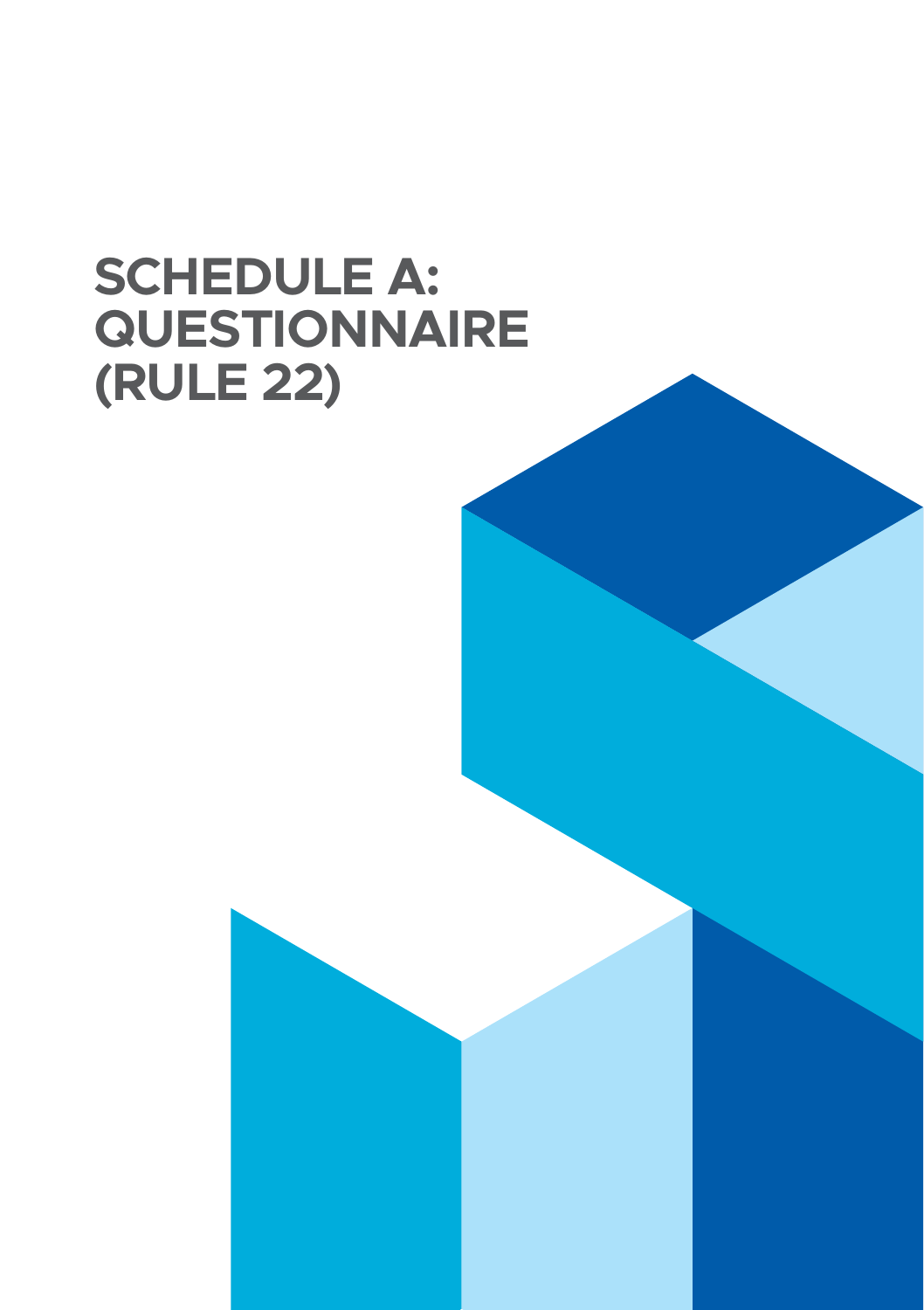# SCHEDULE A: QUESTIONNAIRE (RULE 22)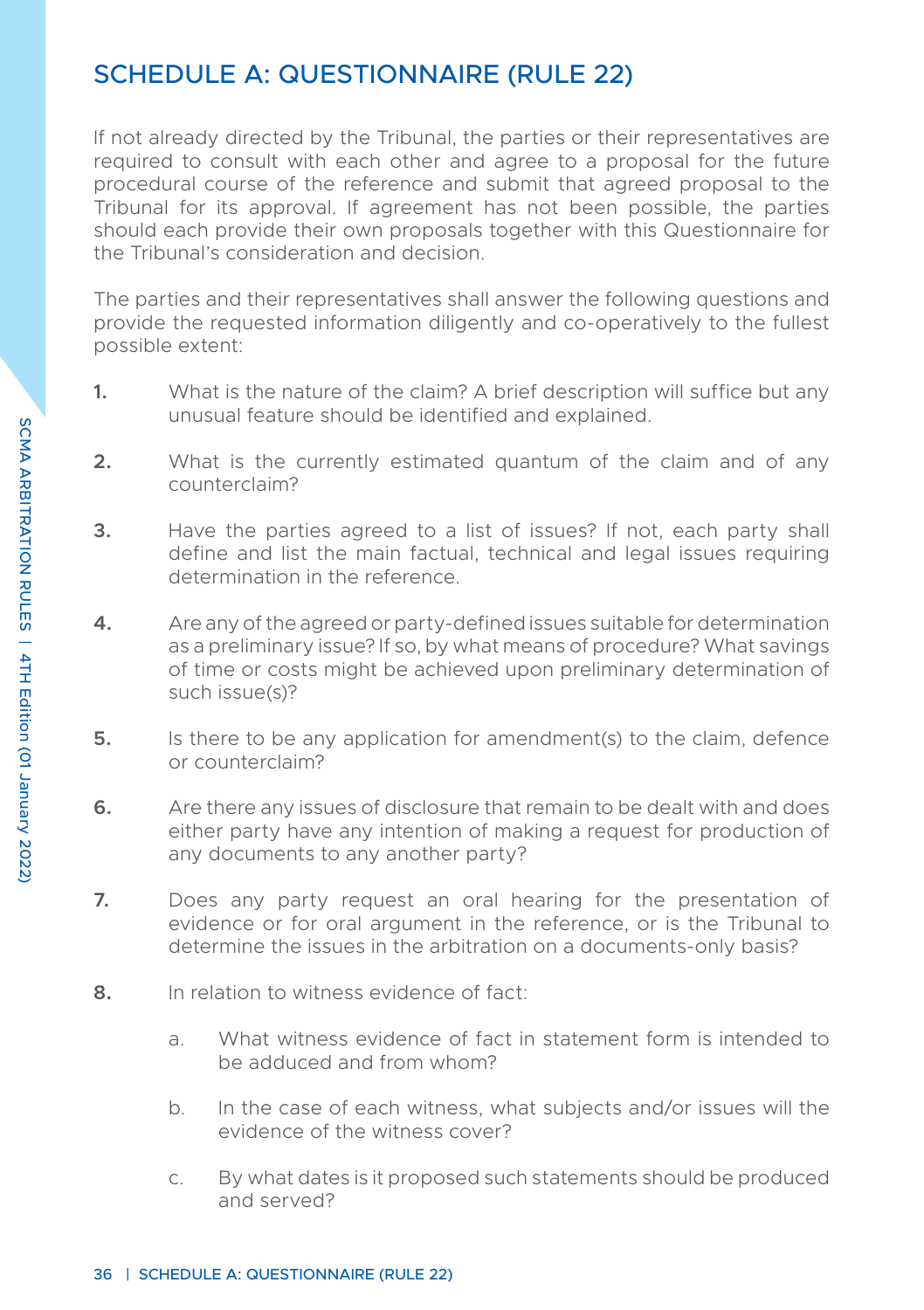## SCHEDULE A: QUESTIONNAIRE (RULE 22)

If not already directed by the Tribunal, the parties or their representatives are required to consult with each other and agree to a proposal for the future procedural course of the reference and submit that agreed proposal to the Tribunal for its approval. If agreement has not been possible, the parties should each provide their own proposals together with this Questionnaire for the Tribunal's consideration and decision.

The parties and their representatives shall answer the following questions and provide the requested information diligently and co-operatively to the fullest possible extent:

**1.** What is the nature of the claim? A brief description will suffice but any unusual feature should be identified and explained.

**2.** What is the currently estimated quantum of the claim and of any counterclaim?

**3.** Have the parties agreed to a list of issues? If not, each party shall define and list the main factual, technical and legal issues requiring determination in the reference.

**4.** Are any of the agreed or party-defined issues suitable for determination as a preliminary issue? If so, by what means of procedure? What savings of time or costs might be achieved upon preliminary determination of such issue(s)?

**5.** Is there to be any application for amendment(s) to the claim, defence or counterclaim?

**6.** Are there any issues of disclosure that remain to be dealt with and does either party have any intention of making a request for production of any documents to any another party?

**7.** Does any party request an oral hearing for the presentation of evidence or for oral argument in the reference, or is the Tribunal to determine the issues in the arbitration on a documents-only basis?

**8.** In relation to witness evidence of fact:

a. What witness evidence of fact in statement form is intended to be adduced and from whom?

b. In the case of each witness, what subjects and/or issues will the evidence of the witness cover?

c. By what dates is it proposed such statements should be produced and served?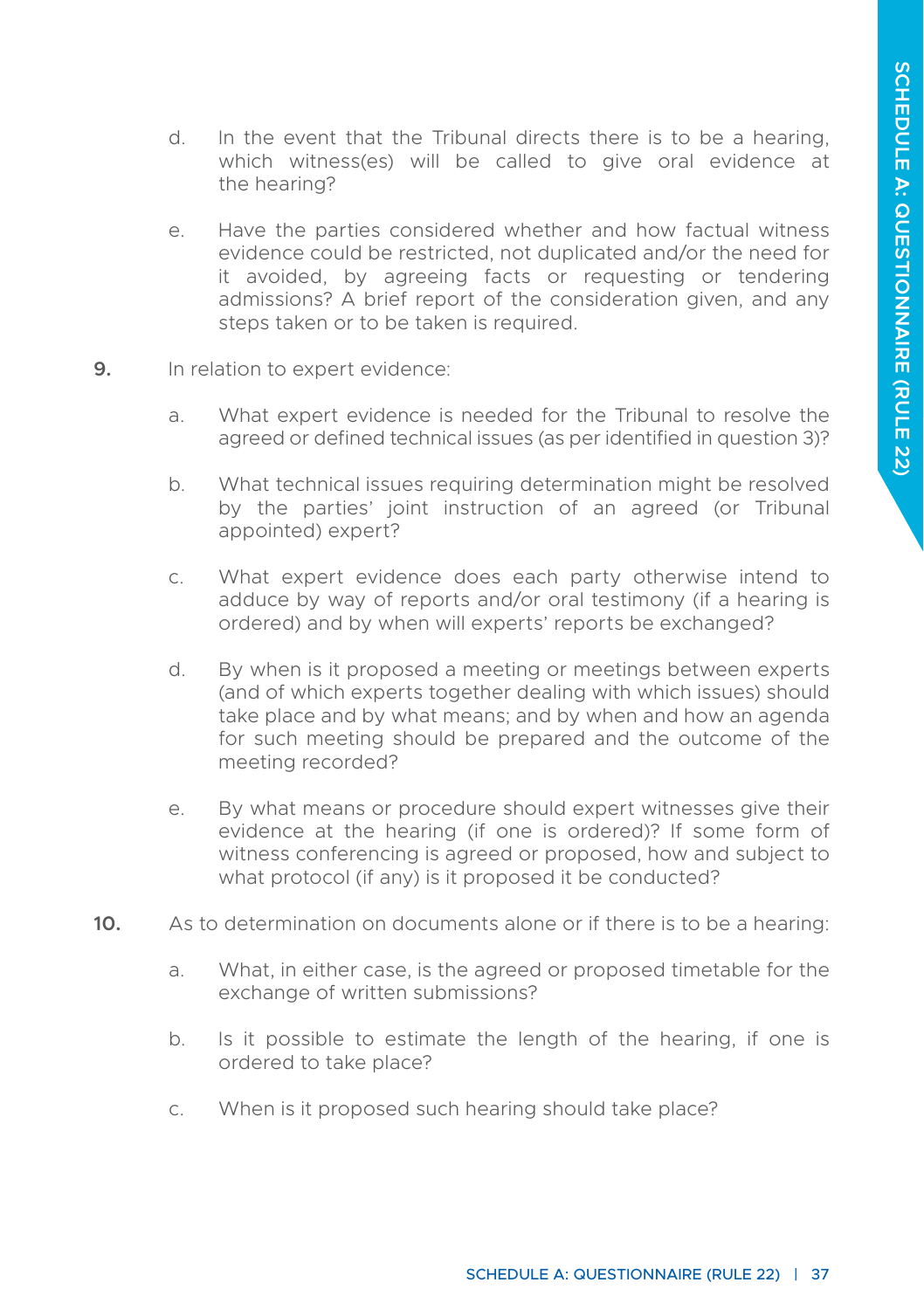d. In the event that the Tribunal directs there is to be a hearing, which witness(es) will be called to give oral evidence at the hearing?

e. Have the parties considered whether and how factual witness evidence could be restricted, not duplicated and/or the need for it avoided, by agreeing facts or requesting or tendering admissions? A brief report of the consideration given, and any steps taken or to be taken is required.

**9.** In relation to expert evidence:

a. What expert evidence is needed for the Tribunal to resolve the agreed or defined technical issues (as per identified in question 3)?

b. What technical issues requiring determination might be resolved by the parties' joint instruction of an agreed (or Tribunal appointed) expert?

c. What expert evidence does each party otherwise intend to adduce by way of reports and/or oral testimony (if a hearing is ordered) and by when will experts' reports be exchanged?

d. By when is it proposed a meeting or meetings between experts (and of which experts together dealing with which issues) should take place and by what means; and by when and how an agenda for such meeting should be prepared and the outcome of the meeting recorded?

e. By what means or procedure should expert witnesses give their evidence at the hearing (if one is ordered)? If some form of witness conferencing is agreed or proposed, how and subject to what protocol (if any) is it proposed it be conducted?

**10.** As to determination on documents alone or if there is to be a hearing:

a. What, in either case, is the agreed or proposed timetable for the exchange of written submissions?

b. Is it possible to estimate the length of the hearing, if one is ordered to take place?

c. When is it proposed such hearing should take place?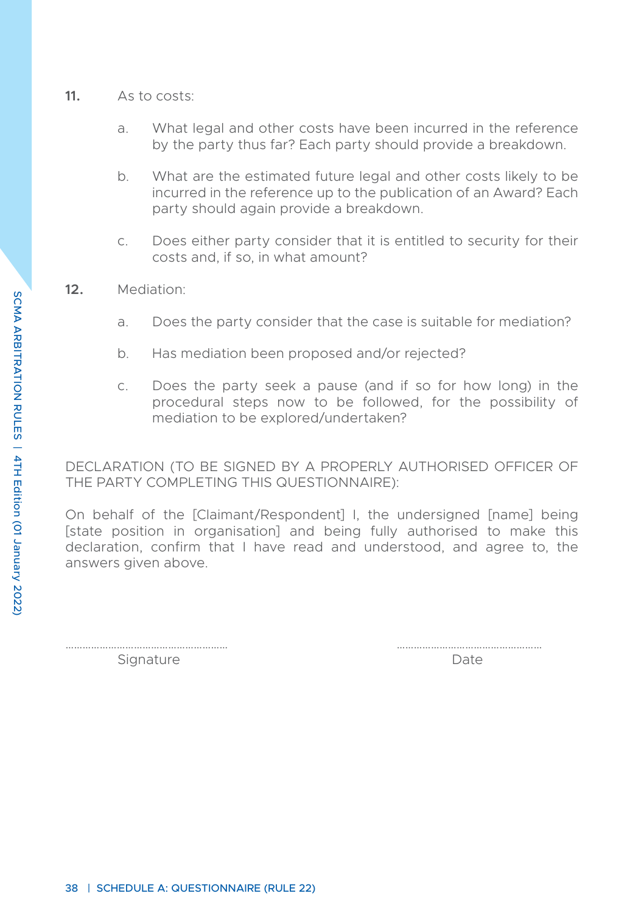**11.** As to costs:

a. What legal and other costs have been incurred in the reference by the party thus far? Each party should provide a breakdown.

b. What are the estimated future legal and other costs likely to be incurred in the reference up to the publication of an Award? Each party should again provide a breakdown.

c. Does either party consider that it is entitled to security for their costs and, if so, in what amount?

**12.** Mediation:

a. Does the party consider that the case is suitable for mediation?

b. Has mediation been proposed and/or rejected?

c. Does the party seek a pause (and if so for how long) in the procedural steps now to be followed, for the possibility of mediation to be explored/undertaken?

DECLARATION (TO BE SIGNED BY A PROPERLY AUTHORISED OFFICER OF THE PARTY COMPLETING THIS QUESTIONNAIRE):

On behalf of the [Claimant/Respondent] I, the undersigned [name] being [state position in organisation] and being fully authorised to make this declaration, confirm that I have read and understood, and agree to, the answers given above.

............................................................ ............................................................

Signature Date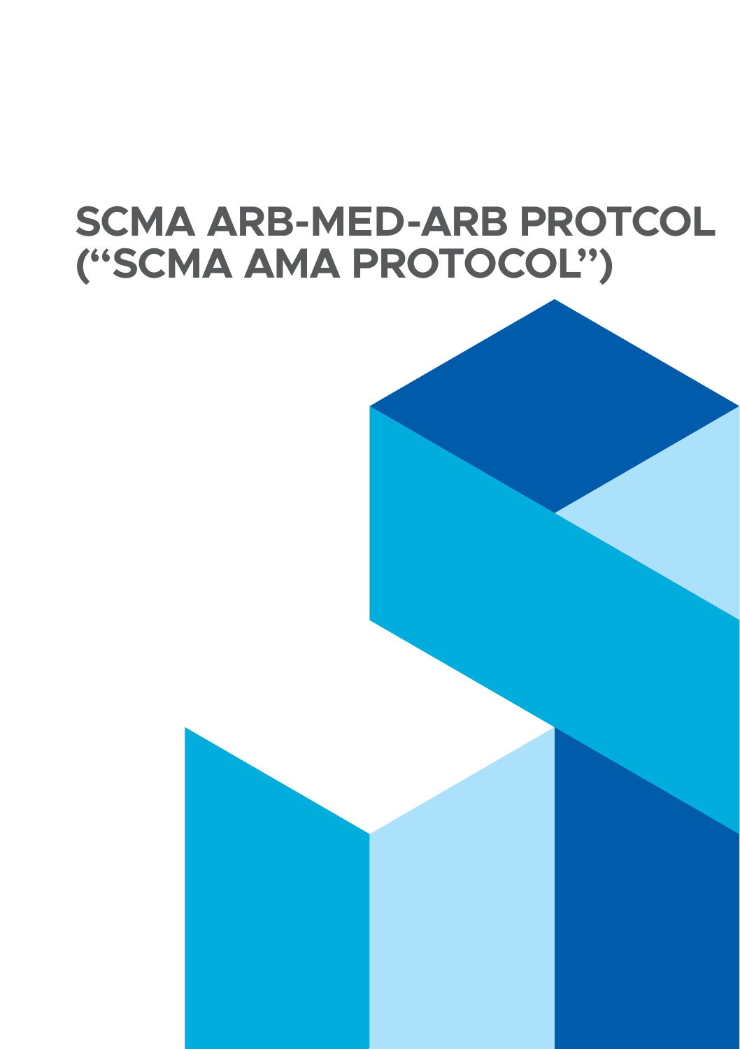# SCMA ARB-MED-ARB PROTCOL ("SCMA AMA PROTOCOL")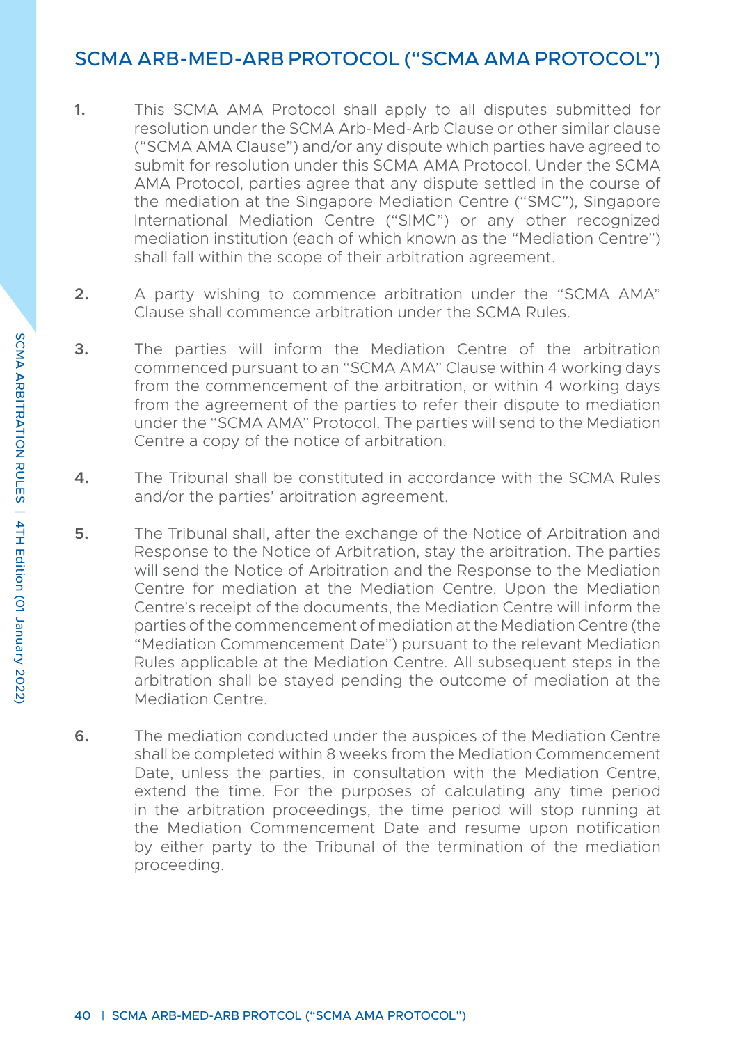# SCMA ARB-MED-ARB PROTOCOL ("SCMA AMA PROTOCOL")

1. This SCMA AMA Protocol shall apply to all disputes submitted for resolution under the SCMA Arb-Med-Arb Clause or other similar clause ("SCMA AMA Clause") and/or any dispute which parties have agreed to submit for resolution under this SCMA AMA Protocol. Under the SCMA AMA Protocol, parties agree that any dispute settled in the course of the mediation at the Singapore Mediation Centre ("SMC"), Singapore International Mediation Centre ("SIMC") or any other recognized mediation institution (each of which known as the "Mediation Centre") shall fall within the scope of their arbitration agreement.

2. A party wishing to commence arbitration under the "SCMA AMA" Clause shall commence arbitration under the SCMA Rules.

3. The parties will inform the Mediation Centre of the arbitration commenced pursuant to an "SCMA AMA" Clause within 4 working days from the commencement of the arbitration, or within 4 working days from the agreement of the parties to refer their dispute to mediation under the "SCMA AMA" Protocol. The parties will send to the Mediation Centre a copy of the notice of arbitration.

4. The Tribunal shall be constituted in accordance with the SCMA Rules and/or the parties' arbitration agreement.

5. The Tribunal shall, after the exchange of the Notice of Arbitration and Response to the Notice of Arbitration, stay the arbitration. The parties will send the Notice of Arbitration and the Response to the Mediation Centre for mediation at the Mediation Centre. Upon the Mediation Centre's receipt of the documents, the Mediation Centre will inform the parties of the commencement of mediation at the Mediation Centre (the "Mediation Commencement Date") pursuant to the relevant Mediation Rules applicable at the Mediation Centre. All subsequent steps in the arbitration shall be stayed pending the outcome of mediation at the Mediation Centre.

6. The mediation conducted under the auspices of the Mediation Centre shall be completed within 8 weeks from the Mediation Commencement Date, unless the parties, in consultation with the Mediation Centre, extend the time. For the purposes of calculating any time period in the arbitration proceedings, the time period will stop running at the Mediation Commencement Date and resume upon notification by either party to the Tribunal of the termination of the mediation proceeding.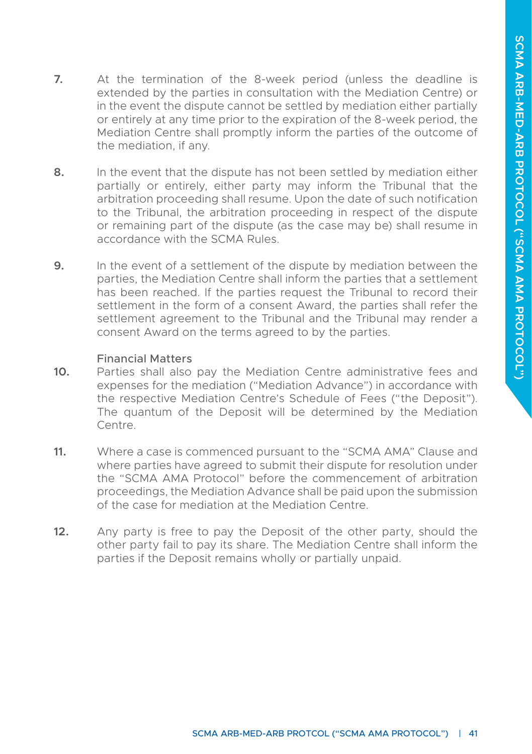7. At the termination of the 8-week period (unless the deadline is extended by the parties in consultation with the Mediation Centre) or in the event the dispute cannot be settled by mediation either partially or entirely at any time prior to the expiration of the 8-week period, the Mediation Centre shall promptly inform the parties of the outcome of the mediation, if any.

8. In the event that the dispute has not been settled by mediation either partially or entirely, either party may inform the Tribunal that the arbitration proceeding shall resume. Upon the date of such notification to the Tribunal, the arbitration proceeding in respect of the dispute or remaining part of the dispute (as the case may be) shall resume in accordance with the SCMA Rules.

9. In the event of a settlement of the dispute by mediation between the parties, the Mediation Centre shall inform the parties that a settlement has been reached. If the parties request the Tribunal to record their settlement in the form of a consent Award, the parties shall refer the settlement agreement to the Tribunal and the Tribunal may render a consent Award on the terms agreed to by the parties.

### Financial Matters

10. Parties shall also pay the Mediation Centre administrative fees and expenses for the mediation ("Mediation Advance") in accordance with the respective Mediation Centre's Schedule of Fees ("the Deposit"). The quantum of the Deposit will be determined by the Mediation Centre.

11. Where a case is commenced pursuant to the "SCMA AMA" Clause and where parties have agreed to submit their dispute for resolution under the "SCMA AMA Protocol" before the commencement of arbitration proceedings, the Mediation Advance shall be paid upon the submission of the case for mediation at the Mediation Centre.

12. Any party is free to pay the Deposit of the other party, should the other party fail to pay its share. The Mediation Centre shall inform the parties if the Deposit remains wholly or partially unpaid.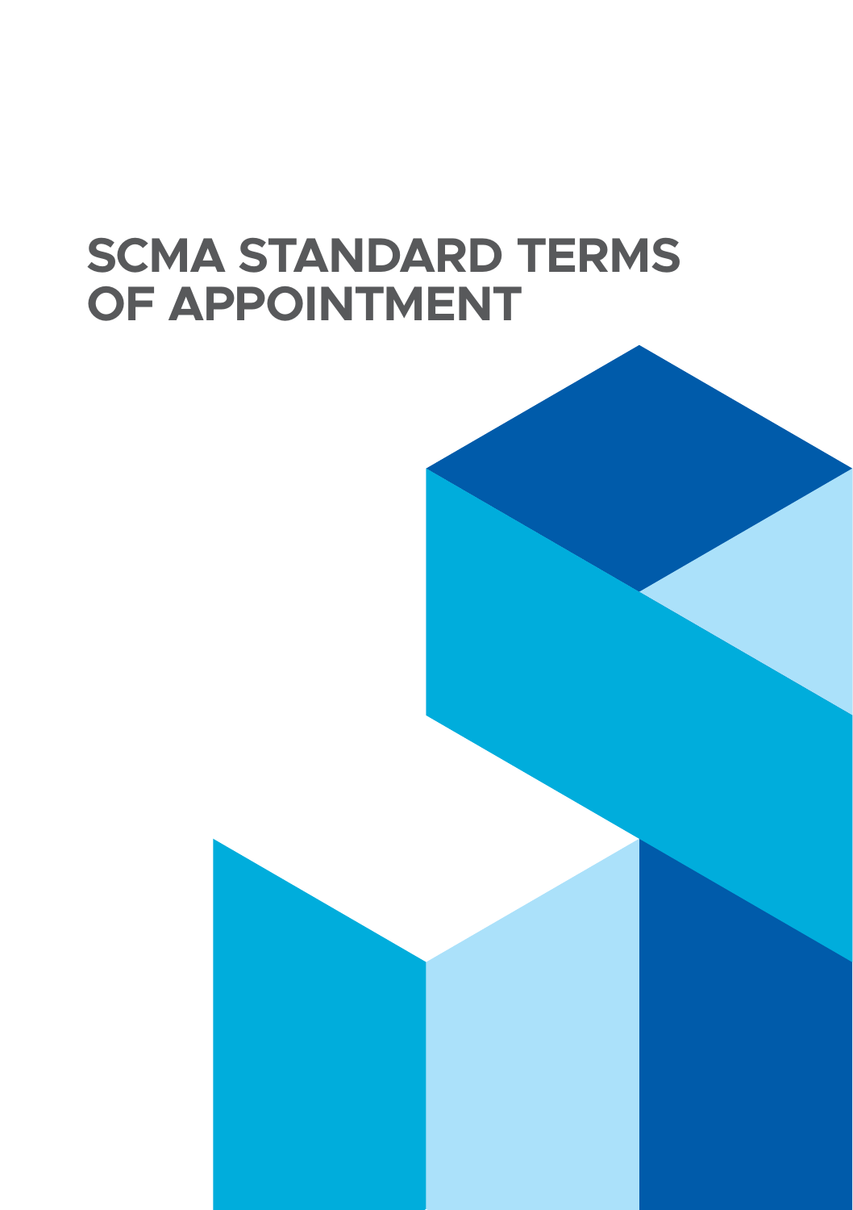# SCMA STANDARD TERMS OF APPOINTMENT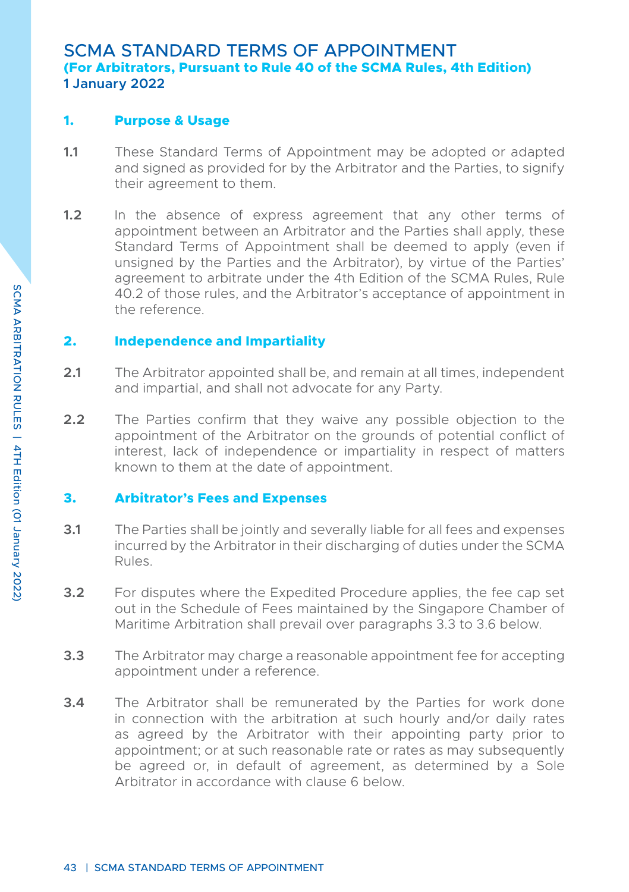# SCMA STANDARD TERMS OF APPOINTMENT

**(For Arbitrators, Pursuant to Rule 40 of the SCMA Rules, 4th Edition)**

**1 January 2022**

## 1. Purpose & Usage

**1.1** These Standard Terms of Appointment may be adopted or adapted and signed as provided for by the Arbitrator and the Parties, to signify their agreement to them.

**1.2** In the absence of express agreement that any other terms of appointment between an Arbitrator and the Parties shall apply, these Standard Terms of Appointment shall be deemed to apply (even if unsigned by the Parties and the Arbitrator), by virtue of the Parties' agreement to arbitrate under the 4th Edition of the SCMA Rules, Rule 40.2 of those rules, and the Arbitrator's acceptance of appointment in the reference.

## 2. Independence and Impartiality

**2.1** The Arbitrator appointed shall be, and remain at all times, independent and impartial, and shall not advocate for any Party.

**2.2** The Parties confirm that they waive any possible objection to the appointment of the Arbitrator on the grounds of potential conflict of interest, lack of independence or impartiality in respect of matters known to them at the date of appointment.

## 3. Arbitrator's Fees and Expenses

**3.1** The Parties shall be jointly and severally liable for all fees and expenses incurred by the Arbitrator in their discharging of duties under the SCMA Rules.

**3.2** For disputes where the Expedited Procedure applies, the fee cap set out in the Schedule of Fees maintained by the Singapore Chamber of Maritime Arbitration shall prevail over paragraphs 3.3 to 3.6 below.

**3.3** The Arbitrator may charge a reasonable appointment fee for accepting appointment under a reference.

**3.4** The Arbitrator shall be remunerated by the Parties for work done in connection with the arbitration at such hourly and/or daily rates as agreed by the Arbitrator with their appointing party prior to appointment; or at such reasonable rate or rates as may subsequently be agreed or, in default of agreement, as determined by a Sole Arbitrator in accordance with clause 6 below.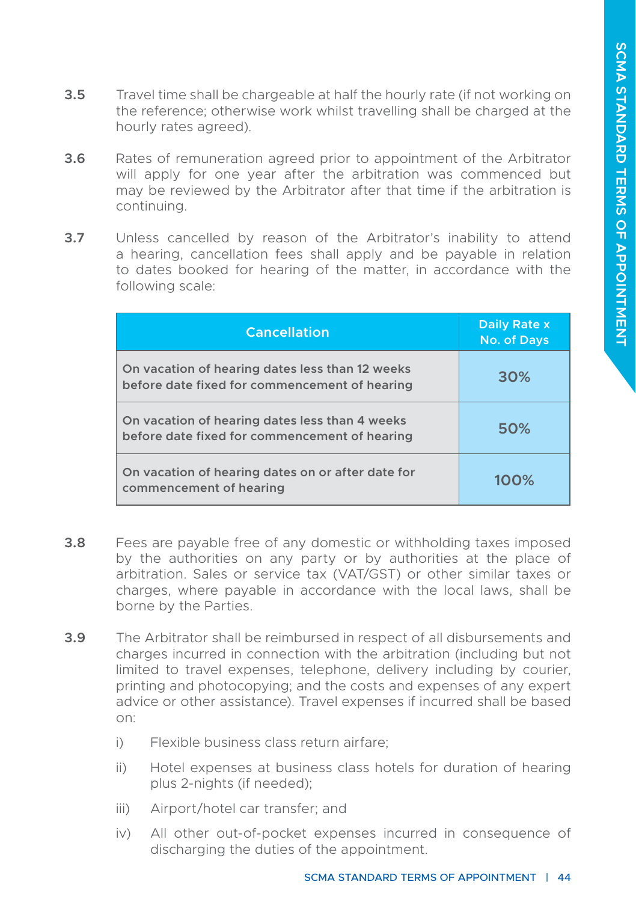**3.5** Travel time shall be chargeable at half the hourly rate (if not working on the reference; otherwise work whilst travelling shall be charged at the hourly rates agreed).

**3.6** Rates of remuneration agreed prior to appointment of the Arbitrator will apply for one year after the arbitration was commenced but may be reviewed by the Arbitrator after that time if the arbitration is continuing.

**3.7** Unless cancelled by reason of the Arbitrator's inability to attend a hearing, cancellation fees shall apply and be payable in relation to dates booked for hearing of the matter, in accordance with the following scale:

| Cancellation | Daily Rate x No. of Days |
|---|---|
| On vacation of hearing dates less than 12 weeks before date fixed for commencement of hearing | 30% |
| On vacation of hearing dates less than 4 weeks before date fixed for commencement of hearing | 50% |
| On vacation of hearing dates on or after date for commencement of hearing | 100% |

**3.8** Fees are payable free of any domestic or withholding taxes imposed by the authorities on any party or by authorities at the place of arbitration. Sales or service tax (VAT/GST) or other similar taxes or charges, where payable in accordance with the local laws, shall be borne by the Parties.

**3.9** The Arbitrator shall be reimbursed in respect of all disbursements and charges incurred in connection with the arbitration (including but not limited to travel expenses, telephone, delivery including by courier, printing and photocopying; and the costs and expenses of any expert advice or other assistance). Travel expenses if incurred shall be based on:

i) Flexible business class return airfare;

ii) Hotel expenses at business class hotels for duration of hearing plus 2-nights (if needed);

iii) Airport/hotel car transfer; and

iv) All other out-of-pocket expenses incurred in consequence of discharging the duties of the appointment.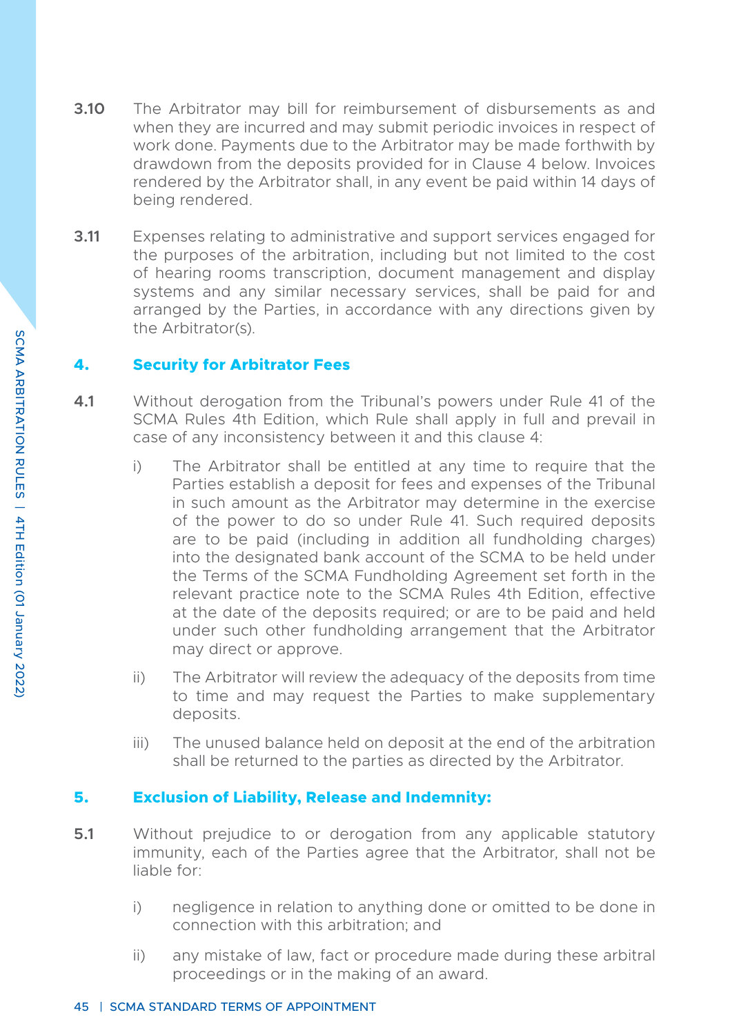**3.10** The Arbitrator may bill for reimbursement of disbursements as and when they are incurred and may submit periodic invoices in respect of work done. Payments due to the Arbitrator may be made forthwith by drawdown from the deposits provided for in Clause 4 below. Invoices rendered by the Arbitrator shall, in any event be paid within 14 days of being rendered.

**3.11** Expenses relating to administrative and support services engaged for the purposes of the arbitration, including but not limited to the cost of hearing rooms transcription, document management and display systems and any similar necessary services, shall be paid for and arranged by the Parties, in accordance with any directions given by the Arbitrator(s).

## 4. Security for Arbitrator Fees

**4.1** Without derogation from the Tribunal's powers under Rule 41 of the SCMA Rules 4th Edition, which Rule shall apply in full and prevail in case of any inconsistency between it and this clause 4:

i) The Arbitrator shall be entitled at any time to require that the Parties establish a deposit for fees and expenses of the Tribunal in such amount as the Arbitrator may determine in the exercise of the power to do so under Rule 41. Such required deposits are to be paid (including in addition all fundholding charges) into the designated bank account of the SCMA to be held under the Terms of the SCMA Fundholding Agreement set forth in the relevant practice note to the SCMA Rules 4th Edition, effective at the date of the deposits required; or are to be paid and held under such other fundholding arrangement that the Arbitrator may direct or approve.

ii) The Arbitrator will review the adequacy of the deposits from time to time and may request the Parties to make supplementary deposits.

iii) The unused balance held on deposit at the end of the arbitration shall be returned to the parties as directed by the Arbitrator.

## 5. Exclusion of Liability, Release and Indemnity:

**5.1** Without prejudice to or derogation from any applicable statutory immunity, each of the Parties agree that the Arbitrator, shall not be liable for:

i) negligence in relation to anything done or omitted to be done in connection with this arbitration; and

ii) any mistake of law, fact or procedure made during these arbitral proceedings or in the making of an award.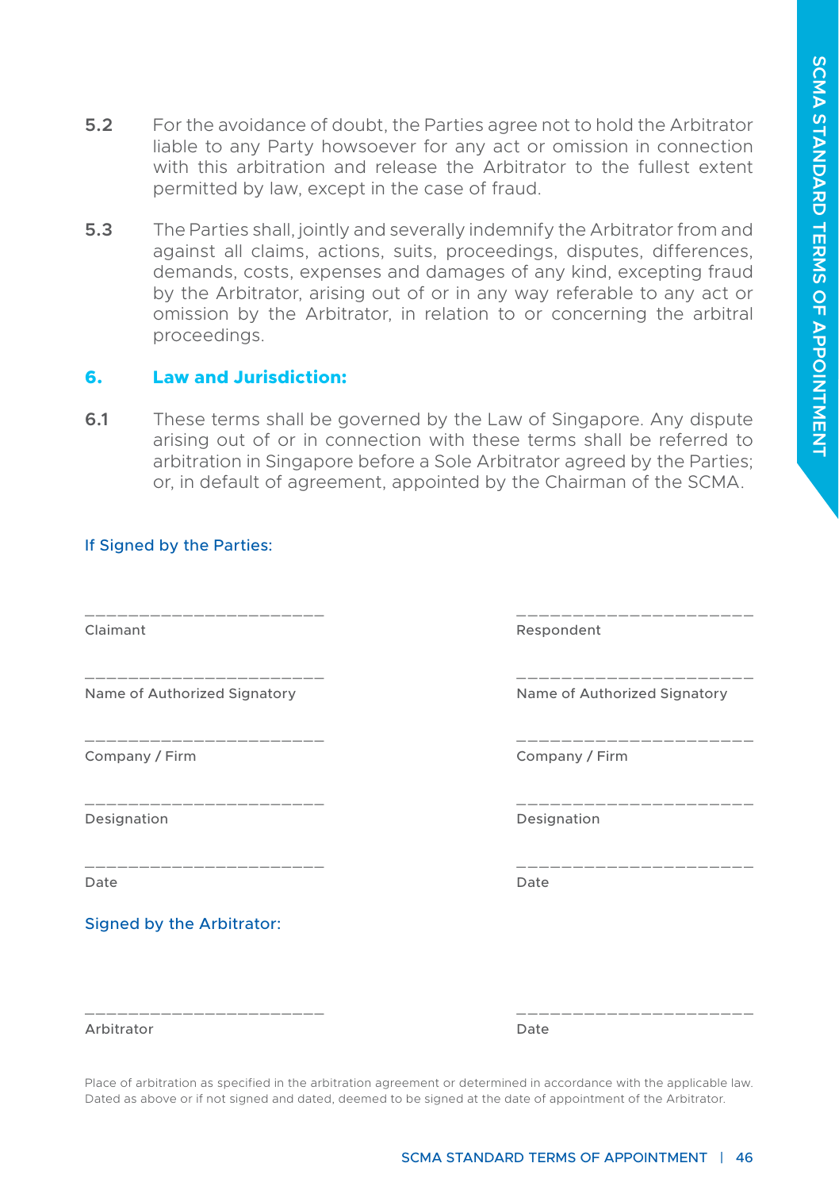**5.2** For the avoidance of doubt, the Parties agree not to hold the Arbitrator liable to any Party howsoever for any act or omission in connection with this arbitration and release the Arbitrator to the fullest extent permitted by law, except in the case of fraud.

**5.3** The Parties shall, jointly and severally indemnify the Arbitrator from and against all claims, actions, suits, proceedings, disputes, differences, demands, costs, expenses and damages of any kind, excepting fraud by the Arbitrator, arising out of or in any way referable to any act or omission by the Arbitrator, in relation to or concerning the arbitral proceedings.

## 6. Law and Jurisdiction:

**6.1** These terms shall be governed by the Law of Singapore. Any dispute arising out of or in connection with these terms shall be referred to arbitration in Singapore before a Sole Arbitrator agreed by the Parties; or, in default of agreement, appointed by the Chairman of the SCMA.

### If Signed by the Parties:

______________________
Claimant

______________________
Name of Authorized Signatory

______________________
Company / Firm

______________________
Designation

______________________
Date

______________________
Respondent

______________________
Name of Authorized Signatory

______________________
Company / Firm

______________________
Designation

______________________
Date

### Signed by the Arbitrator:

______________________
Arbitrator

______________________
Date

Place of arbitration as specified in the arbitration agreement or determined in accordance with the applicable law.
Dated as above or if not signed and dated, deemed to be signed at the date of appointment of the Arbitrator.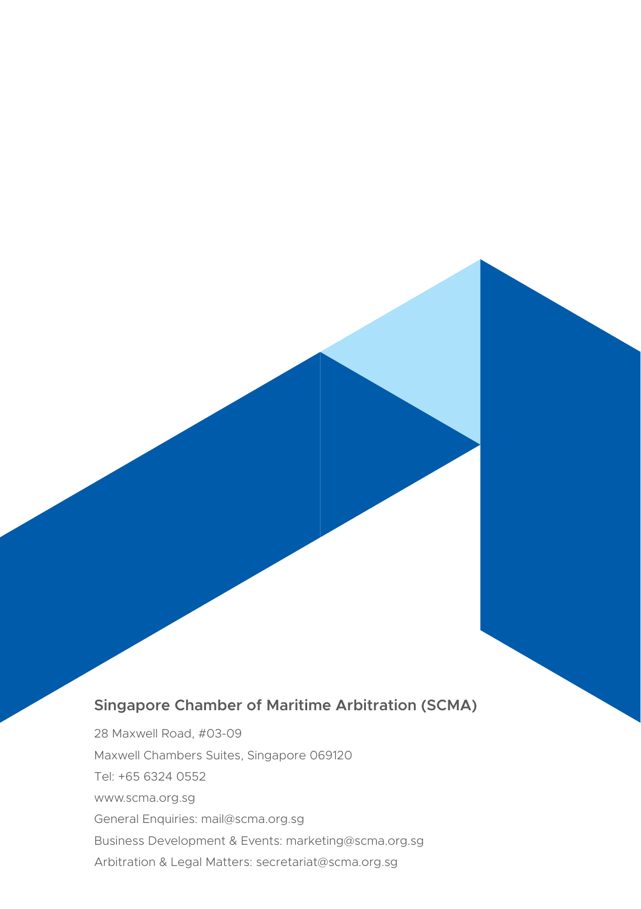**Singapore Chamber of Maritime Arbitration (SCMA)**

28 Maxwell Road, #03-09

Maxwell Chambers Suites, Singapore 069120

Tel: +65 6324 0552

www.scma.org.sg

General Enquiries: mail@scma.org.sg

Business Development & Events: marketing@scma.org.sg

Arbitration & Legal Matters: secretariat@scma.org.sg